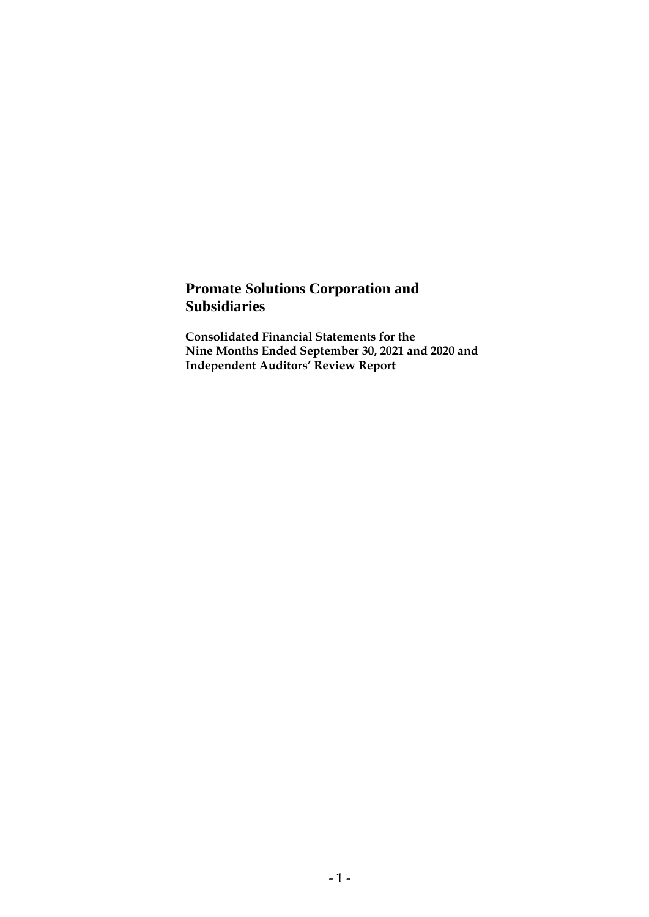# Promate Solutions Corporation and Subsidiaries

**Consolidated Financial Statements for the Nine Months Ended September 30, 2021 and 2020 and Independent Auditors' Review Report**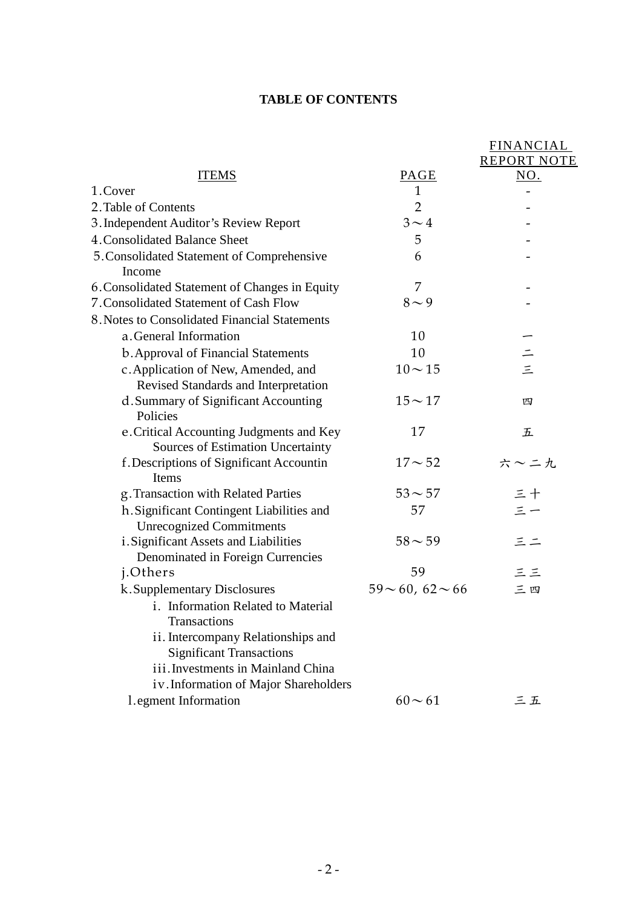**TABLE OF CONTENTS**

| ITEMS | PAGE | FINANCIAL REPORT NOTE NO. |
|---|---|---|
| 1.Cover | 1 | - |
| 2.Table of Contents | 2 | - |
| 3.Independent Auditor’s Review Report | 3～4 | - |
| 4.Consolidated Balance Sheet | 5 | - |
| 5.Consolidated Statement of Comprehensive Income | 6 | - |
| 6.Consolidated Statement of Changes in Equity | 7 | - |
| 7.Consolidated Statement of Cash Flow | 8～9 | - |
| 8.Notes to Consolidated Financial Statements | | |
| a.General Information | 10 | 一 |
| b.Approval of Financial Statements | 10 | 二 |
| c.Application of New, Amended, and Revised Standards and Interpretation | 10～15 | 三 |
| d.Summary of Significant Accounting Policies | 15～17 | 四 |
| e.Critical Accounting Judgments and Key Sources of Estimation Uncertainty | 17 | 五 |
| f.Descriptions of Significant Accountin Items | 17～52 | 六～二九 |
| g.Transaction with Related Parties | 53～57 | 三十 |
| h.Significant Contingent Liabilities and Unrecognized Commitments | 57 | 三一 |
| i.Significant Assets and Liabilities Denominated in Foreign Currencies | 58～59 | 三二 |
| j.Others | 59 | 三三 |
| k.Supplementary Disclosures | 59～60, 62～66 | 三四 |
| i. Information Related to Material Transactions | | |
| ii. Intercompany Relationships and Significant Transactions | | |
| iii.Investments in Mainland China | | |
| iv.Information of Major Shareholders | | |
| l.egment Information | 60～61 | 三五 |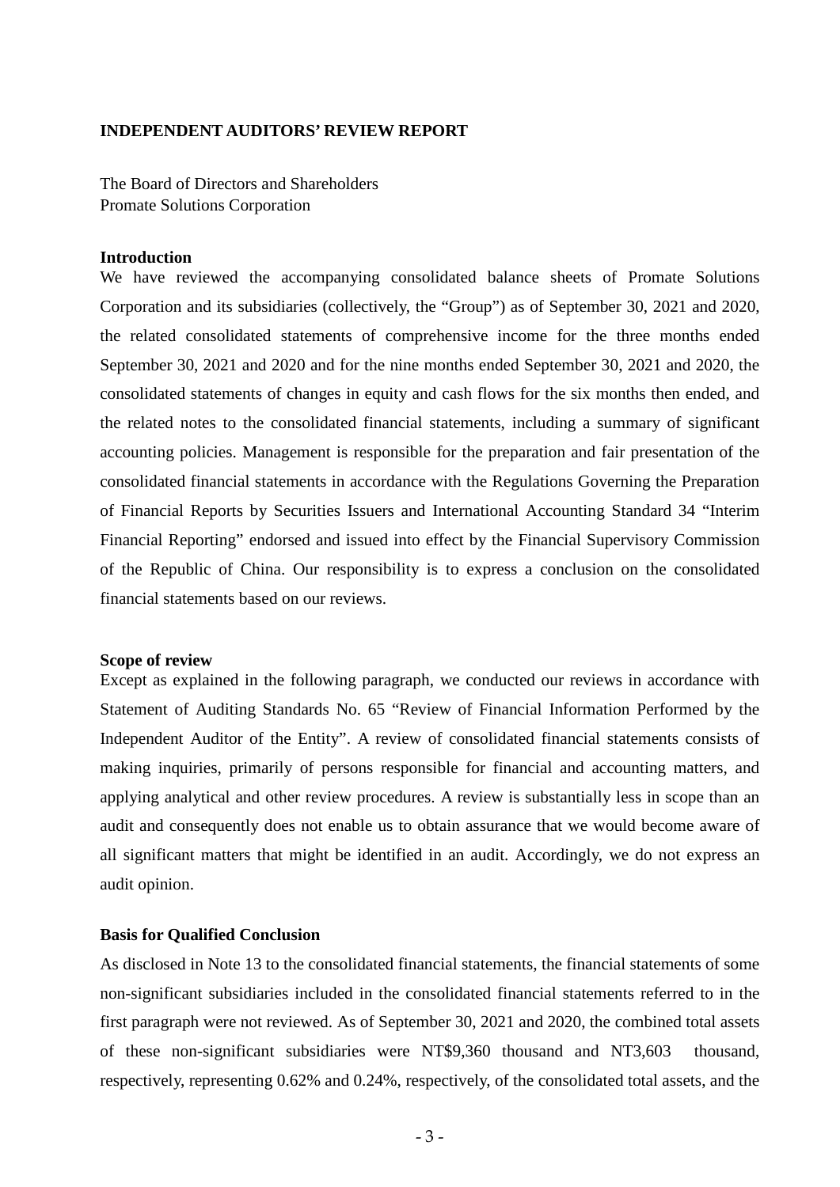**INDEPENDENT AUDITORS' REVIEW REPORT**

The Board of Directors and Shareholders
Promate Solutions Corporation

**Introduction**

We have reviewed the accompanying consolidated balance sheets of Promate Solutions Corporation and its subsidiaries (collectively, the "Group") as of September 30, 2021 and 2020, the related consolidated statements of comprehensive income for the three months ended September 30, 2021 and 2020 and for the nine months ended September 30, 2021 and 2020, the consolidated statements of changes in equity and cash flows for the six months then ended, and the related notes to the consolidated financial statements, including a summary of significant accounting policies. Management is responsible for the preparation and fair presentation of the consolidated financial statements in accordance with the Regulations Governing the Preparation of Financial Reports by Securities Issuers and International Accounting Standard 34 "Interim Financial Reporting" endorsed and issued into effect by the Financial Supervisory Commission of the Republic of China. Our responsibility is to express a conclusion on the consolidated financial statements based on our reviews.

**Scope of review**

Except as explained in the following paragraph, we conducted our reviews in accordance with Statement of Auditing Standards No. 65 "Review of Financial Information Performed by the Independent Auditor of the Entity". A review of consolidated financial statements consists of making inquiries, primarily of persons responsible for financial and accounting matters, and applying analytical and other review procedures. A review is substantially less in scope than an audit and consequently does not enable us to obtain assurance that we would become aware of all significant matters that might be identified in an audit. Accordingly, we do not express an audit opinion.

**Basis for Qualified Conclusion**

As disclosed in Note 13 to the consolidated financial statements, the financial statements of some non-significant subsidiaries included in the consolidated financial statements referred to in the first paragraph were not reviewed. As of September 30, 2021 and 2020, the combined total assets of these non-significant subsidiaries were NT$9,360 thousand and NT3,603 thousand, respectively, representing 0.62% and 0.24%, respectively, of the consolidated total assets, and the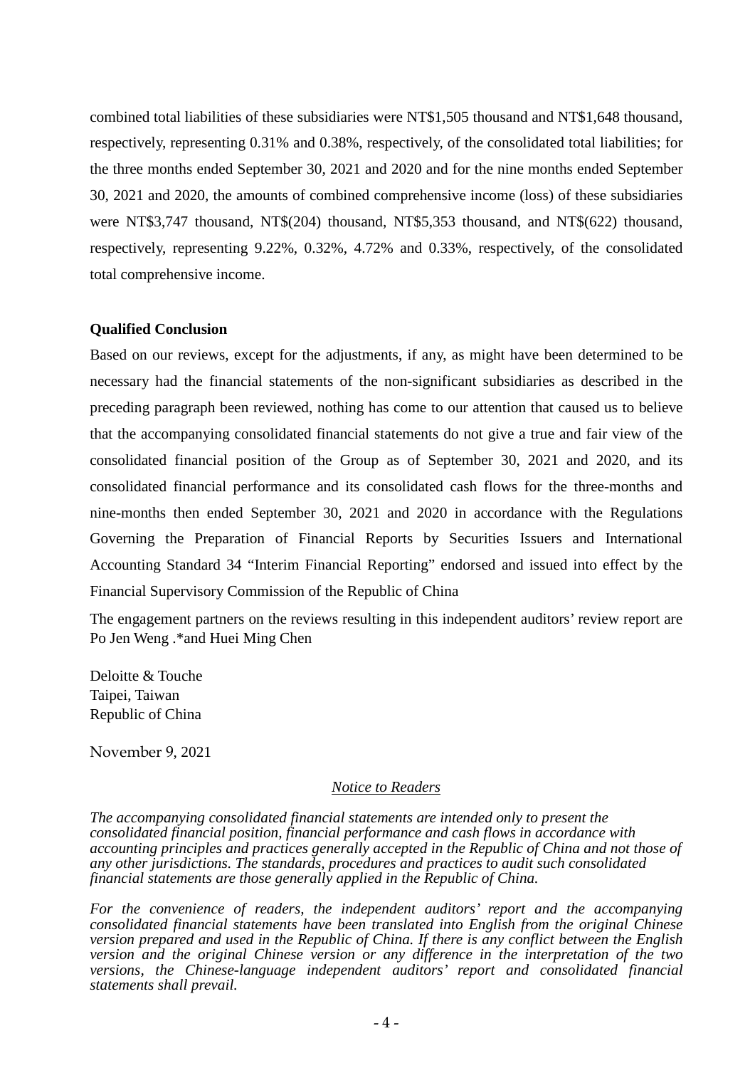combined total liabilities of these subsidiaries were NT$1,505 thousand and NT$1,648 thousand, respectively, representing 0.31% and 0.38%, respectively, of the consolidated total liabilities; for the three months ended September 30, 2021 and 2020 and for the nine months ended September 30, 2021 and 2020, the amounts of combined comprehensive income (loss) of these subsidiaries were NT$3,747 thousand, NT$(204) thousand, NT$5,353 thousand, and NT$(622) thousand, respectively, representing 9.22%, 0.32%, 4.72% and 0.33%, respectively, of the consolidated total comprehensive income.

**Qualified Conclusion**

Based on our reviews, except for the adjustments, if any, as might have been determined to be necessary had the financial statements of the non-significant subsidiaries as described in the preceding paragraph been reviewed, nothing has come to our attention that caused us to believe that the accompanying consolidated financial statements do not give a true and fair view of the consolidated financial position of the Group as of September 30, 2021 and 2020, and its consolidated financial performance and its consolidated cash flows for the three-months and nine-months then ended September 30, 2021 and 2020 in accordance with the Regulations Governing the Preparation of Financial Reports by Securities Issuers and International Accounting Standard 34 “Interim Financial Reporting” endorsed and issued into effect by the Financial Supervisory Commission of the Republic of China

The engagement partners on the reviews resulting in this independent auditors’ review report are Po Jen Weng .*and Huei Ming Chen

Deloitte & Touche
Taipei, Taiwan
Republic of China

November 9, 2021

*Notice to Readers*

*The accompanying consolidated financial statements are intended only to present the consolidated financial position, financial performance and cash flows in accordance with accounting principles and practices generally accepted in the Republic of China and not those of any other jurisdictions. The standards, procedures and practices to audit such consolidated financial statements are those generally applied in the Republic of China.*

*For the convenience of readers, the independent auditors’ report and the accompanying consolidated financial statements have been translated into English from the original Chinese version prepared and used in the Republic of China. If there is any conflict between the English version and the original Chinese version or any difference in the interpretation of the two versions, the Chinese-language independent auditors’ report and consolidated financial statements shall prevail.*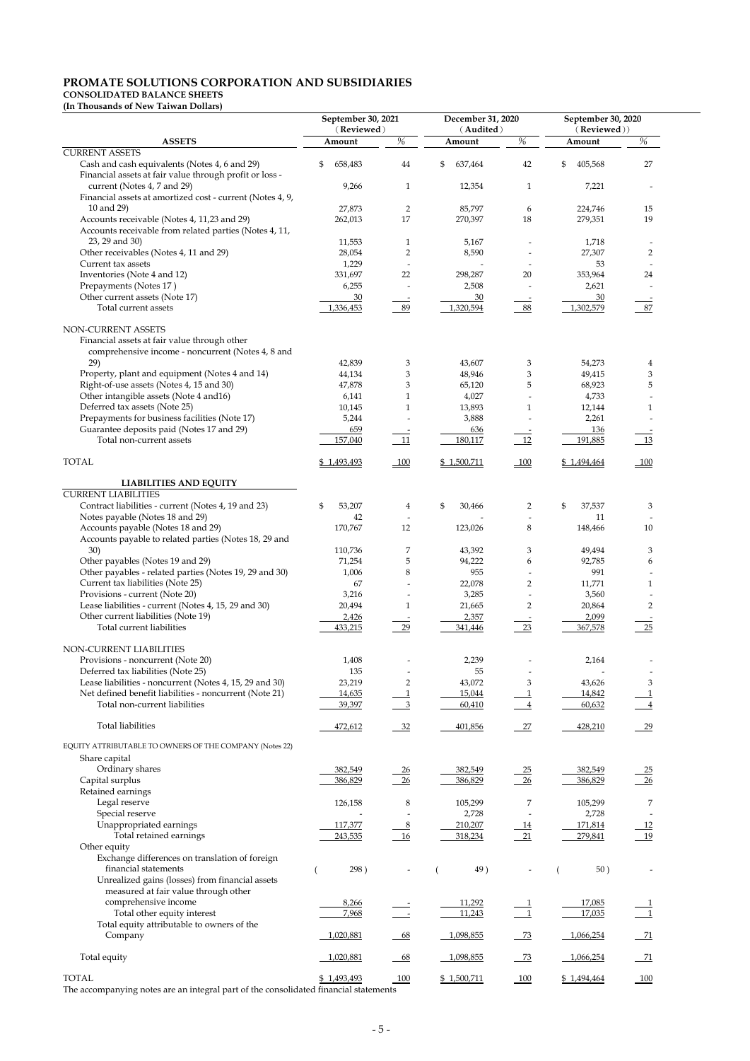# PROMATE SOLUTIONS CORPORATION AND SUBSIDIARIES

**CONSOLIDATED BALANCE SHEETS**

**(In Thousands of New Taiwan Dollars)**

| | September 30, 2021 (Reviewed) | | December 31, 2020 (Audited) | | September 30, 2020 (Reviewed) | |
|---|---|---|---|---|---|---|
| **ASSETS** | **Amount** | **%** | **Amount** | **%** | **Amount** | **%** |
| CURRENT ASSETS | | | | | | |
| Cash and cash equivalents (Notes 4, 6 and 29) | $ 658,483 | 44 | $ 637,464 | 42 | $ 405,568 | 27 |
| Financial assets at fair value through profit or loss - current (Notes 4, 7 and 29) | 9,266 | 1 | 12,354 | 1 | 7,221 | - |
| Financial assets at amortized cost - current (Notes 4, 9, 10 and 29) | 27,873 | 2 | 85,797 | 6 | 224,746 | 15 |
| Accounts receivable (Notes 4, 11,23 and 29) | 262,013 | 17 | 270,397 | 18 | 279,351 | 19 |
| Accounts receivable from related parties (Notes 4, 11, 23, 29 and 30) | 11,553 | 1 | 5,167 | - | 1,718 | - |
| Other receivables (Notes 4, 11 and 29) | 28,054 | 2 | 8,590 | - | 27,307 | 2 |
| Current tax assets | 1,229 | - | - | - | 53 | - |
| Inventories (Note 4 and 12) | 331,697 | 22 | 298,287 | 20 | 353,964 | 24 |
| Prepayments (Notes 17 ) | 6,255 | - | 2,508 | - | 2,621 | - |
| Other current assets (Note 17) | 30 | - | 30 | - | 30 | - |
| Total current assets | 1,336,453 | 89 | 1,320,594 | 88 | 1,302,579 | 87 |
| NON-CURRENT ASSETS | | | | | | |
| Financial assets at fair value through other comprehensive income - noncurrent (Notes 4, 8 and 29) | 42,839 | 3 | 43,607 | 3 | 54,273 | 4 |
| Property, plant and equipment (Notes 4 and 14) | 44,134 | 3 | 48,946 | 3 | 49,415 | 3 |
| Right-of-use assets (Notes 4, 15 and 30) | 47,878 | 3 | 65,120 | 5 | 68,923 | 5 |
| Other intangible assets (Note 4 and16) | 6,141 | 1 | 4,027 | - | 4,733 | - |
| Deferred tax assets (Note 25) | 10,145 | 1 | 13,893 | 1 | 12,144 | 1 |
| Prepayments for business facilities (Note 17) | 5,244 | - | 3,888 | - | 2,261 | - |
| Guarantee deposits paid (Notes 17 and 29) | 659 | - | 636 | - | 136 | - |
| Total non-current assets | 157,040 | 11 | 180,117 | 12 | 191,885 | 13 |
| TOTAL | $ 1,493,493 | 100 | $ 1,500,711 | 100 | $ 1,494,464 | 100 |
| **LIABILITIES AND EQUITY** | | | | | | |
| CURRENT LIABILITIES | | | | | | |
| Contract liabilities - current (Notes 4, 19 and 23) | $ 53,207 | 4 | $ 30,466 | 2 | $ 37,537 | 3 |
| Notes payable (Notes 18 and 29) | 42 | - | - | - | 11 | - |
| Accounts payable (Notes 18 and 29) | 170,767 | 12 | 123,026 | 8 | 148,466 | 10 |
| Accounts payable to related parties (Notes 18, 29 and 30) | 110,736 | 7 | 43,392 | 3 | 49,494 | 3 |
| Other payables (Notes 19 and 29) | 71,254 | 5 | 94,222 | 6 | 92,785 | 6 |
| Other payables - related parties (Notes 19, 29 and 30) | 1,006 | 8 | 955 | - | 991 | - |
| Current tax liabilities (Note 25) | 67 | - | 22,078 | 2 | 11,771 | 1 |
| Provisions - current (Note 20) | 3,216 | - | 3,285 | - | 3,560 | - |
| Lease liabilities - current (Notes 4, 15, 29 and 30) | 20,494 | 1 | 21,665 | 2 | 20,864 | 2 |
| Other current liabilities (Note 19) | 2,426 | - | 2,357 | - | 2,099 | - |
| Total current liabilities | 433,215 | 29 | 341,446 | 23 | 367,578 | 25 |
| NON-CURRENT LIABILITIES | | | | | | |
| Provisions - noncurrent (Note 20) | 1,408 | - | 2,239 | - | 2,164 | - |
| Deferred tax liabilities (Note 25) | 135 | - | 55 | - | - | - |
| Lease liabilities - noncurrent (Notes 4, 15, 29 and 30) | 23,219 | 2 | 43,072 | 3 | 43,626 | 3 |
| Net defined benefit liabilities - noncurrent (Note 21) | 14,635 | 1 | 15,044 | 1 | 14,842 | 1 |
| Total non-current liabilities | 39,397 | 3 | 60,410 | 4 | 60,632 | 4 |
| Total liabilities | 472,612 | 32 | 401,856 | 27 | 428,210 | 29 |
| EQUITY ATTRIBUTABLE TO OWNERS OF THE COMPANY (Notes 22) | | | | | | |
| Share capital | | | | | | |
| Ordinary shares | 382,549 | 26 | 382,549 | 25 | 382,549 | 25 |
| Capital surplus | 386,829 | 26 | 386,829 | 26 | 386,829 | 26 |
| Retained earnings | | | | | | |
| Legal reserve | 126,158 | 8 | 105,299 | 7 | 105,299 | 7 |
| Special reserve | - | - | 2,728 | - | 2,728 | - |
| Unappropriated earnings | 117,377 | 8 | 210,207 | 14 | 171,814 | 12 |
| Total retained earnings | 243,535 | 16 | 318,234 | 21 | 279,841 | 19 |
| Other equity | | | | | | |
| Exchange differences on translation of foreign financial statements | ( 298 ) | - | ( 49 ) | - | ( 50 ) | - |
| Unrealized gains (losses) from financial assets measured at fair value through other comprehensive income | 8,266 | - | 11,292 | 1 | 17,085 | 1 |
| Total other equity interest | 7,968 | - | 11,243 | 1 | 17,035 | 1 |
| Total equity attributable to owners of the Company | 1,020,881 | 68 | 1,098,855 | 73 | 1,066,254 | 71 |
| Total equity | 1,020,881 | 68 | 1,098,855 | 73 | 1,066,254 | 71 |
| TOTAL | $ 1,493,493 | 100 | $ 1,500,711 | 100 | $ 1,494,464 | 100 |

The accompanying notes are an integral part of the consolidated financial statements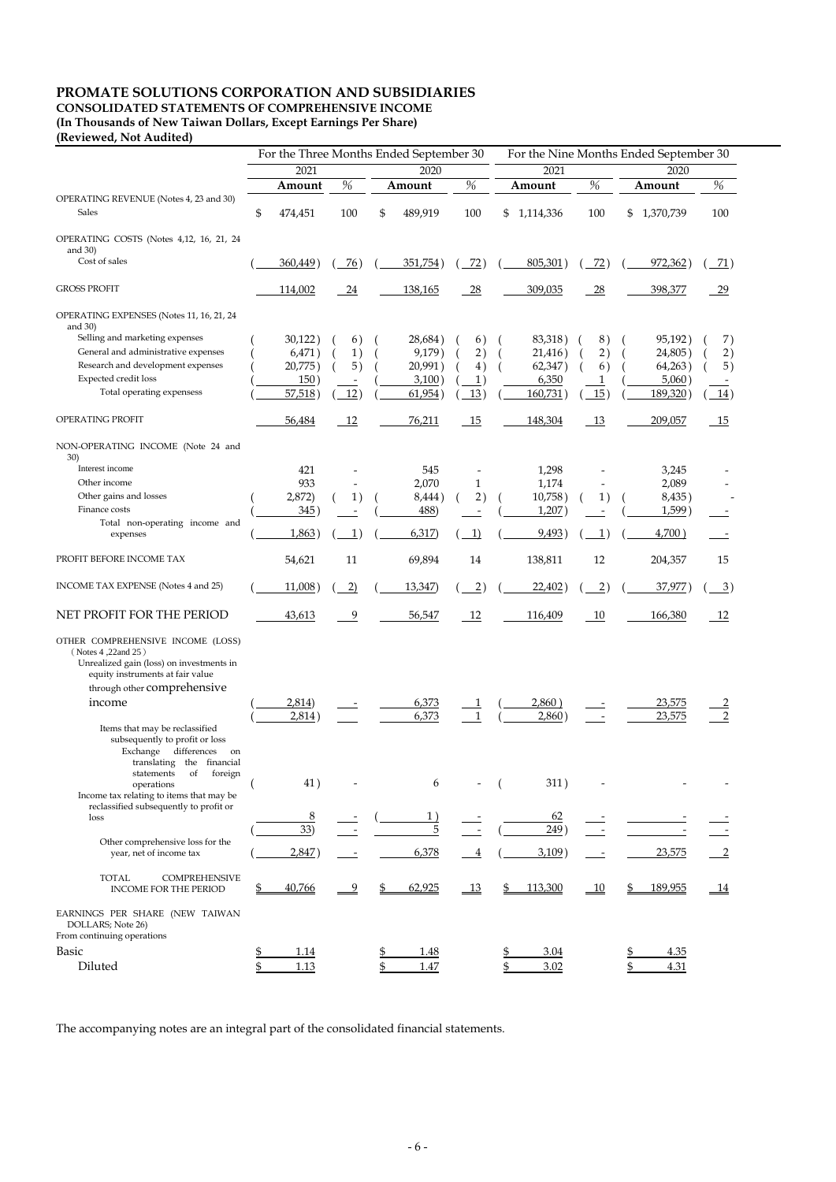# PROMATE SOLUTIONS CORPORATION AND SUBSIDIARIES

**CONSOLIDATED STATEMENTS OF COMPREHENSIVE INCOME**

**(In Thousands of New Taiwan Dollars, Except Earnings Per Share)**

**(Reviewed, Not Audited)**

| | For the Three Months Ended September 30 | | | | For the Nine Months Ended September 30 | | | |
|---|---|---|---|---|---|---|---|---|
| | 2021 | | 2020 | | 2021 | | 2020 | |
| | Amount | % | Amount | % | Amount | % | Amount | % |
| OPERATING REVENUE (Notes 4, 23 and 30) | | | | | | | | |
| Sales | $ 474,451 | 100 | $ 489,919 | 100 | $ 1,114,336 | 100 | $ 1,370,739 | 100 |
| OPERATING COSTS (Notes 4,12, 16, 21, 24 and 30) | | | | | | | | |
| Cost of sales | ( 360,449 ) | ( 76 ) | ( 351,754 ) | ( 72 ) | ( 805,301 ) | ( 72 ) | ( 972,362 ) | ( 71 ) |
| GROSS PROFIT | 114,002 | 24 | 138,165 | 28 | 309,035 | 28 | 398,377 | 29 |
| OPERATING EXPENSES (Notes 11, 16, 21, 24 and 30) | | | | | | | | |
| Selling and marketing expenses | ( 30,122 ) | ( 6 ) | ( 28,684 ) | ( 6 ) | ( 83,318 ) | ( 8 ) | ( 95,192 ) | ( 7 ) |
| General and administrative expenses | ( 6,471 ) | ( 1 ) | ( 9,179 ) | ( 2 ) | ( 21,416 ) | ( 2 ) | ( 24,805 ) | ( 2 ) |
| Research and development expenses | ( 20,775 ) | ( 5 ) | ( 20,991 ) | ( 4 ) | ( 62,347 ) | ( 6 ) | ( 64,263 ) | ( 5 ) |
| Expected credit loss | ( 150 ) | - | ( 3,100 ) | ( 1 ) | 6,350 | 1 | ( 5,060 ) | - |
| Total operating expensess | ( 57,518 ) | ( 12 ) | ( 61,954 ) | ( 13 ) | ( 160,731 ) | ( 15 ) | ( 189,320 ) | ( 14 ) |
| OPERATING PROFIT | 56,484 | 12 | 76,211 | 15 | 148,304 | 13 | 209,057 | 15 |
| NON-OPERATING INCOME (Note 24 and 30) | | | | | | | | |
| Interest income | 421 | - | 545 | - | 1,298 | - | 3,245 | - |
| Other income | 933 | - | 2,070 | 1 | 1,174 | - | 2,089 | - |
| Other gains and losses | ( 2,872) | ( 1 ) | ( 8,444 ) | ( 2 ) | ( 10,758 ) | ( 1 ) | ( 8,435 ) | - |
| Finance costs | ( 345 ) | - | ( 488) | - | ( 1,207 ) | - | ( 1,599 ) | - |
| Total non-operating income and expenses | ( 1,863 ) | ( 1 ) | ( 6,317) | ( 1) | ( 9,493 ) | ( 1 ) | ( 4,700 ) | - |
| PROFIT BEFORE INCOME TAX | 54,621 | 11 | 69,894 | 14 | 138,811 | 12 | 204,357 | 15 |
| INCOME TAX EXPENSE (Notes 4 and 25) | ( 11,008 ) | ( 2) | ( 13,347) | ( 2 ) | ( 22,402 ) | ( 2 ) | ( 37,977 ) | ( 3 ) |
| NET PROFIT FOR THE PERIOD | 43,613 | 9 | 56,547 | 12 | 116,409 | 10 | 166,380 | 12 |
| OTHER COMPREHENSIVE INCOME (LOSS) ( Notes 4 ,22and 25 ) | | | | | | | | |
| Unrealized gain (loss) on investments in equity instruments at fair value through other comprehensive income | ( 2,814) | - | 6,373 | 1 | ( 2,860 ) | - | 23,575 | 2 |
| | ( 2,814 ) | - | 6,373 | 1 | ( 2,860 ) | - | 23,575 | 2 |
| Items that may be reclassified subsequently to profit or loss | | | | | | | | |
| Exchange differences on translating the financial statements of foreign operations | ( 41 ) | - | 6 | - | ( 311 ) | - | - | - |
| Income tax relating to items that may be reclassified subsequently to profit or loss | 8 | - | ( 1 ) | - | 62 | - | - | - |
| | ( 33) | - | 5 | - | ( 249 ) | - | - | - |
| Other comprehensive loss for the year, net of income tax | ( 2,847 ) | - | 6,378 | 4 | ( 3,109 ) | - | 23,575 | 2 |
| TOTAL COMPREHENSIVE INCOME FOR THE PERIOD | $ 40,766 | 9 | $ 62,925 | 13 | $ 113,300 | 10 | $ 189,955 | 14 |
| EARNINGS PER SHARE (NEW TAIWAN DOLLARS; Note 26) | | | | | | | | |
| From continuing operations | | | | | | | | |
| Basic | $ 1.14 | | $ 1.48 | | $ 3.04 | | $ 4.35 | |
| Diluted | $ 1.13 | | $ 1.47 | | $ 3.02 | | $ 4.31 | |

The accompanying notes are an integral part of the consolidated financial statements.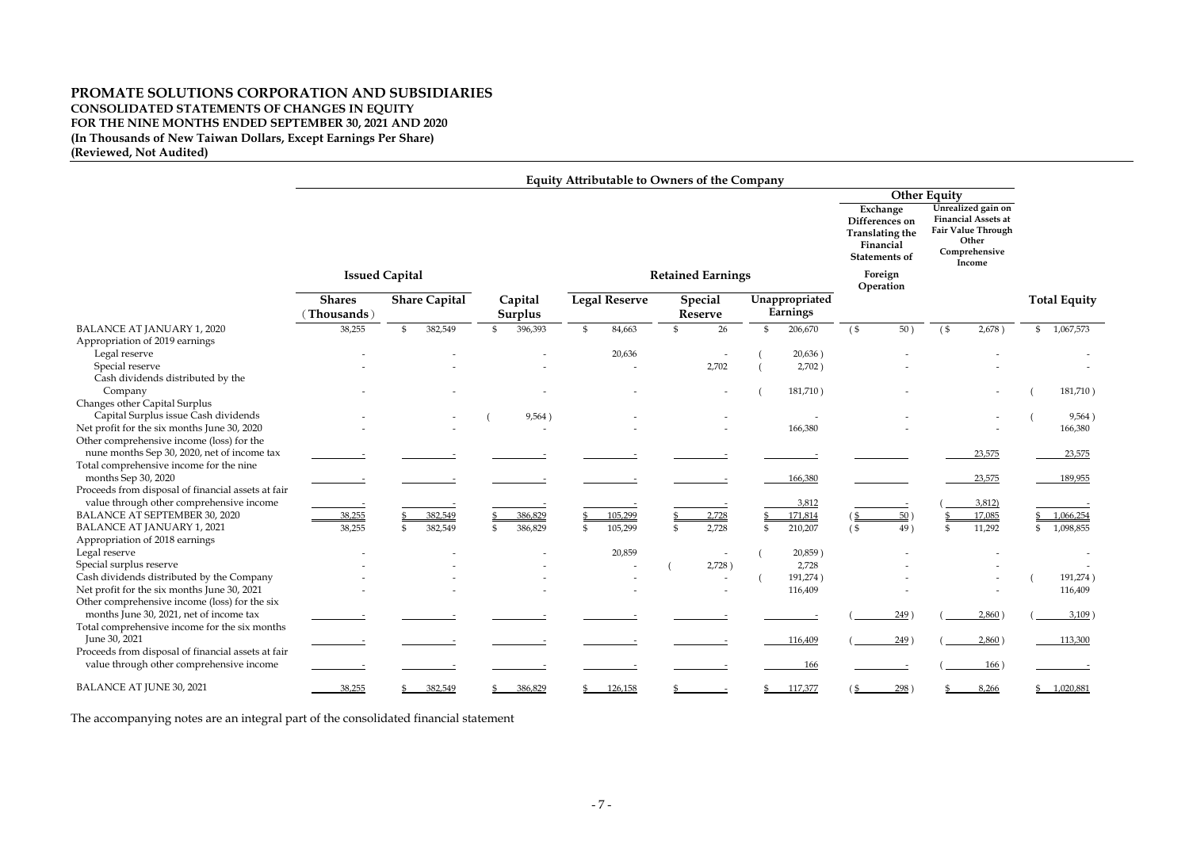# PROMATE SOLUTIONS CORPORATION AND SUBSIDIARIES
**CONSOLIDATED STATEMENTS OF CHANGES IN EQUITY**
**FOR THE NINE MONTHS ENDED SEPTEMBER 30, 2021 AND 2020**
**(In Thousands of New Taiwan Dollars, Except Earnings Per Share)**
**(Reviewed, Not Audited)**

| | Equity Attributable to Owners of the Company | | | | | | | | |
|---|---|---|---|---|---|---|---|---|---|
| | | | | | | | Other Equity | | |
| | Issued Capital | | | Retained Earnings | | | Exchange Differences on Translating the Financial Statements of Foreign Operation | Unrealized gain on Financial Assets at Fair Value Through Other Comprehensive Income | |
| | Shares (Thousands) | Share Capital | Capital Surplus | Legal Reserve | Special Reserve | Unappropriated Earnings | | | Total Equity |
| BALANCE AT JANUARY 1, 2020 | 38,255 | $ 382,549 | $ 396,393 | $ 84,663 | $ 26 | $ 206,670 | ($ 50) | ($ 2,678) | $ 1,067,573 |
| Appropriation of 2019 earnings | | | | | | | | | |
| Legal reserve | - | - | - | 20,636 | - | (20,636) | - | - | - |
| Special reserve | - | - | - | - | 2,702 | (2,702) | - | - | - |
| Cash dividends distributed by the Company | - | - | - | - | - | (181,710) | - | - | (181,710) |
| Changes other Capital Surplus | | | | | | | | | |
| Capital Surplus issue Cash dividends | - | - | (9,564) | - | - | - | - | - | (9,564) |
| Net profit for the six months June 30, 2020 | - | - | - | - | - | 166,380 | - | - | 166,380 |
| Other comprehensive income (loss) for the nune months Sep 30, 2020, net of income tax | - | - | - | - | - | - | | 23,575 | 23,575 |
| Total comprehensive income for the nine months Sep 30, 2020 | - | - | - | - | - | 166,380 | | 23,575 | 189,955 |
| Proceeds from disposal of financial assets at fair value through other comprehensive income | - | - | - | - | - | 3,812 | - | (3,812) | - |
| BALANCE AT SEPTEMBER 30, 2020 | 38,255 | $ 382,549 | $ 386,829 | $ 105,299 | $ 2,728 | $ 171,814 | ($ 50) | $ 17,085 | $ 1,066,254 |
| BALANCE AT JANUARY 1, 2021 | 38,255 | $ 382,549 | $ 386,829 | $ 105,299 | $ 2,728 | $ 210,207 | ($ 49) | $ 11,292 | $ 1,098,855 |
| Appropriation of 2018 earnings | | | | | | | | | |
| Legal reserve | - | - | - | 20,859 | - | (20,859) | - | - | - |
| Special surplus reserve | - | - | - | - | (2,728) | 2,728 | - | - | - |
| Cash dividends distributed by the Company | - | - | - | - | - | (191,274) | - | - | (191,274) |
| Net profit for the six months June 30, 2021 | - | - | - | - | - | 116,409 | - | - | 116,409 |
| Other comprehensive income (loss) for the six months June 30, 2021, net of income tax | - | - | - | - | - | - | (249) | (2,860) | (3,109) |
| Total comprehensive income for the six months June 30, 2021 | - | - | - | - | - | 116,409 | (249) | (2,860) | 113,300 |
| Proceeds from disposal of financial assets at fair value through other comprehensive income | - | - | - | - | - | 166 | - | (166) | - |
| BALANCE AT JUNE 30, 2021 | 38,255 | $ 382,549 | $ 386,829 | $ 126,158 | $ - | $ 117,377 | ($ 298) | $ 8,266 | $ 1,020,881 |

The accompanying notes are an integral part of the consolidated financial statement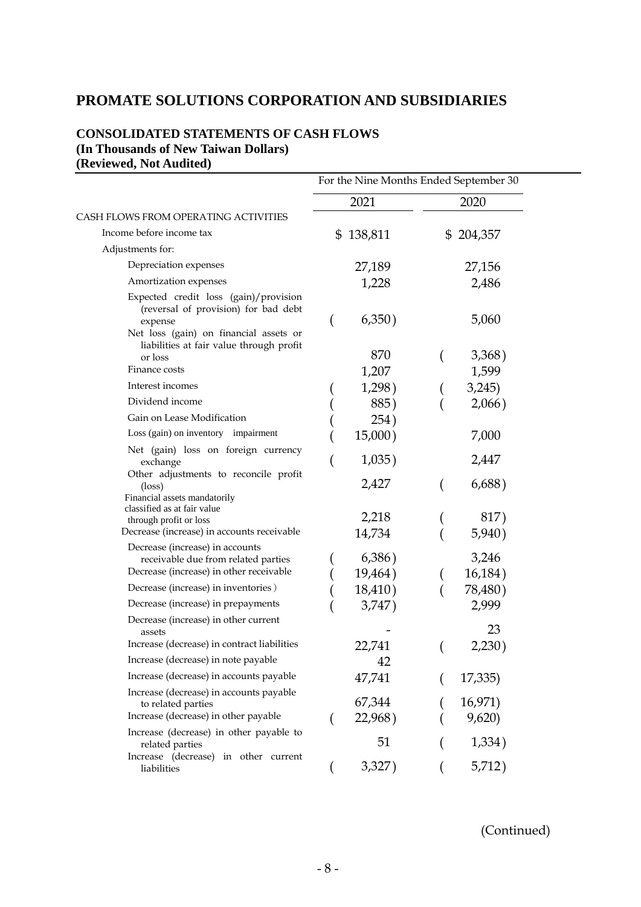# PROMATE SOLUTIONS CORPORATION AND SUBSIDIARIES

## CONSOLIDATED STATEMENTS OF CASH FLOWS
**(In Thousands of New Taiwan Dollars)**
**(Reviewed, Not Audited)**

| | For the Nine Months Ended September 30 | |
|---|---|---|
| | 2021 | 2020 |
| CASH FLOWS FROM OPERATING ACTIVITIES | | |
| Income before income tax | $ 138,811 | $ 204,357 |
| Adjustments for: | | |
| Depreciation expenses | 27,189 | 27,156 |
| Amortization expenses | 1,228 | 2,486 |
| Expected credit loss (gain)/provision (reversal of provision) for bad debt expense | (6,350) | 5,060 |
| Net loss (gain) on financial assets or liabilities at fair value through profit or loss | 870 | (3,368) |
| Finance costs | 1,207 | 1,599 |
| Interest incomes | (1,298) | (3,245) |
| Dividend income | (885) | (2,066) |
| Gain on Lease Modification | (254) | |
| Loss (gain) on inventory impairment | (15,000) | 7,000 |
| Net (gain) loss on foreign currency exchange | (1,035) | 2,447 |
| Other adjustments to reconcile profit (loss) | 2,427 | (6,688) |
| Financial assets mandatorily classified as at fair value through profit or loss | 2,218 | (817) |
| Decrease (increase) in accounts receivable | 14,734 | (5,940) |
| Decrease (increase) in accounts receivable due from related parties | (6,386) | 3,246 |
| Decrease (increase) in other receivable | (19,464) | (16,184) |
| Decrease (increase) in inventories | (18,410) | (78,480) |
| Decrease (increase) in prepayments | (3,747) | 2,999 |
| Decrease (increase) in other current assets | - | 23 |
| Increase (decrease) in contract liabilities | 22,741 | (2,230) |
| Increase (decrease) in note payable | 42 | |
| Increase (decrease) in accounts payable | 47,741 | (17,335) |
| Increase (decrease) in accounts payable to related parties | 67,344 | (16,971) |
| Increase (decrease) in other payable | (22,968) | (9,620) |
| Increase (decrease) in other payable to related parties | 51 | (1,334) |
| Increase (decrease) in other current liabilities | (3,327) | (5,712) |

(Continued)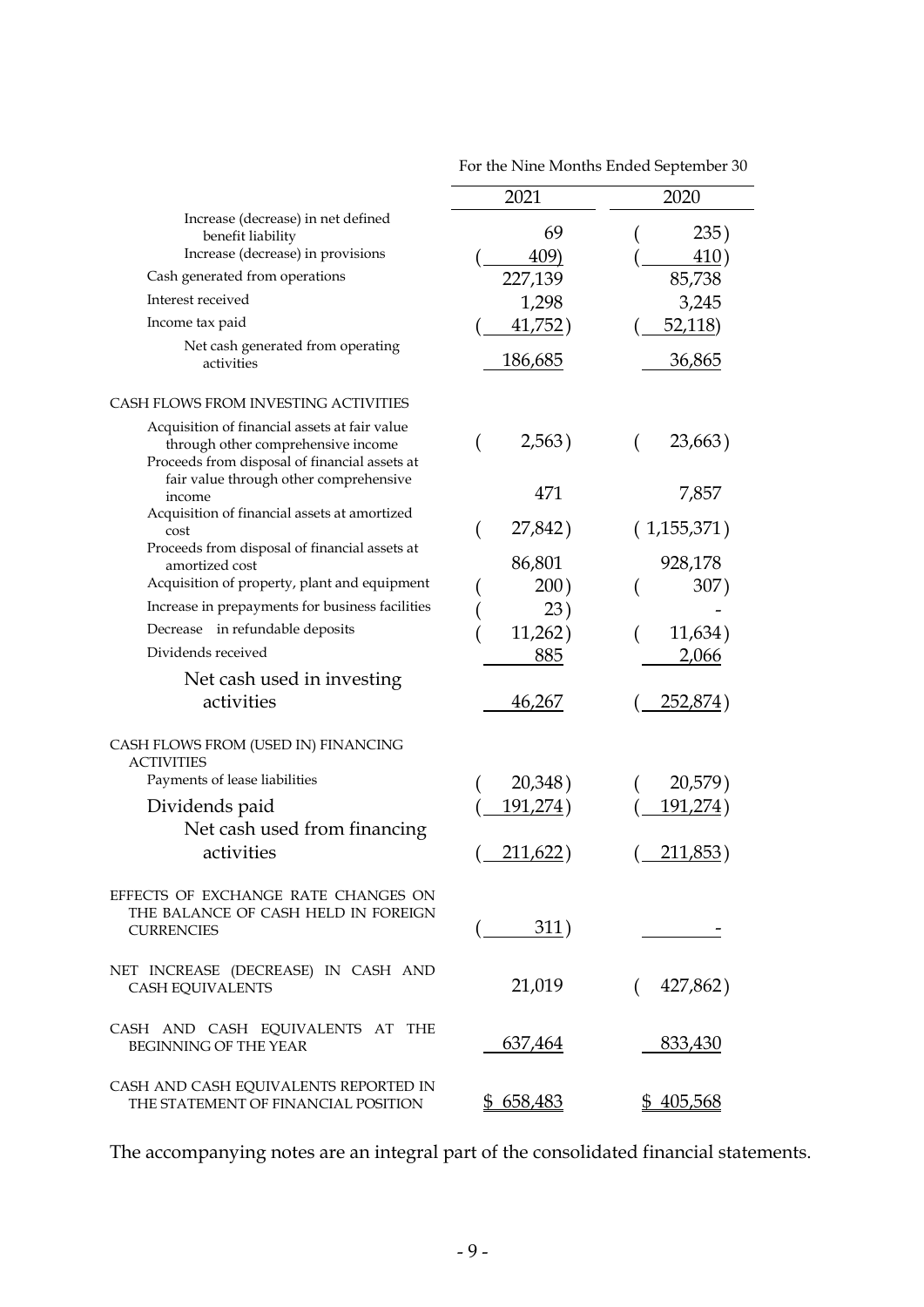| | For the Nine Months Ended September 30 | |
|---|---|---|
| | 2021 | 2020 |
| Increase (decrease) in net defined benefit liability | 69 | ( 235 ) |
| Increase (decrease) in provisions | ( 409) | ( 410 ) |
| Cash generated from operations | 227,139 | 85,738 |
| Interest received | 1,298 | 3,245 |
| Income tax paid | ( 41,752 ) | ( 52,118) |
| Net cash generated from operating activities | 186,685 | 36,865 |
| CASH FLOWS FROM INVESTING ACTIVITIES | | |
| Acquisition of financial assets at fair value through other comprehensive income | ( 2,563 ) | ( 23,663 ) |
| Proceeds from disposal of financial assets at fair value through other comprehensive income | 471 | 7,857 |
| Acquisition of financial assets at amortized cost | ( 27,842 ) | ( 1,155,371 ) |
| Proceeds from disposal of financial assets at amortized cost | 86,801 | 928,178 |
| Acquisition of property, plant and equipment | ( 200 ) | ( 307 ) |
| Increase in prepayments for business facilities | ( 23 ) | - |
| Decrease in refundable deposits | ( 11,262 ) | ( 11,634 ) |
| Dividends received | 885 | 2,066 |
| Net cash used in investing activities | 46,267 | ( 252,874 ) |
| CASH FLOWS FROM (USED IN) FINANCING ACTIVITIES | | |
| Payments of lease liabilities | ( 20,348 ) | ( 20,579 ) |
| Dividends paid | ( 191,274 ) | ( 191,274 ) |
| Net cash used from financing activities | ( 211,622 ) | ( 211,853 ) |
| EFFECTS OF EXCHANGE RATE CHANGES ON THE BALANCE OF CASH HELD IN FOREIGN CURRENCIES | ( 311 ) | - |
| NET INCREASE (DECREASE) IN CASH AND CASH EQUIVALENTS | 21,019 | ( 427,862 ) |
| CASH AND CASH EQUIVALENTS AT THE BEGINNING OF THE YEAR | 637,464 | 833,430 |
| CASH AND CASH EQUIVALENTS REPORTED IN THE STATEMENT OF FINANCIAL POSITION | $ 658,483 | $ 405,568 |

The accompanying notes are an integral part of the consolidated financial statements.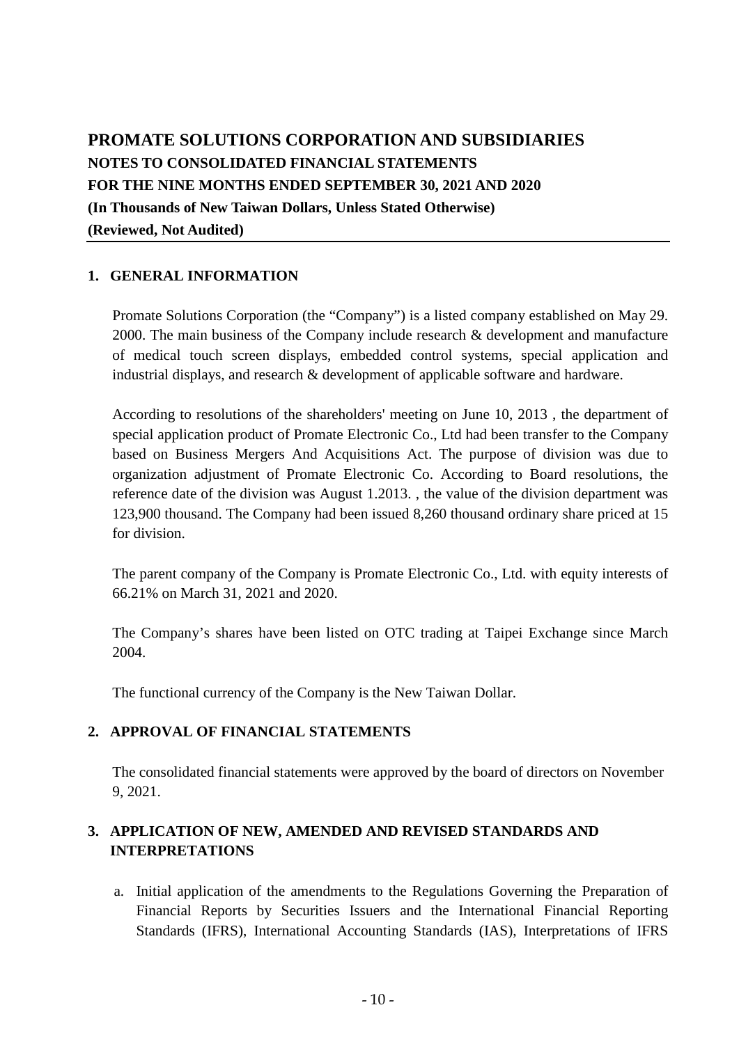# PROMATE SOLUTIONS CORPORATION AND SUBSIDIARIES

**NOTES TO CONSOLIDATED FINANCIAL STATEMENTS**
**FOR THE NINE MONTHS ENDED SEPTEMBER 30, 2021 AND 2020**
**(In Thousands of New Taiwan Dollars, Unless Stated Otherwise)**
**(Reviewed, Not Audited)**

## 1. GENERAL INFORMATION

Promate Solutions Corporation (the "Company") is a listed company established on May 29. 2000. The main business of the Company include research & development and manufacture of medical touch screen displays, embedded control systems, special application and industrial displays, and research & development of applicable software and hardware.

According to resolutions of the shareholders' meeting on June 10, 2013 , the department of special application product of Promate Electronic Co., Ltd had been transfer to the Company based on Business Mergers And Acquisitions Act. The purpose of division was due to organization adjustment of Promate Electronic Co. According to Board resolutions, the reference date of the division was August 1.2013. , the value of the division department was 123,900 thousand. The Company had been issued 8,260 thousand ordinary share priced at 15 for division.

The parent company of the Company is Promate Electronic Co., Ltd. with equity interests of 66.21% on March 31, 2021 and 2020.

The Company's shares have been listed on OTC trading at Taipei Exchange since March 2004.

The functional currency of the Company is the New Taiwan Dollar.

## 2. APPROVAL OF FINANCIAL STATEMENTS

The consolidated financial statements were approved by the board of directors on November 9, 2021.

## 3. APPLICATION OF NEW, AMENDED AND REVISED STANDARDS AND INTERPRETATIONS

a. Initial application of the amendments to the Regulations Governing the Preparation of Financial Reports by Securities Issuers and the International Financial Reporting Standards (IFRS), International Accounting Standards (IAS), Interpretations of IFRS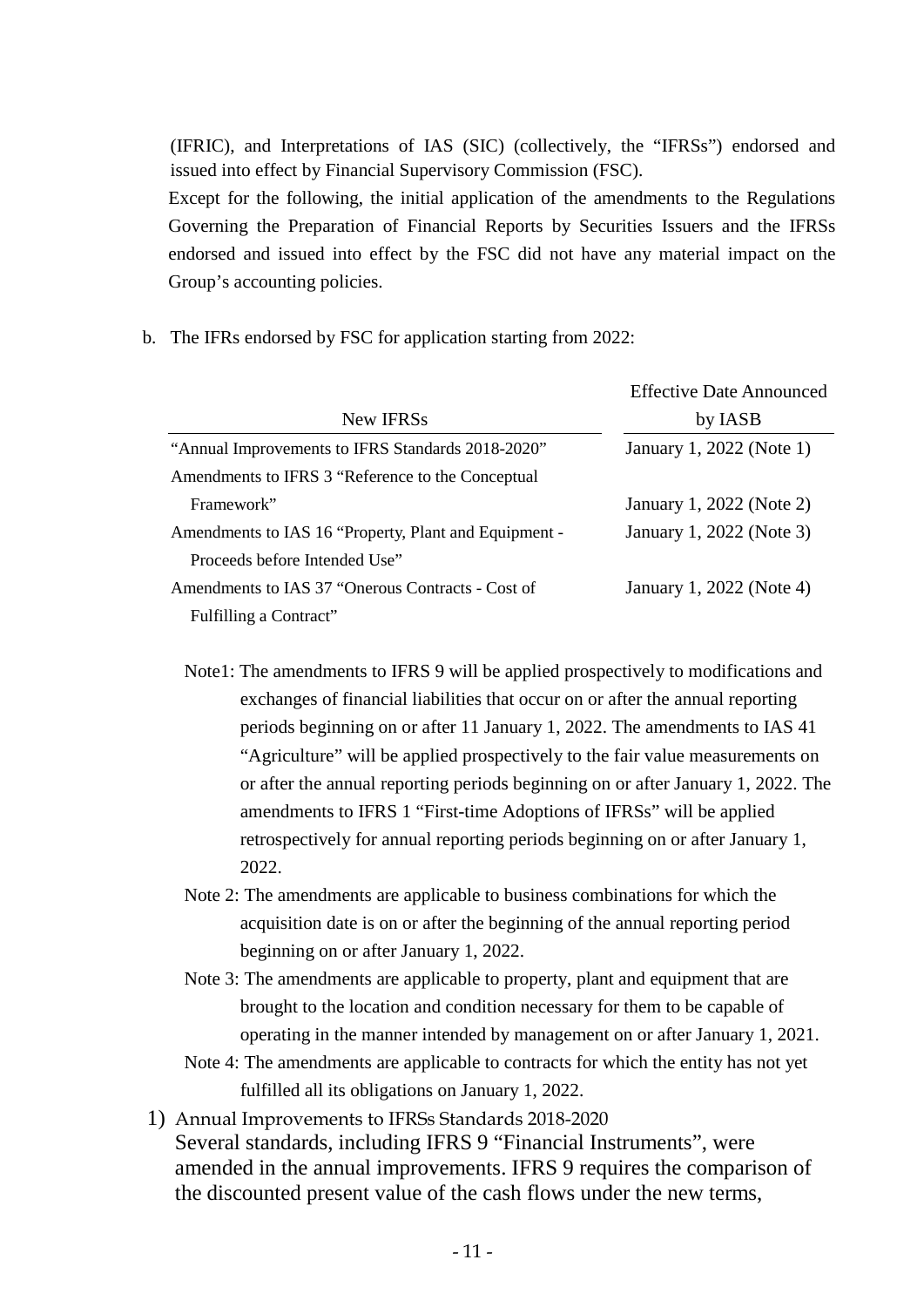(IFRIC), and Interpretations of IAS (SIC) (collectively, the “IFRSs”) endorsed and issued into effect by Financial Supervisory Commission (FSC).

Except for the following, the initial application of the amendments to the Regulations Governing the Preparation of Financial Reports by Securities Issuers and the IFRSs endorsed and issued into effect by the FSC did not have any material impact on the Group’s accounting policies.

b. The IFRs endorsed by FSC for application starting from 2022:

| New IFRSs | Effective Date Announced by IASB |
|---|---|
| “Annual Improvements to IFRS Standards 2018-2020” | January 1, 2022 (Note 1) |
| Amendments to IFRS 3 “Reference to the Conceptual Framework” | January 1, 2022 (Note 2) |
| Amendments to IAS 16 “Property, Plant and Equipment - Proceeds before Intended Use” | January 1, 2022 (Note 3) |
| Amendments to IAS 37 “Onerous Contracts - Cost of Fulfilling a Contract” | January 1, 2022 (Note 4) |

Note1: The amendments to IFRS 9 will be applied prospectively to modifications and exchanges of financial liabilities that occur on or after the annual reporting periods beginning on or after 11 January 1, 2022. The amendments to IAS 41 “Agriculture” will be applied prospectively to the fair value measurements on or after the annual reporting periods beginning on or after January 1, 2022. The amendments to IFRS 1 “First-time Adoptions of IFRSs” will be applied retrospectively for annual reporting periods beginning on or after January 1, 2022.

Note 2: The amendments are applicable to business combinations for which the acquisition date is on or after the beginning of the annual reporting period beginning on or after January 1, 2022.

Note 3: The amendments are applicable to property, plant and equipment that are brought to the location and condition necessary for them to be capable of operating in the manner intended by management on or after January 1, 2021.

Note 4: The amendments are applicable to contracts for which the entity has not yet fulfilled all its obligations on January 1, 2022.

1) Annual Improvements to IFRSs Standards 2018-2020

Several standards, including IFRS 9 “Financial Instruments”, were amended in the annual improvements. IFRS 9 requires the comparison of the discounted present value of the cash flows under the new terms,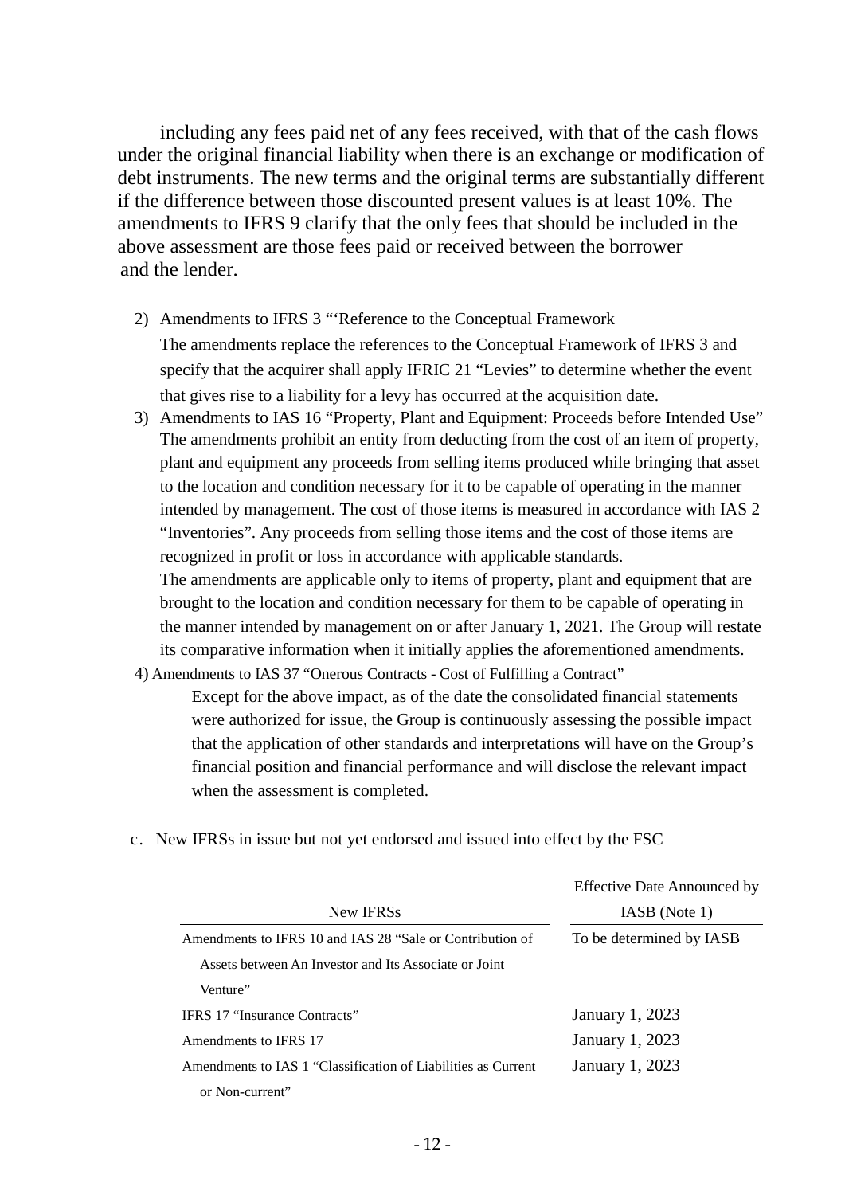including any fees paid net of any fees received, with that of the cash flows under the original financial liability when there is an exchange or modification of debt instruments. The new terms and the original terms are substantially different if the difference between those discounted present values is at least 10%. The amendments to IFRS 9 clarify that the only fees that should be included in the above assessment are those fees paid or received between the borrower and the lender.

2) Amendments to IFRS 3 "'Reference to the Conceptual Framework

The amendments replace the references to the Conceptual Framework of IFRS 3 and specify that the acquirer shall apply IFRIC 21 "Levies" to determine whether the event that gives rise to a liability for a levy has occurred at the acquisition date.

3) Amendments to IAS 16 "Property, Plant and Equipment: Proceeds before Intended Use"

The amendments prohibit an entity from deducting from the cost of an item of property, plant and equipment any proceeds from selling items produced while bringing that asset to the location and condition necessary for it to be capable of operating in the manner intended by management. The cost of those items is measured in accordance with IAS 2 "Inventories". Any proceeds from selling those items and the cost of those items are recognized in profit or loss in accordance with applicable standards.

The amendments are applicable only to items of property, plant and equipment that are brought to the location and condition necessary for them to be capable of operating in the manner intended by management on or after January 1, 2021. The Group will restate its comparative information when it initially applies the aforementioned amendments.

4) Amendments to IAS 37 "Onerous Contracts - Cost of Fulfilling a Contract"

Except for the above impact, as of the date the consolidated financial statements were authorized for issue, the Group is continuously assessing the possible impact that the application of other standards and interpretations will have on the Group's financial position and financial performance and will disclose the relevant impact when the assessment is completed.

c. New IFRSs in issue but not yet endorsed and issued into effect by the FSC

| New IFRSs | Effective Date Announced by IASB (Note 1) |
|---|---|
| Amendments to IFRS 10 and IAS 28 "Sale or Contribution of Assets between An Investor and Its Associate or Joint Venture" | To be determined by IASB |
| IFRS 17 "Insurance Contracts" | January 1, 2023 |
| Amendments to IFRS 17 | January 1, 2023 |
| Amendments to IAS 1 "Classification of Liabilities as Current or Non-current" | January 1, 2023 |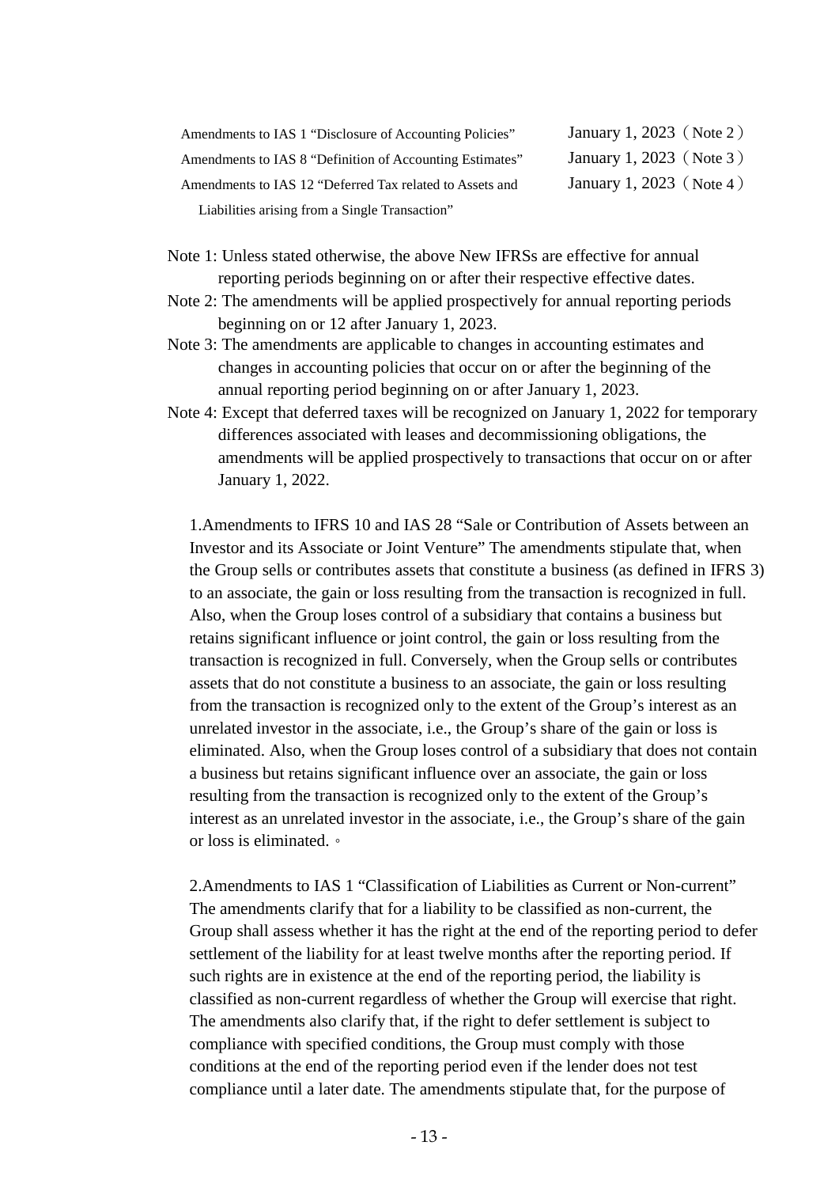| | |
|---|---|
| Amendments to IAS 1 "Disclosure of Accounting Policies" | January 1, 2023（Note 2） |
| Amendments to IAS 8 "Definition of Accounting Estimates" | January 1, 2023（Note 3） |
| Amendments to IAS 12 "Deferred Tax related to Assets and Liabilities arising from a Single Transaction" | January 1, 2023（Note 4） |

Note 1: Unless stated otherwise, the above New IFRSs are effective for annual reporting periods beginning on or after their respective effective dates.

Note 2: The amendments will be applied prospectively for annual reporting periods beginning on or 12 after January 1, 2023.

Note 3: The amendments are applicable to changes in accounting estimates and changes in accounting policies that occur on or after the beginning of the annual reporting period beginning on or after January 1, 2023.

Note 4: Except that deferred taxes will be recognized on January 1, 2022 for temporary differences associated with leases and decommissioning obligations, the amendments will be applied prospectively to transactions that occur on or after January 1, 2022.

1.Amendments to IFRS 10 and IAS 28 "Sale or Contribution of Assets between an Investor and its Associate or Joint Venture" The amendments stipulate that, when the Group sells or contributes assets that constitute a business (as defined in IFRS 3) to an associate, the gain or loss resulting from the transaction is recognized in full. Also, when the Group loses control of a subsidiary that contains a business but retains significant influence or joint control, the gain or loss resulting from the transaction is recognized in full. Conversely, when the Group sells or contributes assets that do not constitute a business to an associate, the gain or loss resulting from the transaction is recognized only to the extent of the Group's interest as an unrelated investor in the associate, i.e., the Group's share of the gain or loss is eliminated. Also, when the Group loses control of a subsidiary that does not contain a business but retains significant influence over an associate, the gain or loss resulting from the transaction is recognized only to the extent of the Group's interest as an unrelated investor in the associate, i.e., the Group's share of the gain or loss is eliminated.。

2.Amendments to IAS 1 "Classification of Liabilities as Current or Non-current" The amendments clarify that for a liability to be classified as non-current, the Group shall assess whether it has the right at the end of the reporting period to defer settlement of the liability for at least twelve months after the reporting period. If such rights are in existence at the end of the reporting period, the liability is classified as non-current regardless of whether the Group will exercise that right. The amendments also clarify that, if the right to defer settlement is subject to compliance with specified conditions, the Group must comply with those conditions at the end of the reporting period even if the lender does not test compliance until a later date. The amendments stipulate that, for the purpose of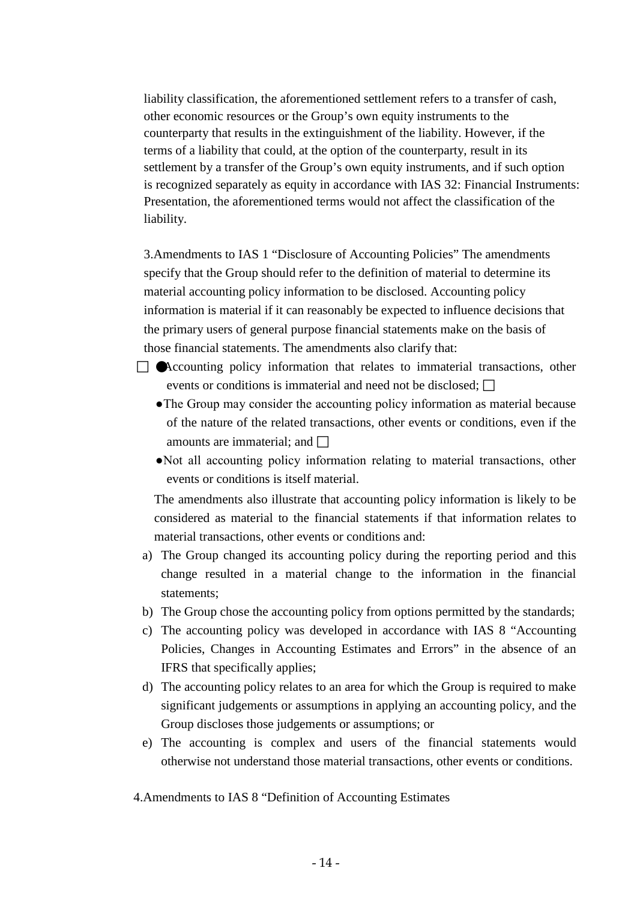liability classification, the aforementioned settlement refers to a transfer of cash, other economic resources or the Group's own equity instruments to the counterparty that results in the extinguishment of the liability. However, if the terms of a liability that could, at the option of the counterparty, result in its settlement by a transfer of the Group's own equity instruments, and if such option is recognized separately as equity in accordance with IAS 32: Financial Instruments: Presentation, the aforementioned terms would not affect the classification of the liability.

3.Amendments to IAS 1 "Disclosure of Accounting Policies" The amendments specify that the Group should refer to the definition of material to determine its material accounting policy information to be disclosed. Accounting policy information is material if it can reasonably be expected to influence decisions that the primary users of general purpose financial statements make on the basis of those financial statements. The amendments also clarify that:

- Accounting policy information that relates to immaterial transactions, other events or conditions is immaterial and need not be disclosed;
- The Group may consider the accounting policy information as material because of the nature of the related transactions, other events or conditions, even if the amounts are immaterial; and
- Not all accounting policy information relating to material transactions, other events or conditions is itself material.

The amendments also illustrate that accounting policy information is likely to be considered as material to the financial statements if that information relates to material transactions, other events or conditions and:

a) The Group changed its accounting policy during the reporting period and this change resulted in a material change to the information in the financial statements;
b) The Group chose the accounting policy from options permitted by the standards;
c) The accounting policy was developed in accordance with IAS 8 "Accounting Policies, Changes in Accounting Estimates and Errors" in the absence of an IFRS that specifically applies;
d) The accounting policy relates to an area for which the Group is required to make significant judgements or assumptions in applying an accounting policy, and the Group discloses those judgements or assumptions; or
e) The accounting is complex and users of the financial statements would otherwise not understand those material transactions, other events or conditions.

4.Amendments to IAS 8 "Definition of Accounting Estimates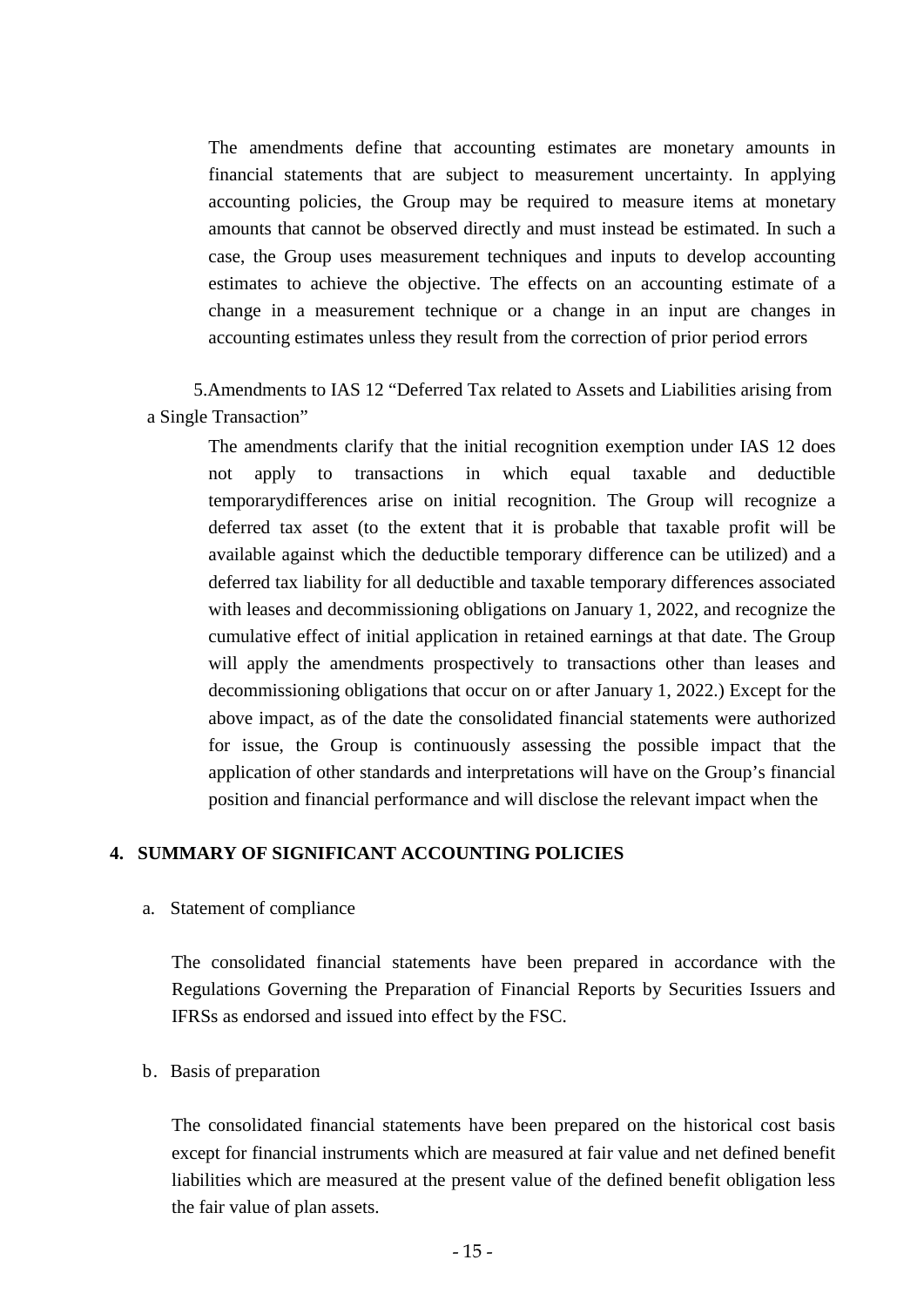The amendments define that accounting estimates are monetary amounts in financial statements that are subject to measurement uncertainty. In applying accounting policies, the Group may be required to measure items at monetary amounts that cannot be observed directly and must instead be estimated. In such a case, the Group uses measurement techniques and inputs to develop accounting estimates to achieve the objective. The effects on an accounting estimate of a change in a measurement technique or a change in an input are changes in accounting estimates unless they result from the correction of prior period errors

5.Amendments to IAS 12 "Deferred Tax related to Assets and Liabilities arising from a Single Transaction"

The amendments clarify that the initial recognition exemption under IAS 12 does not apply to transactions in which equal taxable and deductible temporarydifferences arise on initial recognition. The Group will recognize a deferred tax asset (to the extent that it is probable that taxable profit will be available against which the deductible temporary difference can be utilized) and a deferred tax liability for all deductible and taxable temporary differences associated with leases and decommissioning obligations on January 1, 2022, and recognize the cumulative effect of initial application in retained earnings at that date. The Group will apply the amendments prospectively to transactions other than leases and decommissioning obligations that occur on or after January 1, 2022.) Except for the above impact, as of the date the consolidated financial statements were authorized for issue, the Group is continuously assessing the possible impact that the application of other standards and interpretations will have on the Group's financial position and financial performance and will disclose the relevant impact when the

## 4. SUMMARY OF SIGNIFICANT ACCOUNTING POLICIES

a. Statement of compliance

The consolidated financial statements have been prepared in accordance with the Regulations Governing the Preparation of Financial Reports by Securities Issuers and IFRSs as endorsed and issued into effect by the FSC.

b. Basis of preparation

The consolidated financial statements have been prepared on the historical cost basis except for financial instruments which are measured at fair value and net defined benefit liabilities which are measured at the present value of the defined benefit obligation less the fair value of plan assets.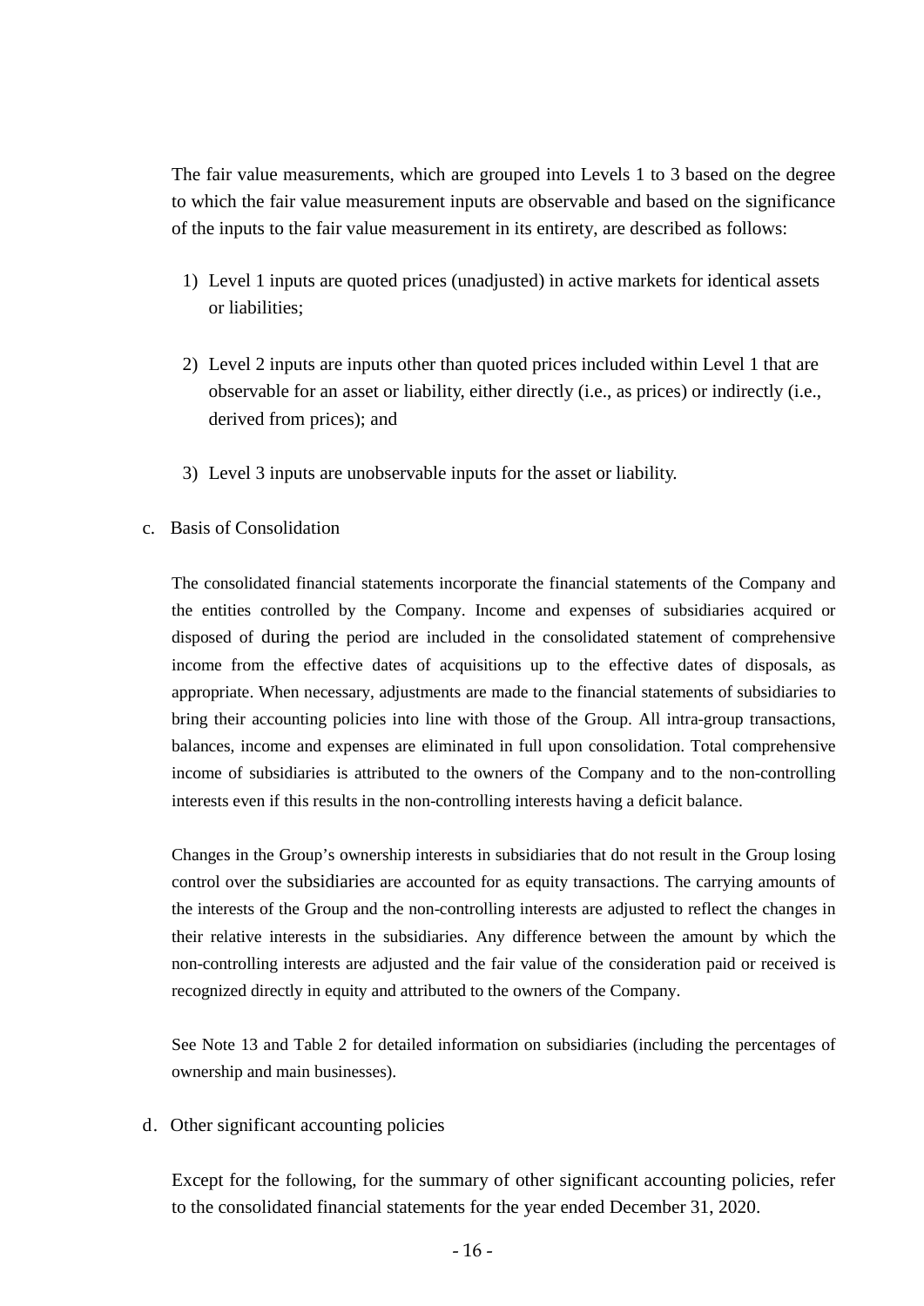The fair value measurements, which are grouped into Levels 1 to 3 based on the degree to which the fair value measurement inputs are observable and based on the significance of the inputs to the fair value measurement in its entirety, are described as follows:

1) Level 1 inputs are quoted prices (unadjusted) in active markets for identical assets or liabilities;

2) Level 2 inputs are inputs other than quoted prices included within Level 1 that are observable for an asset or liability, either directly (i.e., as prices) or indirectly (i.e., derived from prices); and

3) Level 3 inputs are unobservable inputs for the asset or liability.

c. Basis of Consolidation

The consolidated financial statements incorporate the financial statements of the Company and the entities controlled by the Company. Income and expenses of subsidiaries acquired or disposed of during the period are included in the consolidated statement of comprehensive income from the effective dates of acquisitions up to the effective dates of disposals, as appropriate. When necessary, adjustments are made to the financial statements of subsidiaries to bring their accounting policies into line with those of the Group. All intra-group transactions, balances, income and expenses are eliminated in full upon consolidation. Total comprehensive income of subsidiaries is attributed to the owners of the Company and to the non-controlling interests even if this results in the non-controlling interests having a deficit balance.

Changes in the Group's ownership interests in subsidiaries that do not result in the Group losing control over the subsidiaries are accounted for as equity transactions. The carrying amounts of the interests of the Group and the non-controlling interests are adjusted to reflect the changes in their relative interests in the subsidiaries. Any difference between the amount by which the non-controlling interests are adjusted and the fair value of the consideration paid or received is recognized directly in equity and attributed to the owners of the Company.

See Note 13 and Table 2 for detailed information on subsidiaries (including the percentages of ownership and main businesses).

d. Other significant accounting policies

Except for the following, for the summary of other significant accounting policies, refer to the consolidated financial statements for the year ended December 31, 2020.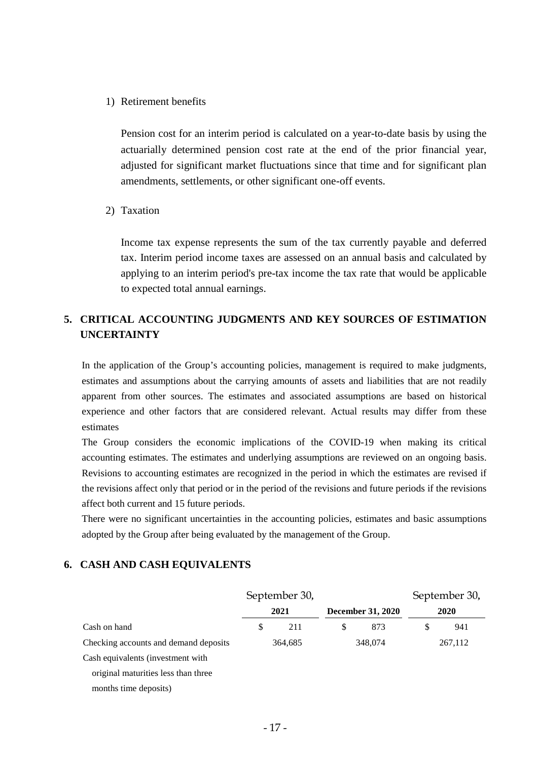1) Retirement benefits

Pension cost for an interim period is calculated on a year-to-date basis by using the actuarially determined pension cost rate at the end of the prior financial year, adjusted for significant market fluctuations since that time and for significant plan amendments, settlements, or other significant one-off events.

2) Taxation

Income tax expense represents the sum of the tax currently payable and deferred tax. Interim period income taxes are assessed on an annual basis and calculated by applying to an interim period's pre-tax income the tax rate that would be applicable to expected total annual earnings.

## 5. CRITICAL ACCOUNTING JUDGMENTS AND KEY SOURCES OF ESTIMATION UNCERTAINTY

In the application of the Group’s accounting policies, management is required to make judgments, estimates and assumptions about the carrying amounts of assets and liabilities that are not readily apparent from other sources. The estimates and associated assumptions are based on historical experience and other factors that are considered relevant. Actual results may differ from these estimates

The Group considers the economic implications of the COVID-19 when making its critical accounting estimates. The estimates and underlying assumptions are reviewed on an ongoing basis. Revisions to accounting estimates are recognized in the period in which the estimates are revised if the revisions affect only that period or in the period of the revisions and future periods if the revisions affect both current and 15 future periods.

There were no significant uncertainties in the accounting policies, estimates and basic assumptions adopted by the Group after being evaluated by the management of the Group.

## 6. CASH AND CASH EQUIVALENTS

| | September 30, 2021 | December 31, 2020 | September 30, 2020 |
|---|---|---|---|
| Cash on hand | $ 211 | $ 873 | $ 941 |
| Checking accounts and demand deposits | 364,685 | 348,074 | 267,112 |
| Cash equivalents (investment with original maturities less than three months time deposits) | | | |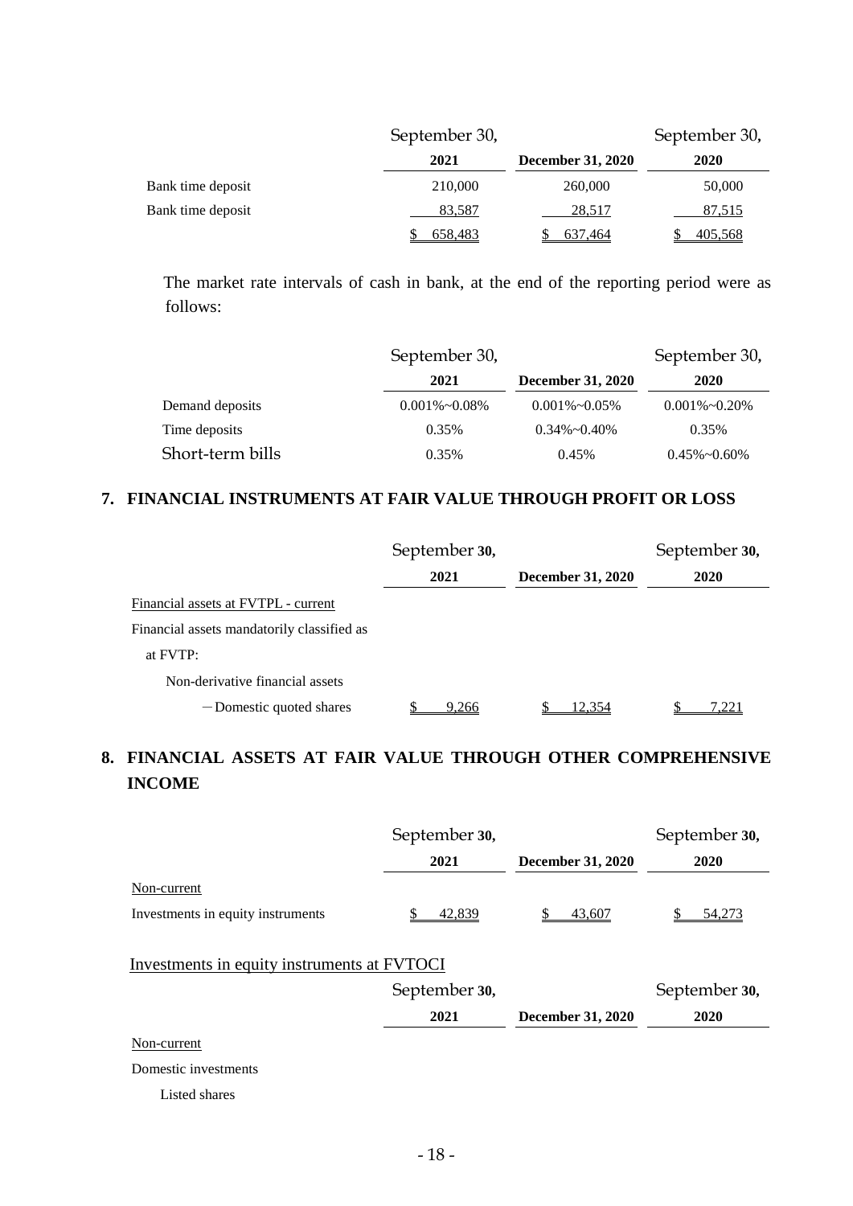| | September 30, 2021 | December 31, 2020 | September 30, 2020 |
|---|---|---|---|
| Bank time deposit | 210,000 | 260,000 | 50,000 |
| Bank time deposit | 83,587 | 28,517 | 87,515 |
| | $ 658,483 | $ 637,464 | $ 405,568 |

The market rate intervals of cash in bank, at the end of the reporting period were as follows:

| | September 30, 2021 | December 31, 2020 | September 30, 2020 |
|---|---|---|---|
| Demand deposits | 0.001%~0.08% | 0.001%~0.05% | 0.001%~0.20% |
| Time deposits | 0.35% | 0.34%~0.40% | 0.35% |
| Short-term bills | 0.35% | 0.45% | 0.45%~0.60% |

## 7. FINANCIAL INSTRUMENTS AT FAIR VALUE THROUGH PROFIT OR LOSS

| | September 30, 2021 | December 31, 2020 | September 30, 2020 |
|---|---|---|---|
| Financial assets at FVTPL - current | | | |
| Financial assets mandatorily classified as at FVTP: | | | |
| Non-derivative financial assets | | | |
| －Domestic quoted shares | $ 9,266 | $ 12,354 | $ 7,221 |

## 8. FINANCIAL ASSETS AT FAIR VALUE THROUGH OTHER COMPREHENSIVE INCOME

| | September 30, 2021 | December 31, 2020 | September 30, 2020 |
|---|---|---|---|
| Non-current | | | |
| Investments in equity instruments | $ 42,839 | $ 43,607 | $ 54,273 |

Investments in equity instruments at FVTOCI

| | September 30, 2021 | December 31, 2020 | September 30, 2020 |
|---|---|---|---|
| Non-current | | | |
| Domestic investments | | | |
| Listed shares | | | |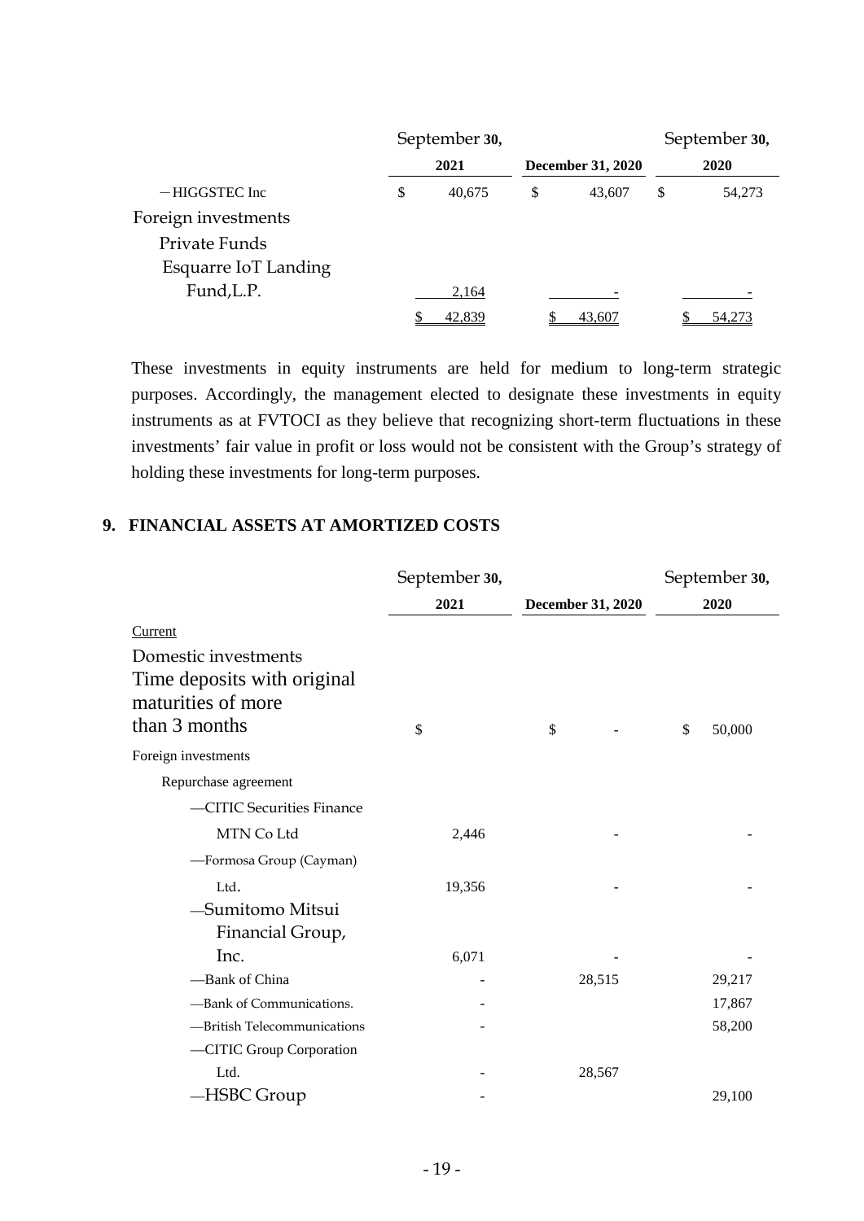| | September 30, 2021 | December 31, 2020 | September 30, 2020 |
|---|---|---|---|
| －HIGGSTEC Inc | $ 40,675 | $ 43,607 | $ 54,273 |
| Foreign investments | | | |
| Private Funds | | | |
| Esquarre IoT Landing Fund,L.P. | 2,164 | - | - |
| | $ 42,839 | $ 43,607 | $ 54,273 |

These investments in equity instruments are held for medium to long-term strategic purposes. Accordingly, the management elected to designate these investments in equity instruments as at FVTOCI as they believe that recognizing short-term fluctuations in these investments' fair value in profit or loss would not be consistent with the Group's strategy of holding these investments for long-term purposes.

## 9. FINANCIAL ASSETS AT AMORTIZED COSTS

| | September 30, 2021 | December 31, 2020 | September 30, 2020 |
|---|---|---|---|
| Current | | | |
| Domestic investments | | | |
| Time deposits with original maturities of more than 3 months | $ | $ - | $ 50,000 |
| Foreign investments | | | |
| Repurchase agreement | | | |
| —CITIC Securities Finance MTN Co Ltd | 2,446 | - | - |
| —Formosa Group (Cayman) Ltd. | 19,356 | - | - |
| —Sumitomo Mitsui Financial Group, Inc. | 6,071 | - | - |
| —Bank of China | - | 28,515 | 29,217 |
| —Bank of Communications. | - | | 17,867 |
| —British Telecommunications | - | | 58,200 |
| —CITIC Group Corporation Ltd. | - | 28,567 | |
| —HSBC Group | - | | 29,100 |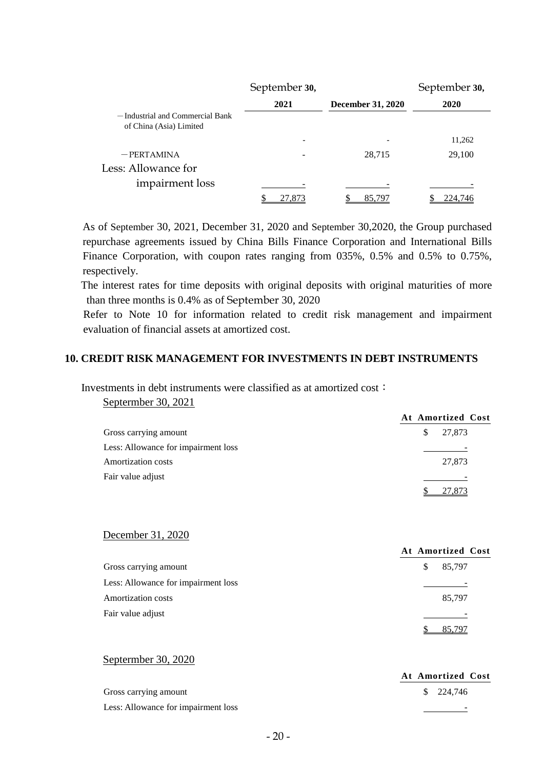| | September 30, 2021 | December 31, 2020 | September 30, 2020 |
|---|---|---|---|
| －Industrial and Commercial Bank of China (Asia) Limited | - | - | 11,262 |
| －PERTAMINA | - | 28,715 | 29,100 |
| Less: Allowance for impairment loss | - | - | - |
| | $ 27,873 | $ 85,797 | $ 224,746 |

As of September 30, 2021, December 31, 2020 and September 30,2020, the Group purchased repurchase agreements issued by China Bills Finance Corporation and International Bills Finance Corporation, with coupon rates ranging from 035%, 0.5% and 0.5% to 0.75%, respectively.

The interest rates for time deposits with original deposits with original maturities of more than three months is 0.4% as of September 30, 2020

Refer to Note 10 for information related to credit risk management and impairment evaluation of financial assets at amortized cost.

## 10. CREDIT RISK MANAGEMENT FOR INVESTMENTS IN DEBT INSTRUMENTS

Investments in debt instruments were classified as at amortized cost：

Septermber 30, 2021

| | At Amortized Cost |
|---|---|
| Gross carrying amount | $ 27,873 |
| Less: Allowance for impairment loss | - |
| Amortization costs | 27,873 |
| Fair value adjust | - |
| | $ 27,873 |

December 31, 2020

| | At Amortized Cost |
|---|---|
| Gross carrying amount | $ 85,797 |
| Less: Allowance for impairment loss | - |
| Amortization costs | 85,797 |
| Fair value adjust | - |
| | $ 85,797 |

Septermber 30, 2020

| | At Amortized Cost |
|---|---|
| Gross carrying amount | $ 224,746 |
| Less: Allowance for impairment loss | - |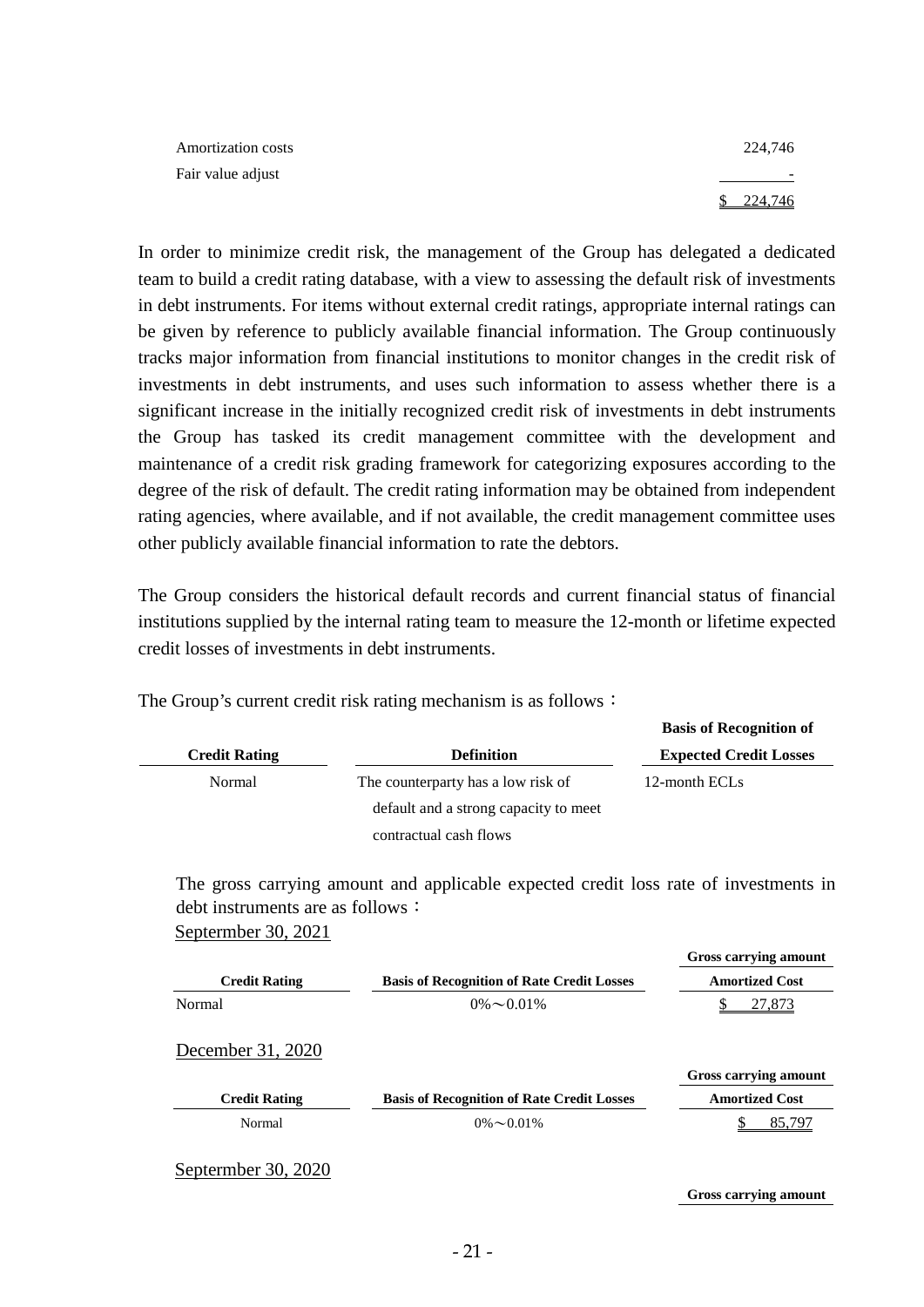| | |
|---|---|
| Amortization costs | 224,746 |
| Fair value adjust | - |
| | $ 224,746 |

In order to minimize credit risk, the management of the Group has delegated a dedicated team to build a credit rating database, with a view to assessing the default risk of investments in debt instruments. For items without external credit ratings, appropriate internal ratings can be given by reference to publicly available financial information. The Group continuously tracks major information from financial institutions to monitor changes in the credit risk of investments in debt instruments, and uses such information to assess whether there is a significant increase in the initially recognized credit risk of investments in debt instruments the Group has tasked its credit management committee with the development and maintenance of a credit risk grading framework for categorizing exposures according to the degree of the risk of default. The credit rating information may be obtained from independent rating agencies, where available, and if not available, the credit management committee uses other publicly available financial information to rate the debtors.

The Group considers the historical default records and current financial status of financial institutions supplied by the internal rating team to measure the 12-month or lifetime expected credit losses of investments in debt instruments.

The Group's current credit risk rating mechanism is as follows：

| Credit Rating | Definition | Basis of Recognition of Expected Credit Losses |
|---|---|---|
| Normal | The counterparty has a low risk of default and a strong capacity to meet contractual cash flows | 12-month ECLs |

The gross carrying amount and applicable expected credit loss rate of investments in debt instruments are as follows：

Septermber 30, 2021

| Credit Rating | Basis of Recognition of Rate Credit Losses | Gross carrying amount Amortized Cost |
|---|---|---|
| Normal | 0%～0.01% | $ 27,873 |

December 31, 2020

| Credit Rating | Basis of Recognition of Rate Credit Losses | Gross carrying amount Amortized Cost |
|---|---|---|
| Normal | 0%～0.01% | $ 85,797 |

Septermber 30, 2020

| | | Gross carrying amount |
|---|---|---|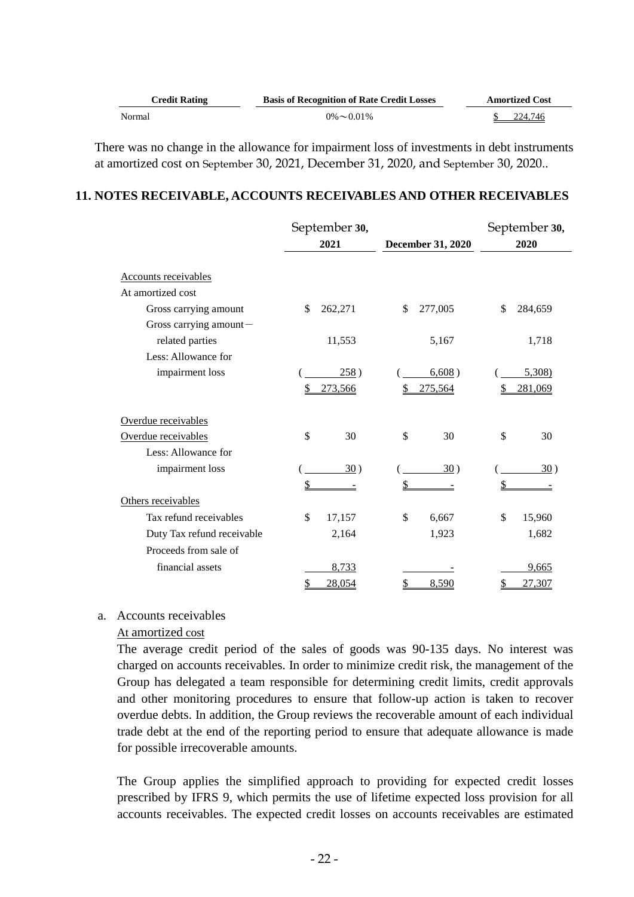| Credit Rating | Basis of Recognition of Rate Credit Losses | Amortized Cost |
|---|---|---|
| Normal | 0%～0.01% | $ 224,746 |

There was no change in the allowance for impairment loss of investments in debt instruments at amortized cost on September 30, 2021, December 31, 2020, and September 30, 2020..

## 11. NOTES RECEIVABLE, ACCOUNTS RECEIVABLES AND OTHER RECEIVABLES

| | September 30, 2021 | December 31, 2020 | September 30, 2020 |
|---|---|---|---|
| Accounts receivables | | | |
| At amortized cost | | | |
| Gross carrying amount | $ 262,271 | $ 277,005 | $ 284,659 |
| Gross carrying amount－related parties | 11,553 | 5,167 | 1,718 |
| Less: Allowance for impairment loss | ( 258 ) | ( 6,608 ) | ( 5,308) |
| | $ 273,566 | $ 275,564 | $ 281,069 |
| Overdue receivables | | | |
| Overdue receivables | $ 30 | $ 30 | $ 30 |
| Less: Allowance for impairment loss | ( 30 ) | ( 30 ) | ( 30 ) |
| | $ - | $ - | $ - |
| Others receivables | | | |
| Tax refund receivables | $ 17,157 | $ 6,667 | $ 15,960 |
| Duty Tax refund receivable | 2,164 | 1,923 | 1,682 |
| Proceeds from sale of financial assets | 8,733 | - | 9,665 |
| | $ 28,054 | $ 8,590 | $ 27,307 |

a. Accounts receivables

At amortized cost

The average credit period of the sales of goods was 90-135 days. No interest was charged on accounts receivables. In order to minimize credit risk, the management of the Group has delegated a team responsible for determining credit limits, credit approvals and other monitoring procedures to ensure that follow-up action is taken to recover overdue debts. In addition, the Group reviews the recoverable amount of each individual trade debt at the end of the reporting period to ensure that adequate allowance is made for possible irrecoverable amounts.

The Group applies the simplified approach to providing for expected credit losses prescribed by IFRS 9, which permits the use of lifetime expected loss provision for all accounts receivables. The expected credit losses on accounts receivables are estimated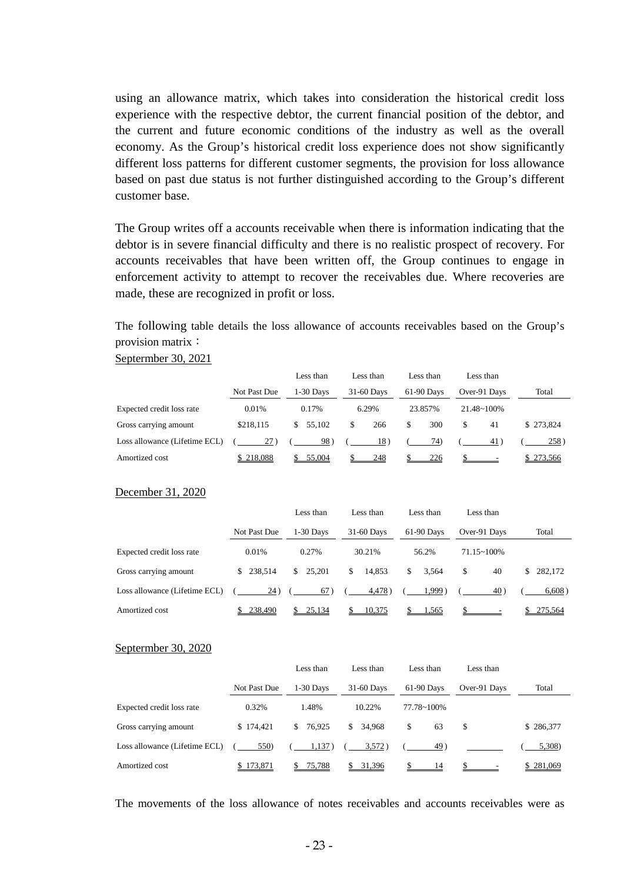using an allowance matrix, which takes into consideration the historical credit loss experience with the respective debtor, the current financial position of the debtor, and the current and future economic conditions of the industry as well as the overall economy. As the Group's historical credit loss experience does not show significantly different loss patterns for different customer segments, the provision for loss allowance based on past due status is not further distinguished according to the Group's different customer base.

The Group writes off a accounts receivable when there is information indicating that the debtor is in severe financial difficulty and there is no realistic prospect of recovery. For accounts receivables that have been written off, the Group continues to engage in enforcement activity to attempt to recover the receivables due. Where recoveries are made, these are recognized in profit or loss.

The following table details the loss allowance of accounts receivables based on the Group's provision matrix：

Septermber 30, 2021

| | Not Past Due | Less than 1-30 Days | Less than 31-60 Days | Less than 61-90 Days | Less than Over-91 Days | Total |
|---|---|---|---|---|---|---|
| Expected credit loss rate | 0.01% | 0.17% | 6.29% | 23.857% | 21.48~100% | |
| Gross carrying amount | $218,115 | $ 55,102 | $ 266 | $ 300 | $ 41 | $ 273,824 |
| Loss allowance (Lifetime ECL) | ( 27 ) | ( 98 ) | ( 18 ) | ( 74) | ( 41 ) | ( 258 ) |
| Amortized cost | $ 218,088 | $ 55,004 | $ 248 | $ 226 | $ - | $ 273,566 |

December 31, 2020

| | Not Past Due | Less than 1-30 Days | Less than 31-60 Days | Less than 61-90 Days | Less than Over-91 Days | Total |
|---|---|---|---|---|---|---|
| Expected credit loss rate | 0.01% | 0.27% | 30.21% | 56.2% | 71.15~100% | |
| Gross carrying amount | $ 238,514 | $ 25,201 | $ 14,853 | $ 3,564 | $ 40 | $ 282,172 |
| Loss allowance (Lifetime ECL) | ( 24 ) | ( 67 ) | ( 4,478 ) | ( 1,999 ) | ( 40 ) | ( 6,608 ) |
| Amortized cost | $ 238,490 | $ 25,134 | $ 10,375 | $ 1,565 | $ - | $ 275,564 |

Septermber 30, 2020

| | Not Past Due | Less than 1-30 Days | Less than 31-60 Days | Less than 61-90 Days | Less than Over-91 Days | Total |
|---|---|---|---|---|---|---|
| Expected credit loss rate | 0.32% | 1.48% | 10.22% | 77.78~100% | | |
| Gross carrying amount | $ 174,421 | $ 76,925 | $ 34,968 | $ 63 | $ | $ 286,377 |
| Loss allowance (Lifetime ECL) | ( 550) | ( 1,137 ) | ( 3,572 ) | ( 49 ) | | ( 5,308) |
| Amortized cost | $ 173,871 | $ 75,788 | $ 31,396 | $ 14 | $ - | $ 281,069 |

The movements of the loss allowance of notes receivables and accounts receivables were as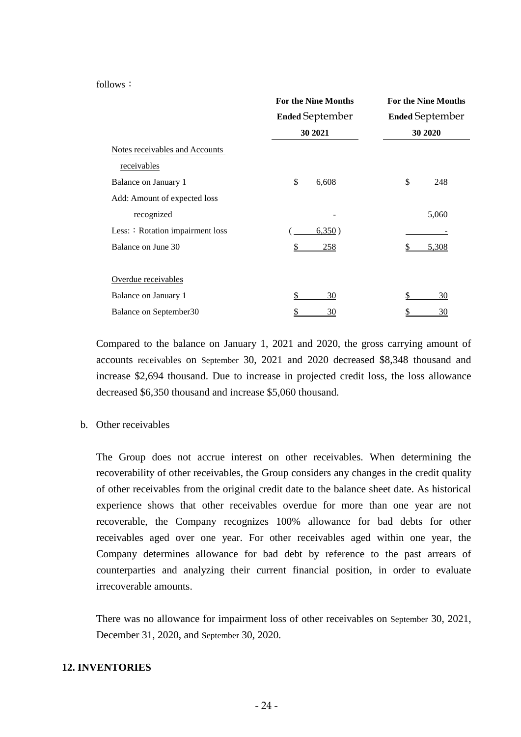follows：

| | For the Nine Months Ended September 30 2021 | For the Nine Months Ended September 30 2020 |
|---|---|---|
| Notes receivables and Accounts receivables | | |
| Balance on January 1 | $ 6,608 | $ 248 |
| Add: Amount of expected loss recognized | - | 5,060 |
| Less:：Rotation impairment loss | ( 6,350 ) | - |
| Balance on June 30 | $ 258 | $ 5,308 |
| Overdue receivables | | |
| Balance on January 1 | $ 30 | $ 30 |
| Balance on September30 | $ 30 | $ 30 |

Compared to the balance on January 1, 2021 and 2020, the gross carrying amount of accounts receivables on September 30, 2021 and 2020 decreased $8,348 thousand and increase $2,694 thousand. Due to increase in projected credit loss, the loss allowance decreased $6,350 thousand and increase $5,060 thousand.

b. Other receivables

The Group does not accrue interest on other receivables. When determining the recoverability of other receivables, the Group considers any changes in the credit quality of other receivables from the original credit date to the balance sheet date. As historical experience shows that other receivables overdue for more than one year are not recoverable, the Company recognizes 100% allowance for bad debts for other receivables aged over one year. For other receivables aged within one year, the Company determines allowance for bad debt by reference to the past arrears of counterparties and analyzing their current financial position, in order to evaluate irrecoverable amounts.

There was no allowance for impairment loss of other receivables on September 30, 2021, December 31, 2020, and September 30, 2020.

## 12. INVENTORIES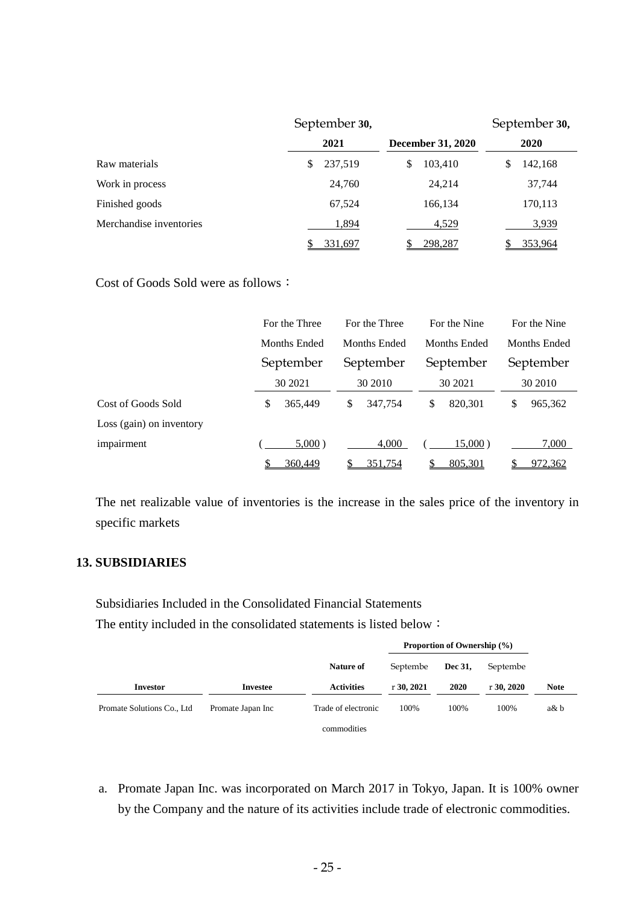| | September 30, 2021 | December 31, 2020 | September 30, 2020 |
|---|---|---|---|
| Raw materials | $ 237,519 | $ 103,410 | $ 142,168 |
| Work in process | 24,760 | 24,214 | 37,744 |
| Finished goods | 67,524 | 166,134 | 170,113 |
| Merchandise inventories | 1,894 | 4,529 | 3,939 |
| | $ 331,697 | $ 298,287 | $ 353,964 |

Cost of Goods Sold were as follows：

| | For the Three Months Ended September 30 2021 | For the Three Months Ended September 30 2010 | For the Nine Months Ended September 30 2021 | For the Nine Months Ended September 30 2010 |
|---|---|---|---|---|
| Cost of Goods Sold | $ 365,449 | $ 347,754 | $ 820,301 | $ 965,362 |
| Loss (gain) on inventory impairment | ( 5,000 ) | 4,000 | ( 15,000 ) | 7,000 |
| | $ 360,449 | $ 351,754 | $ 805,301 | $ 972,362 |

The net realizable value of inventories is the increase in the sales price of the inventory in specific markets

## 13. SUBSIDIARIES

Subsidiaries Included in the Consolidated Financial Statements

The entity included in the consolidated statements is listed below：

| | | | Proportion of Ownership (%) | | | |
|---|---|---|---|---|---|---|
| **Investor** | **Investee** | **Nature of Activities** | Septembe r 30, 2021 | Dec 31, 2020 | Septembe r 30, 2020 | **Note** |
| Promate Solutions Co., Ltd | Promate Japan Inc | Trade of electronic commodities | 100% | 100% | 100% | a& b |

a. Promate Japan Inc. was incorporated on March 2017 in Tokyo, Japan. It is 100% owner by the Company and the nature of its activities include trade of electronic commodities.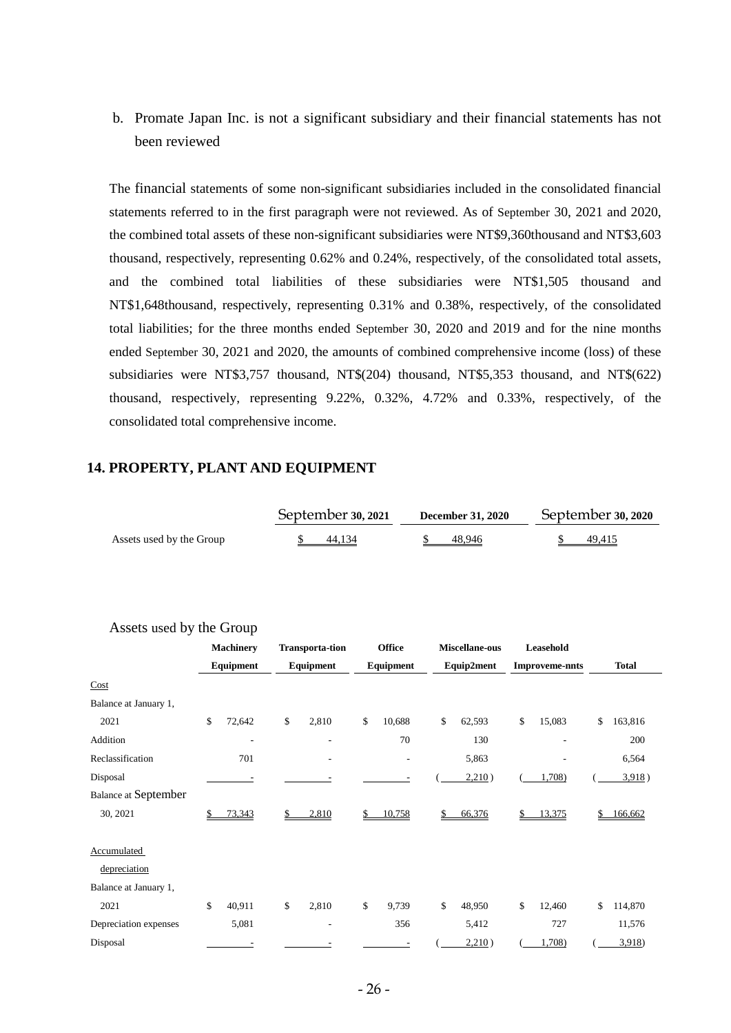b. Promate Japan Inc. is not a significant subsidiary and their financial statements has not been reviewed

The financial statements of some non-significant subsidiaries included in the consolidated financial statements referred to in the first paragraph were not reviewed. As of September 30, 2021 and 2020, the combined total assets of these non-significant subsidiaries were NT$9,360thousand and NT$3,603 thousand, respectively, representing 0.62% and 0.24%, respectively, of the consolidated total assets, and the combined total liabilities of these subsidiaries were NT$1,505 thousand and NT$1,648thousand, respectively, representing 0.31% and 0.38%, respectively, of the consolidated total liabilities; for the three months ended September 30, 2020 and 2019 and for the nine months ended September 30, 2021 and 2020, the amounts of combined comprehensive income (loss) of these subsidiaries were NT$3,757 thousand, NT$(204) thousand, NT$5,353 thousand, and NT$(622) thousand, respectively, representing 9.22%, 0.32%, 4.72% and 0.33%, respectively, of the consolidated total comprehensive income.

## 14. PROPERTY, PLANT AND EQUIPMENT

| | September 30, 2021 | December 31, 2020 | September 30, 2020 |
|---|---|---|---|
| Assets used by the Group | $ 44,134 | $ 48,946 | $ 49,415 |

Assets used by the Group

| | Machinery Equipment | Transporta-tion Equipment | Office Equipment | Miscellane-ous Equip2ment | Leasehold Improveme-nnts | Total |
|---|---|---|---|---|---|---|
| Cost | | | | | | |
| Balance at January 1, 2021 | $ 72,642 | $ 2,810 | $ 10,688 | $ 62,593 | $ 15,083 | $ 163,816 |
| Addition | - | - | 70 | 130 | - | 200 |
| Reclassification | 701 | - | - | 5,863 | - | 6,564 |
| Disposal | - | - | - | ( 2,210 ) | ( 1,708) | ( 3,918 ) |
| Balance at September 30, 2021 | $ 73,343 | $ 2,810 | $ 10,758 | $ 66,376 | $ 13,375 | $ 166,662 |
| Accumulated depreciation | | | | | | |
| Balance at January 1, 2021 | $ 40,911 | $ 2,810 | $ 9,739 | $ 48,950 | $ 12,460 | $ 114,870 |
| Depreciation expenses | 5,081 | - | 356 | 5,412 | 727 | 11,576 |
| Disposal | - | - | - | ( 2,210 ) | ( 1,708) | ( 3,918) |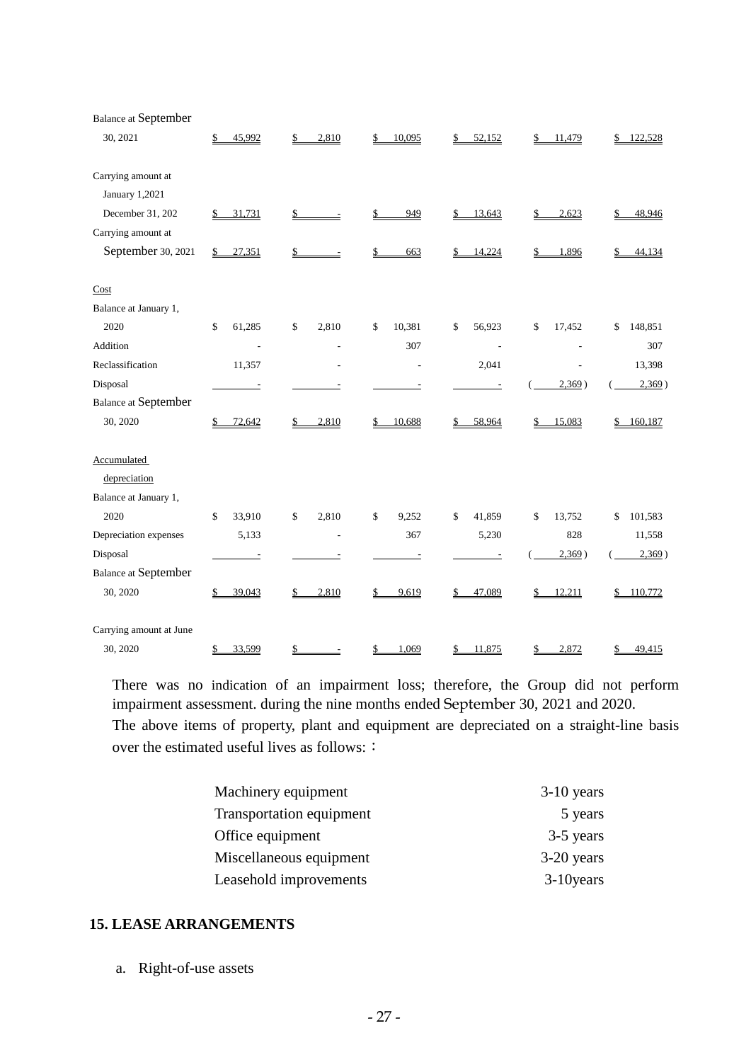| | | | | | | |
|---|---|---|---|---|---|---|
| Balance at September 30, 2021 | $ 45,992 | $ 2,810 | $ 10,095 | $ 52,152 | $ 11,479 | $ 122,528 |
| | | | | | | |
| Carrying amount at January 1,2021 | | | | | | |
| December 31, 202 | $ 31,731 | $ - | $ 949 | $ 13,643 | $ 2,623 | $ 48,946 |
| Carrying amount at September 30, 2021 | $ 27,351 | $ - | $ 663 | $ 14,224 | $ 1,896 | $ 44,134 |
| | | | | | | |
| Cost | | | | | | |
| Balance at January 1, 2020 | $ 61,285 | $ 2,810 | $ 10,381 | $ 56,923 | $ 17,452 | $ 148,851 |
| Addition | - | - | 307 | - | - | 307 |
| Reclassification | 11,357 | - | - | 2,041 | - | 13,398 |
| Disposal | - | - | - | - | ( 2,369 ) | ( 2,369 ) |
| Balance at September 30, 2020 | $ 72,642 | $ 2,810 | $ 10,688 | $ 58,964 | $ 15,083 | $ 160,187 |
| | | | | | | |
| Accumulated depreciation | | | | | | |
| Balance at January 1, 2020 | $ 33,910 | $ 2,810 | $ 9,252 | $ 41,859 | $ 13,752 | $ 101,583 |
| Depreciation expenses | 5,133 | - | 367 | 5,230 | 828 | 11,558 |
| Disposal | - | - | - | - | ( 2,369 ) | ( 2,369 ) |
| Balance at September 30, 2020 | $ 39,043 | $ 2,810 | $ 9,619 | $ 47,089 | $ 12,211 | $ 110,772 |
| | | | | | | |
| Carrying amount at June 30, 2020 | $ 33,599 | $ - | $ 1,069 | $ 11,875 | $ 2,872 | $ 49,415 |

There was no indication of an impairment loss; therefore, the Group did not perform impairment assessment. during the nine months ended September 30, 2021 and 2020.

The above items of property, plant and equipment are depreciated on a straight-line basis over the estimated useful lives as follows:：

| | |
|---|---|
| Machinery equipment | 3-10 years |
| Transportation equipment | 5 years |
| Office equipment | 3-5 years |
| Miscellaneous equipment | 3-20 years |
| Leasehold improvements | 3-10years |

## 15. LEASE ARRANGEMENTS

a. Right-of-use assets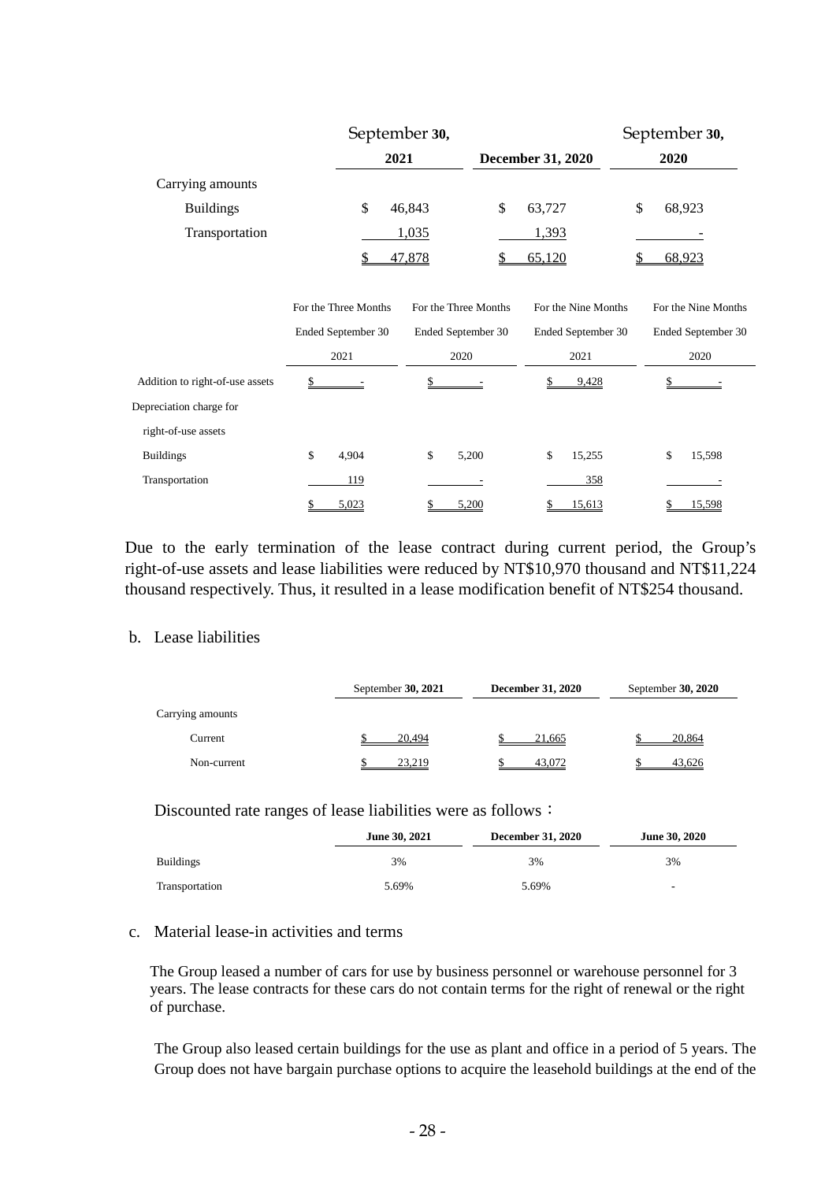|  | September 30, 2021 | December 31, 2020 | September 30, 2020 |
|---|---|---|---|
| Carrying amounts |  |  |  |
| Buildings | $ 46,843 | $ 63,727 | $ 68,923 |
| Transportation | 1,035 | 1,393 | - |
|  | $ 47,878 | $ 65,120 | $ 68,923 |

|  | For the Three Months Ended September 30 2021 | For the Three Months Ended September 30 2020 | For the Nine Months Ended September 30 2021 | For the Nine Months Ended September 30 2020 |
|---|---|---|---|---|
| Addition to right-of-use assets | $ - | $ - | $ 9,428 | $ - |
| Depreciation charge for right-of-use assets |  |  |  |  |
| Buildings | $ 4,904 | $ 5,200 | $ 15,255 | $ 15,598 |
| Transportation | 119 | - | 358 | - |
|  | $ 5,023 | $ 5,200 | $ 15,613 | $ 15,598 |

Due to the early termination of the lease contract during current period, the Group's right-of-use assets and lease liabilities were reduced by NT$10,970 thousand and NT$11,224 thousand respectively. Thus, it resulted in a lease modification benefit of NT$254 thousand.

b. Lease liabilities

|  | September 30, 2021 | December 31, 2020 | September 30, 2020 |
|---|---|---|---|
| Carrying amounts |  |  |  |
| Current | $ 20,494 | $ 21,665 | $ 20,864 |
| Non-current | $ 23,219 | $ 43,072 | $ 43,626 |

Discounted rate ranges of lease liabilities were as follows：

|  | June 30, 2021 | December 31, 2020 | June 30, 2020 |
|---|---|---|---|
| Buildings | 3% | 3% | 3% |
| Transportation | 5.69% | 5.69% | - |

c. Material lease-in activities and terms

The Group leased a number of cars for use by business personnel or warehouse personnel for 3 years. The lease contracts for these cars do not contain terms for the right of renewal or the right of purchase.

The Group also leased certain buildings for the use as plant and office in a period of 5 years. The Group does not have bargain purchase options to acquire the leasehold buildings at the end of the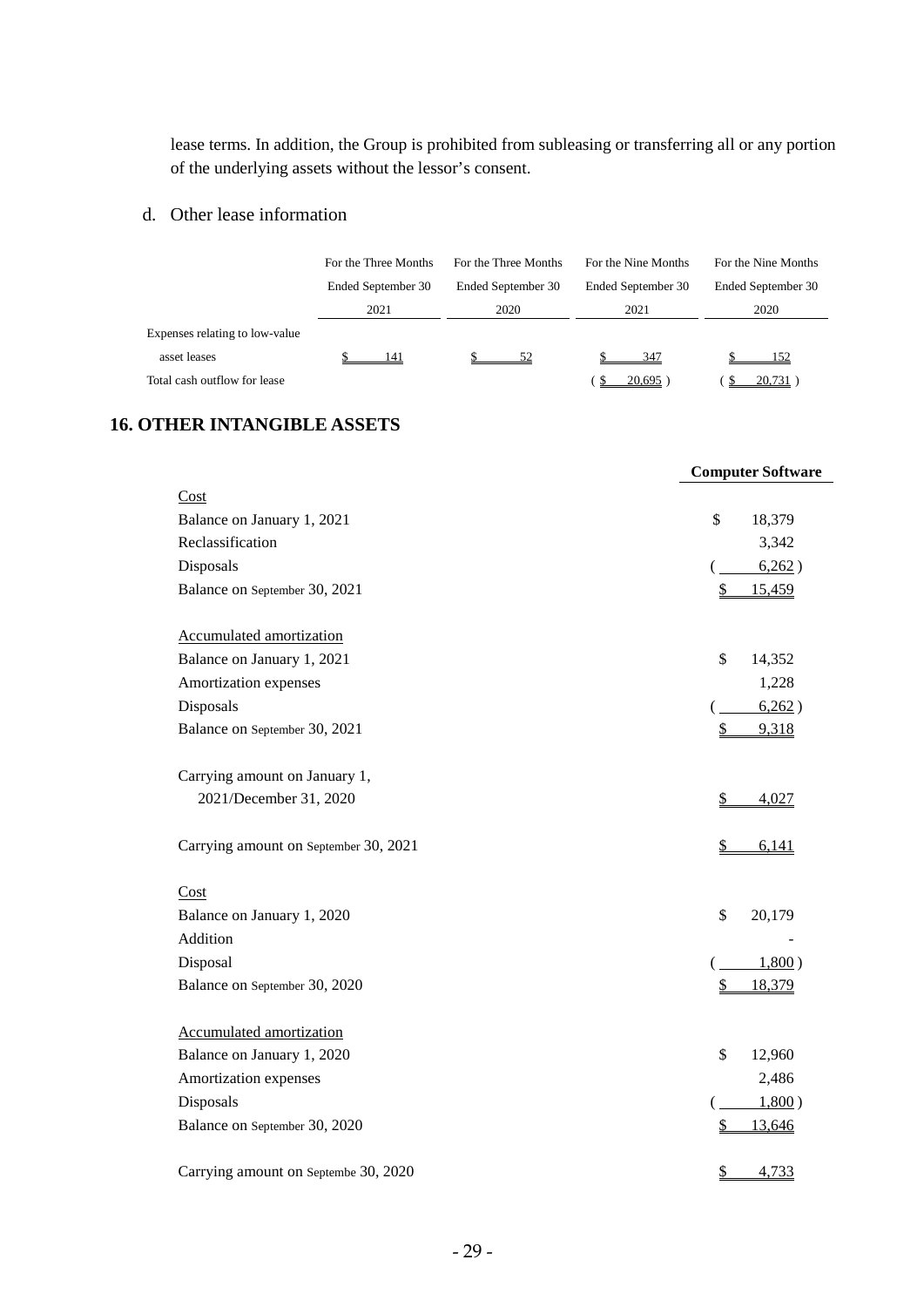lease terms. In addition, the Group is prohibited from subleasing or transferring all or any portion of the underlying assets without the lessor's consent.

d. Other lease information

| | For the Three Months Ended September 30 2021 | For the Three Months Ended September 30 2020 | For the Nine Months Ended September 30 2021 | For the Nine Months Ended September 30 2020 |
|---|---|---|---|---|
| Expenses relating to low-value asset leases | $ 141 | $ 52 | $ 347 | $ 152 |
| Total cash outflow for lease | | | ( $ 20,695 ) | ( $ 20,731 ) |

## 16. OTHER INTANGIBLE ASSETS

| | Computer Software |
|---|---|
| Cost | |
| Balance on January 1, 2021 | $ 18,379 |
| Reclassification | 3,342 |
| Disposals | ( 6,262 ) |
| Balance on September 30, 2021 | $ 15,459 |
| | |
| Accumulated amortization | |
| Balance on January 1, 2021 | $ 14,352 |
| Amortization expenses | 1,228 |
| Disposals | ( 6,262 ) |
| Balance on September 30, 2021 | $ 9,318 |
| | |
| Carrying amount on January 1, 2021/December 31, 2020 | $ 4,027 |
| | |
| Carrying amount on September 30, 2021 | $ 6,141 |
| | |
| Cost | |
| Balance on January 1, 2020 | $ 20,179 |
| Addition | - |
| Disposal | ( 1,800 ) |
| Balance on September 30, 2020 | $ 18,379 |
| | |
| Accumulated amortization | |
| Balance on January 1, 2020 | $ 12,960 |
| Amortization expenses | 2,486 |
| Disposals | ( 1,800 ) |
| Balance on September 30, 2020 | $ 13,646 |
| | |
| Carrying amount on Septembe 30, 2020 | $ 4,733 |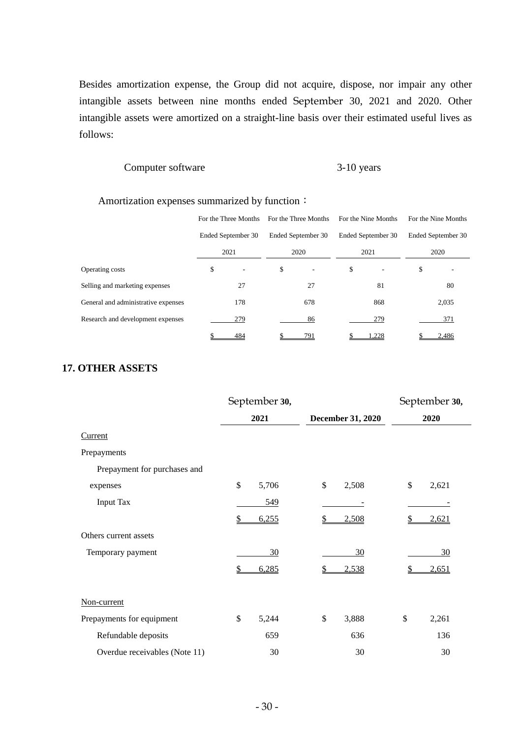Besides amortization expense, the Group did not acquire, dispose, nor impair any other intangible assets between nine months ended September 30, 2021 and 2020. Other intangible assets were amortized on a straight-line basis over their estimated useful lives as follows:

| | |
|---|---|
| Computer software | 3-10 years |

Amortization expenses summarized by function：

| | For the Three Months Ended September 30 2021 | For the Three Months Ended September 30 2020 | For the Nine Months Ended September 30 2021 | For the Nine Months Ended September 30 2020 |
|---|---|---|---|---|
| Operating costs | $ - | $ - | $ - | $ - |
| Selling and marketing expenses | 27 | 27 | 81 | 80 |
| General and administrative expenses | 178 | 678 | 868 | 2,035 |
| Research and development expenses | 279 | 86 | 279 | 371 |
| | $ 484 | $ 791 | $ 1,228 | $ 2,486 |

## 17. OTHER ASSETS

| | September 30, 2021 | December 31, 2020 | September 30, 2020 |
|---|---|---|---|
| Current | | | |
| Prepayments | | | |
| Prepayment for purchases and expenses | $ 5,706 | $ 2,508 | $ 2,621 |
| Input Tax | 549 | - | - |
| | $ 6,255 | $ 2,508 | $ 2,621 |
| Others current assets | | | |
| Temporary payment | 30 | 30 | 30 |
| | $ 6,285 | $ 2,538 | $ 2,651 |
| | | | |
| Non-current | | | |
| Prepayments for equipment | $ 5,244 | $ 3,888 | $ 2,261 |
| Refundable deposits | 659 | 636 | 136 |
| Overdue receivables (Note 11) | 30 | 30 | 30 |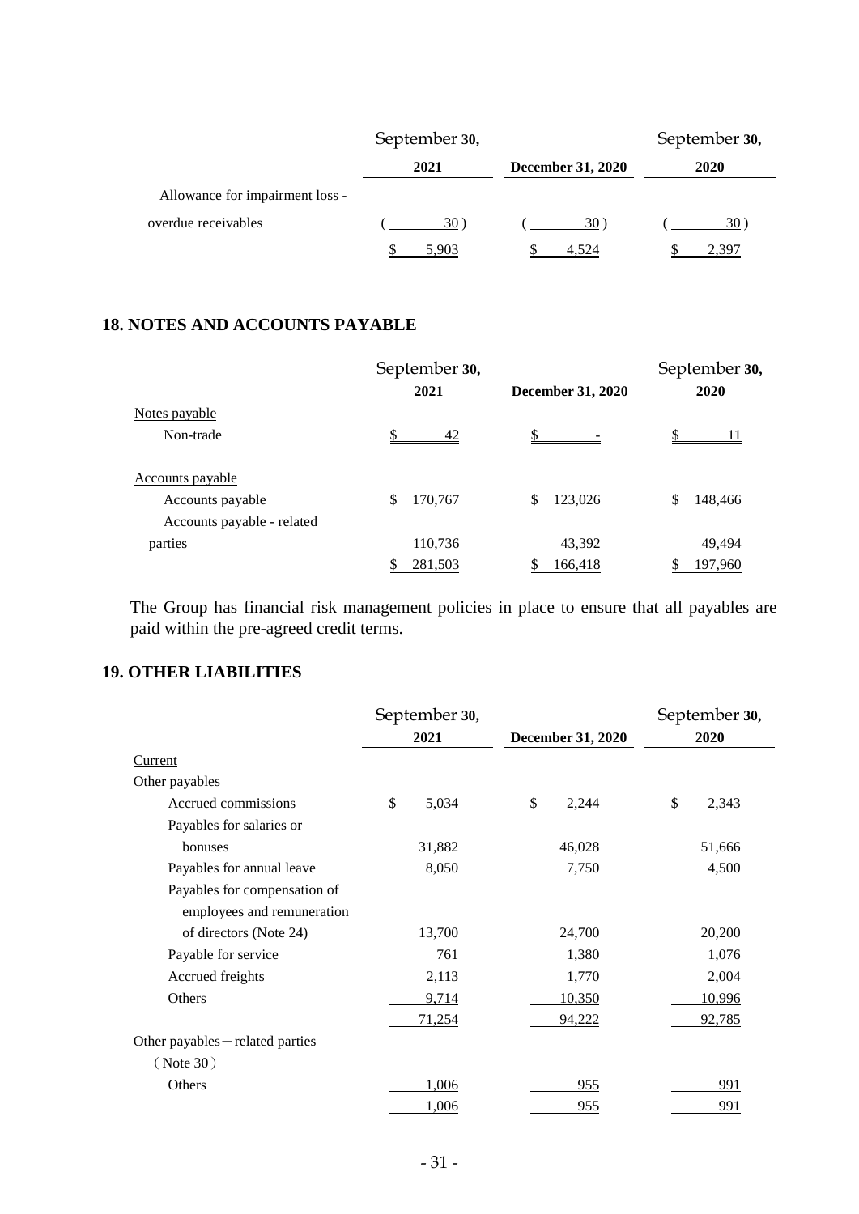| | September 30, 2021 | December 31, 2020 | September 30, 2020 |
|---|---|---|---|
| Allowance for impairment loss - overdue receivables | ( 30 ) | ( 30 ) | ( 30 ) |
| | $ 5,903 | $ 4,524 | $ 2,397 |

## 18. NOTES AND ACCOUNTS PAYABLE

| | September 30, 2021 | December 31, 2020 | September 30, 2020 |
|---|---|---|---|
| Notes payable | | | |
| Non-trade | $ 42 | $ - | $ 11 |
| Accounts payable | | | |
| Accounts payable | $ 170,767 | $ 123,026 | $ 148,466 |
| Accounts payable - related parties | 110,736 | 43,392 | 49,494 |
| | $ 281,503 | $ 166,418 | $ 197,960 |

The Group has financial risk management policies in place to ensure that all payables are paid within the pre-agreed credit terms.

## 19. OTHER LIABILITIES

| | September 30, 2021 | December 31, 2020 | September 30, 2020 |
|---|---|---|---|
| Current | | | |
| Other payables | | | |
| Accrued commissions | $ 5,034 | $ 2,244 | $ 2,343 |
| Payables for salaries or bonuses | 31,882 | 46,028 | 51,666 |
| Payables for annual leave | 8,050 | 7,750 | 4,500 |
| Payables for compensation of employees and remuneration of directors (Note 24) | 13,700 | 24,700 | 20,200 |
| Payable for service | 761 | 1,380 | 1,076 |
| Accrued freights | 2,113 | 1,770 | 2,004 |
| Others | 9,714 | 10,350 | 10,996 |
| | 71,254 | 94,222 | 92,785 |
| Other payables－related parties（Note 30） | | | |
| Others | 1,006 | 955 | 991 |
| | 1,006 | 955 | 991 |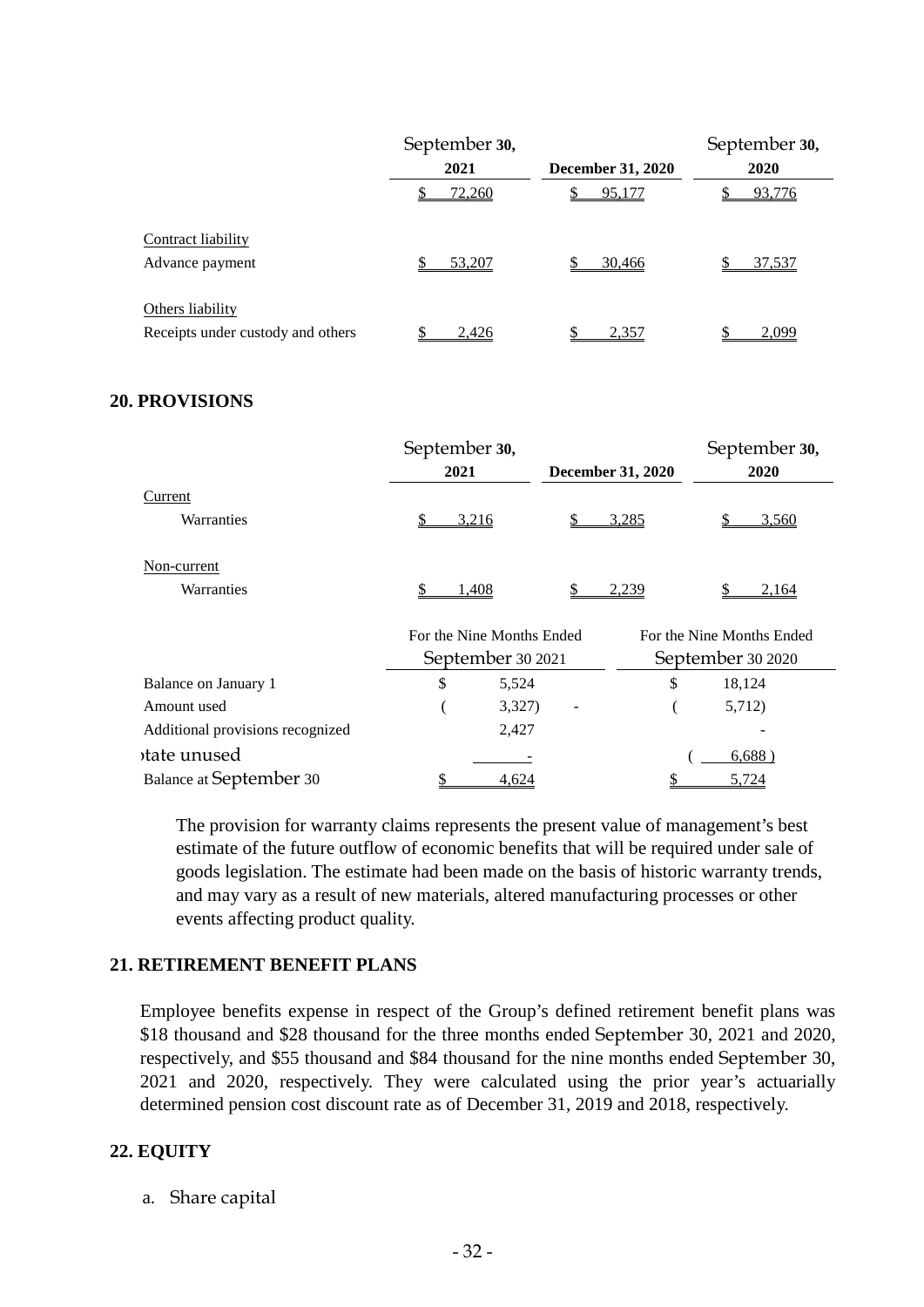| | September 30, 2021 | December 31, 2020 | September 30, 2020 |
|---|---|---|---|
| | $ 72,260 | $ 95,177 | $ 93,776 |
| Contract liability | | | |
| Advance payment | $ 53,207 | $ 30,466 | $ 37,537 |
| Others liability | | | |
| Receipts under custody and others | $ 2,426 | $ 2,357 | $ 2,099 |

## 20. PROVISIONS

| | September 30, 2021 | December 31, 2020 | September 30, 2020 |
|---|---|---|---|
| Current | | | |
| Warranties | $ 3,216 | $ 3,285 | $ 3,560 |
| Non-current | | | |
| Warranties | $ 1,408 | $ 2,239 | $ 2,164 |

| | For the Nine Months Ended September 30 2021 | For the Nine Months Ended September 30 2020 |
|---|---|---|
| Balance on January 1 | $ 5,524 | $ 18,124 |
| Amount used | ( 3,327) | ( 5,712) |
| Additional provisions recognized | 2,427 | - |
| state unused | - | ( 6,688 ) |
| Balance at September 30 | $ 4,624 | $ 5,724 |

The provision for warranty claims represents the present value of management's best estimate of the future outflow of economic benefits that will be required under sale of goods legislation. The estimate had been made on the basis of historic warranty trends, and may vary as a result of new materials, altered manufacturing processes or other events affecting product quality.

## 21. RETIREMENT BENEFIT PLANS

Employee benefits expense in respect of the Group's defined retirement benefit plans was $18 thousand and $28 thousand for the three months ended September 30, 2021 and 2020, respectively, and $55 thousand and $84 thousand for the nine months ended September 30, 2021 and 2020, respectively. They were calculated using the prior year's actuarially determined pension cost discount rate as of December 31, 2019 and 2018, respectively.

## 22. EQUITY

a. Share capital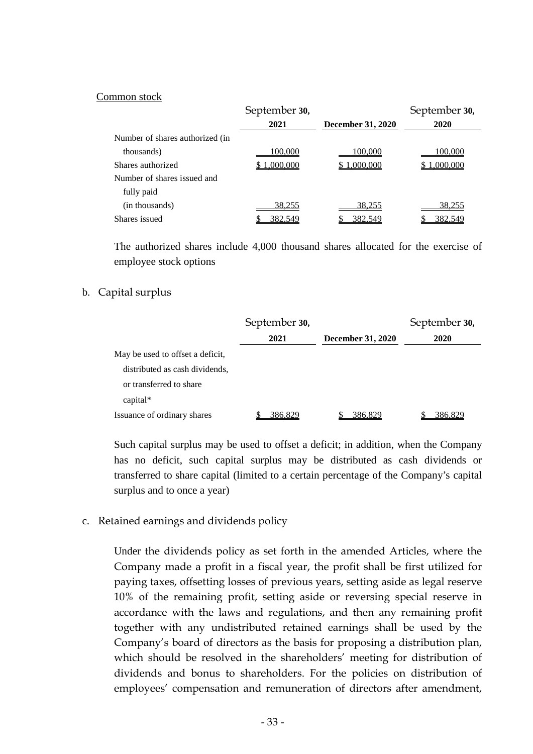Common stock

| | September 30, 2021 | December 31, 2020 | September 30, 2020 |
|---|---|---|---|
| Number of shares authorized (in thousands) | 100,000 | 100,000 | 100,000 |
| Shares authorized | $ 1,000,000 | $ 1,000,000 | $ 1,000,000 |
| Number of shares issued and fully paid (in thousands) | 38,255 | 38,255 | 38,255 |
| Shares issued | $ 382,549 | $ 382,549 | $ 382,549 |

The authorized shares include 4,000 thousand shares allocated for the exercise of employee stock options

b. Capital surplus

| | September 30, 2021 | December 31, 2020 | September 30, 2020 |
|---|---|---|---|
| May be used to offset a deficit, distributed as cash dividends, or transferred to share capital* | | | |
| Issuance of ordinary shares | $ 386,829 | $ 386,829 | $ 386,829 |

Such capital surplus may be used to offset a deficit; in addition, when the Company has no deficit, such capital surplus may be distributed as cash dividends or transferred to share capital (limited to a certain percentage of the Company's capital surplus and to once a year)

c. Retained earnings and dividends policy

Under the dividends policy as set forth in the amended Articles, where the Company made a profit in a fiscal year, the profit shall be first utilized for paying taxes, offsetting losses of previous years, setting aside as legal reserve 10% of the remaining profit, setting aside or reversing special reserve in accordance with the laws and regulations, and then any remaining profit together with any undistributed retained earnings shall be used by the Company's board of directors as the basis for proposing a distribution plan, which should be resolved in the shareholders' meeting for distribution of dividends and bonus to shareholders. For the policies on distribution of employees' compensation and remuneration of directors after amendment,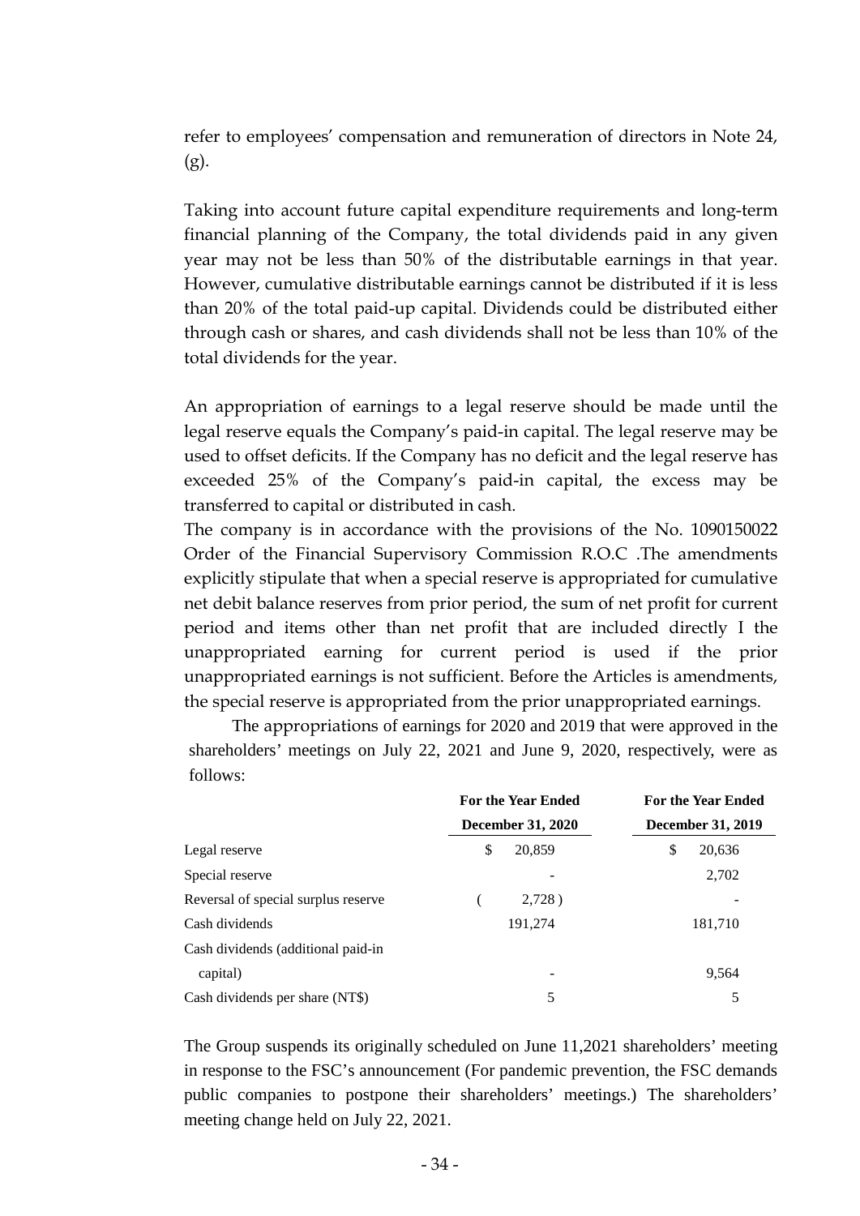refer to employees' compensation and remuneration of directors in Note 24, (g).

Taking into account future capital expenditure requirements and long-term financial planning of the Company, the total dividends paid in any given year may not be less than 50% of the distributable earnings in that year. However, cumulative distributable earnings cannot be distributed if it is less than 20% of the total paid-up capital. Dividends could be distributed either through cash or shares, and cash dividends shall not be less than 10% of the total dividends for the year.

An appropriation of earnings to a legal reserve should be made until the legal reserve equals the Company's paid-in capital. The legal reserve may be used to offset deficits. If the Company has no deficit and the legal reserve has exceeded 25% of the Company's paid-in capital, the excess may be transferred to capital or distributed in cash.

The company is in accordance with the provisions of the No. 1090150022 Order of the Financial Supervisory Commission R.O.C .The amendments explicitly stipulate that when a special reserve is appropriated for cumulative net debit balance reserves from prior period, the sum of net profit for current period and items other than net profit that are included directly I the unappropriated earning for current period is used if the prior unappropriated earnings is not sufficient. Before the Articles is amendments, the special reserve is appropriated from the prior unappropriated earnings.

The appropriations of earnings for 2020 and 2019 that were approved in the shareholders' meetings on July 22, 2021 and June 9, 2020, respectively, were as follows:

| | For the Year Ended December 31, 2020 | For the Year Ended December 31, 2019 |
|---|---|---|
| Legal reserve | $ 20,859 | $ 20,636 |
| Special reserve | - | 2,702 |
| Reversal of special surplus reserve | ( 2,728 ) | - |
| Cash dividends | 191,274 | 181,710 |
| Cash dividends (additional paid-in capital) | - | 9,564 |
| Cash dividends per share (NT$) | 5 | 5 |

The Group suspends its originally scheduled on June 11,2021 shareholders' meeting in response to the FSC's announcement (For pandemic prevention, the FSC demands public companies to postpone their shareholders' meetings.) The shareholders' meeting change held on July 22, 2021.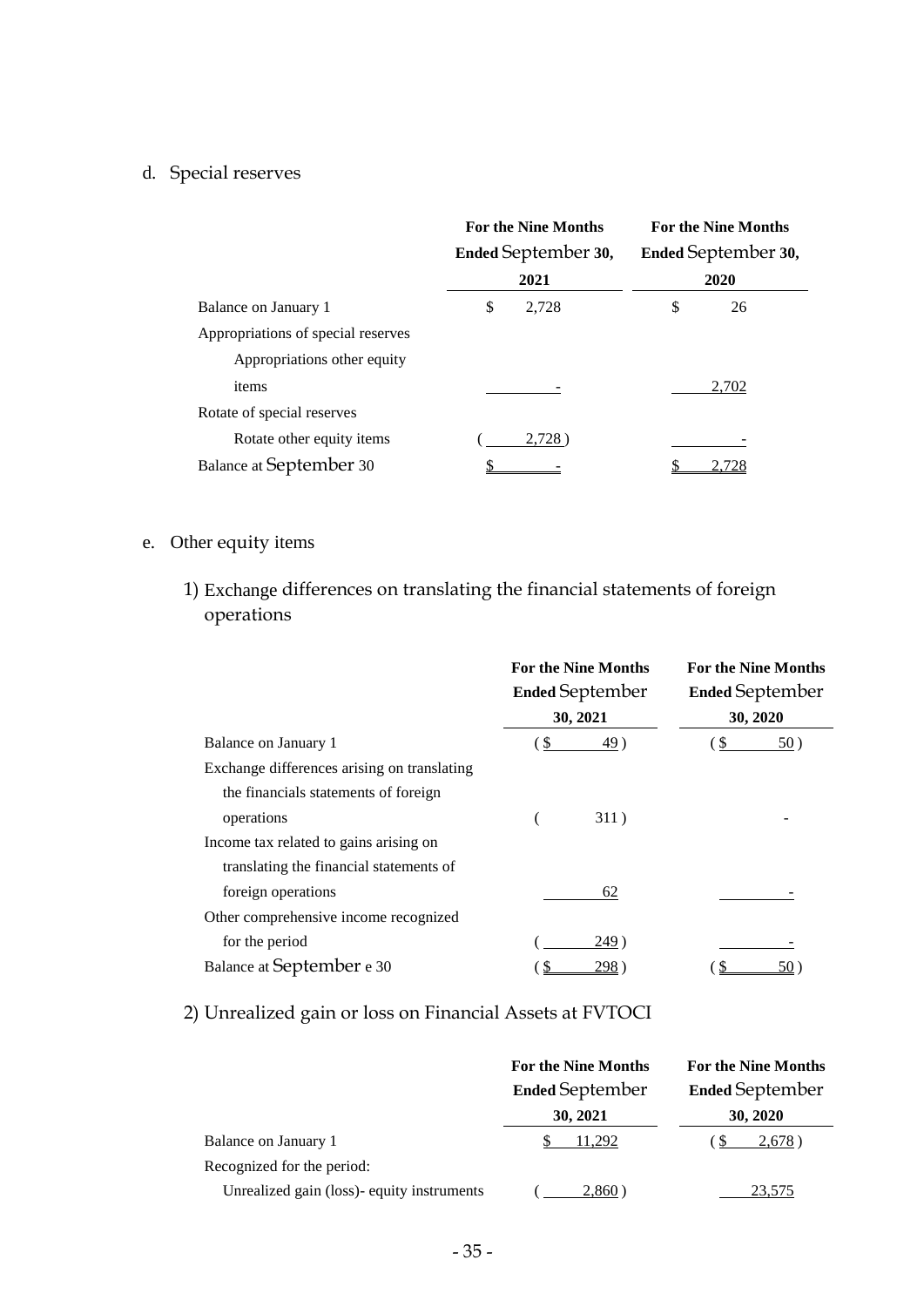d. Special reserves

| | For the Nine Months Ended September 30, 2021 | For the Nine Months Ended September 30, 2020 |
|---|---|---|
| Balance on January 1 | $ 2,728 | $ 26 |
| Appropriations of special reserves | | |
| Appropriations other equity items | - | 2,702 |
| Rotate of special reserves | | |
| Rotate other equity items | ( 2,728 ) | - |
| Balance at September 30 | $ - | $ 2,728 |

e. Other equity items

1) Exchange differences on translating the financial statements of foreign operations

| | For the Nine Months Ended September 30, 2021 | For the Nine Months Ended September 30, 2020 |
|---|---|---|
| Balance on January 1 | ( $ 49 ) | ( $ 50 ) |
| Exchange differences arising on translating the financials statements of foreign operations | ( 311 ) | - |
| Income tax related to gains arising on translating the financial statements of foreign operations | 62 | - |
| Other comprehensive income recognized for the period | ( 249 ) | - |
| Balance at September e 30 | ( $ 298 ) | ( $ 50 ) |

2) Unrealized gain or loss on Financial Assets at FVTOCI

| | For the Nine Months Ended September 30, 2021 | For the Nine Months Ended September 30, 2020 |
|---|---|---|
| Balance on January 1 | $ 11,292 | ( $ 2,678 ) |
| Recognized for the period: | | |
| Unrealized gain (loss)- equity instruments | ( 2,860 ) | 23,575 |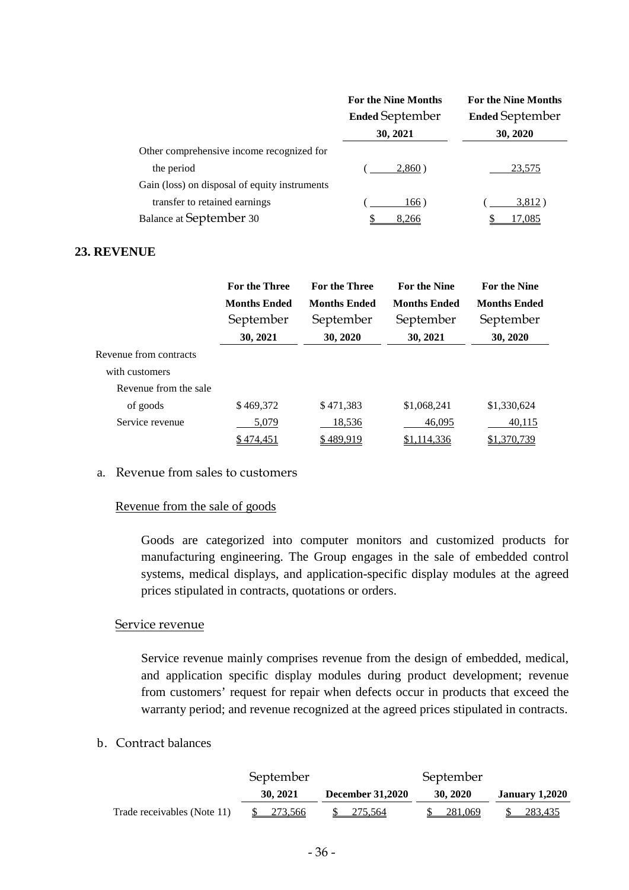| | For the Nine Months Ended September 30, 2021 | For the Nine Months Ended September 30, 2020 |
|---|---|---|
| Other comprehensive income recognized for the period | ( 2,860 ) | 23,575 |
| Gain (loss) on disposal of equity instruments transfer to retained earnings | ( 166 ) | ( 3,812 ) |
| Balance at September 30 | $ 8,266 | $ 17,085 |

## 23. REVENUE

| | For the Three Months Ended September 30, 2021 | For the Three Months Ended September 30, 2020 | For the Nine Months Ended September 30, 2021 | For the Nine Months Ended September 30, 2020 |
|---|---|---|---|---|
| Revenue from contracts with customers | | | | |
| Revenue from the sale of goods | $ 469,372 | $ 471,383 | $1,068,241 | $1,330,624 |
| Service revenue | 5,079 | 18,536 | 46,095 | 40,115 |
| | $ 474,451 | $ 489,919 | $1,114,336 | $1,370,739 |

a. Revenue from sales to customers

Revenue from the sale of goods

Goods are categorized into computer monitors and customized products for manufacturing engineering. The Group engages in the sale of embedded control systems, medical displays, and application-specific display modules at the agreed prices stipulated in contracts, quotations or orders.

Service revenue

Service revenue mainly comprises revenue from the design of embedded, medical, and application specific display modules during product development; revenue from customers' request for repair when defects occur in products that exceed the warranty period; and revenue recognized at the agreed prices stipulated in contracts.

b. Contract balances

| | September 30, 2021 | December 31,2020 | September 30, 2020 | January 1,2020 |
|---|---|---|---|---|
| Trade receivables (Note 11) | $ 273,566 | $ 275,564 | $ 281,069 | $ 283,435 |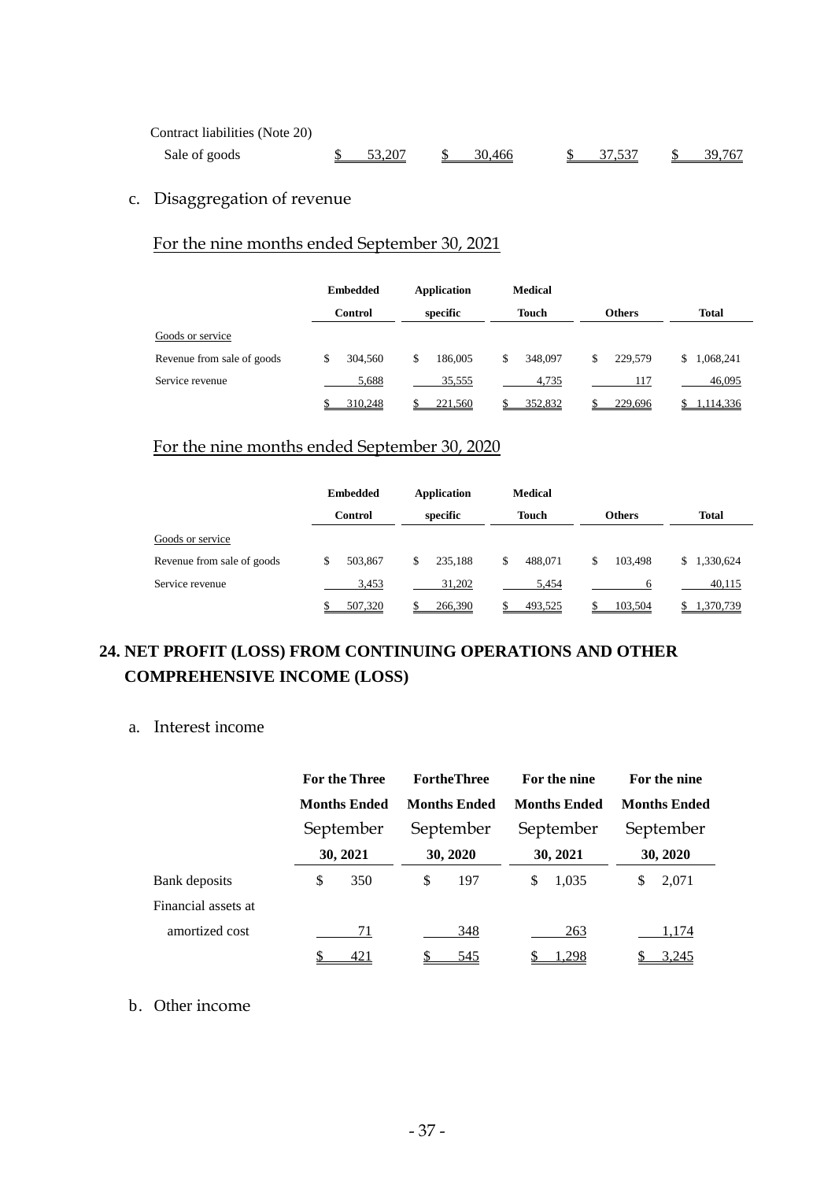| | | | | |
|---|---|---|---|---|
| Contract liabilities (Note 20) | | | | |
| Sale of goods | $ 53,207 | $ 30,466 | $ 37,537 | $ 39,767 |

c. Disaggregation of revenue

For the nine months ended September 30, 2021

| | Embedded Control | Application specific | Medical Touch | Others | Total |
|---|---|---|---|---|---|
| Goods or service | | | | | |
| Revenue from sale of goods | $ 304,560 | $ 186,005 | $ 348,097 | $ 229,579 | $ 1,068,241 |
| Service revenue | 5,688 | 35,555 | 4,735 | 117 | 46,095 |
| | $ 310,248 | $ 221,560 | $ 352,832 | $ 229,696 | $ 1,114,336 |

For the nine months ended September 30, 2020

| | Embedded Control | Application specific | Medical Touch | Others | Total |
|---|---|---|---|---|---|
| Goods or service | | | | | |
| Revenue from sale of goods | $ 503,867 | $ 235,188 | $ 488,071 | $ 103,498 | $ 1,330,624 |
| Service revenue | 3,453 | 31,202 | 5,454 | 6 | 40,115 |
| | $ 507,320 | $ 266,390 | $ 493,525 | $ 103,504 | $ 1,370,739 |

## 24. NET PROFIT (LOSS) FROM CONTINUING OPERATIONS AND OTHER COMPREHENSIVE INCOME (LOSS)

a. Interest income

| | For the Three Months Ended September 30, 2021 | FortheThree Months Ended September 30, 2020 | For the nine Months Ended September 30, 2021 | For the nine Months Ended September 30, 2020 |
|---|---|---|---|---|
| Bank deposits | $ 350 | $ 197 | $ 1,035 | $ 2,071 |
| Financial assets at amortized cost | 71 | 348 | 263 | 1,174 |
| | $ 421 | $ 545 | $ 1,298 | $ 3,245 |

b. Other income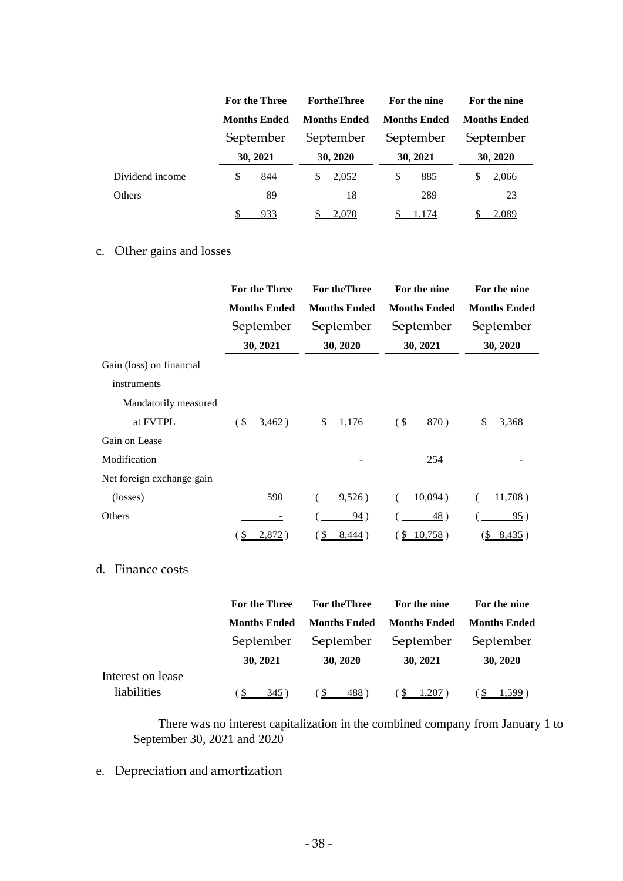| | For the Three Months Ended September 30, 2021 | FortheThree Months Ended September 30, 2020 | For the nine Months Ended September 30, 2021 | For the nine Months Ended September 30, 2020 |
|---|---|---|---|---|
| Dividend income | $ 844 | $ 2,052 | $ 885 | $ 2,066 |
| Others | 89 | 18 | 289 | 23 |
| | $ 933 | $ 2,070 | $ 1,174 | $ 2,089 |

c. Other gains and losses

| | For the Three Months Ended September 30, 2021 | For theThree Months Ended September 30, 2020 | For the nine Months Ended September 30, 2021 | For the nine Months Ended September 30, 2020 |
|---|---|---|---|---|
| Gain (loss) on financial instruments | | | | |
| Mandatorily measured at FVTPL | ( $ 3,462 ) | $ 1,176 | ( $ 870 ) | $ 3,368 |
| Gain on Lease Modification | | - | 254 | - |
| Net foreign exchange gain (losses) | 590 | ( 9,526 ) | ( 10,094 ) | ( 11,708 ) |
| Others | - | ( 94 ) | ( 48 ) | ( 95 ) |
| | ( $ 2,872 ) | ( $ 8,444 ) | ( $ 10,758 ) | ( $ 8,435 ) |

d. Finance costs

| | For the Three Months Ended September 30, 2021 | For theThree Months Ended September 30, 2020 | For the nine Months Ended September 30, 2021 | For the nine Months Ended September 30, 2020 |
|---|---|---|---|---|
| Interest on lease liabilities | ( $ 345 ) | ( $ 488 ) | ( $ 1,207 ) | ( $ 1,599 ) |

There was no interest capitalization in the combined company from January 1 to September 30, 2021 and 2020

e. Depreciation and amortization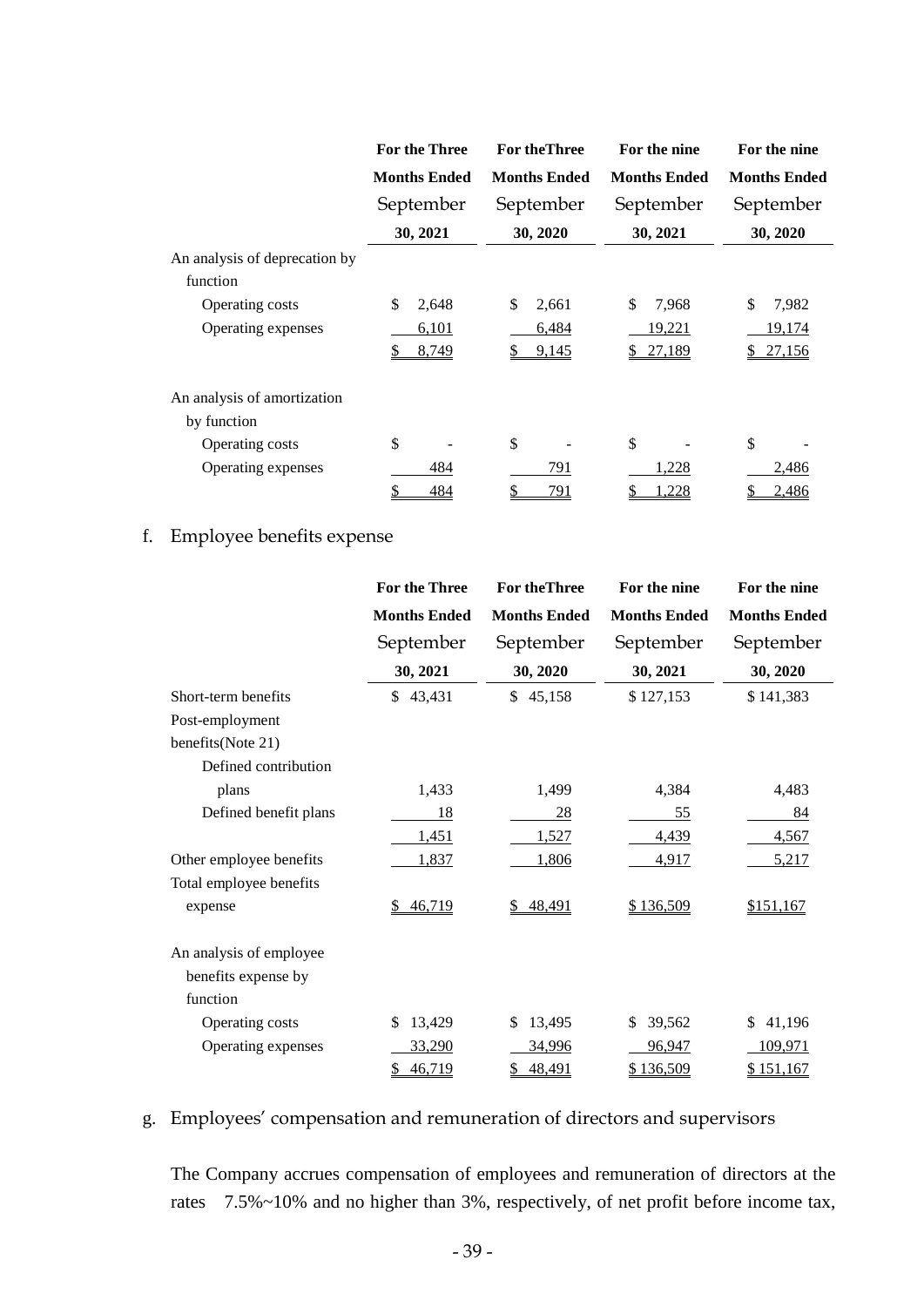| | For the Three Months Ended September 30, 2021 | For theThree Months Ended September 30, 2020 | For the nine Months Ended September 30, 2021 | For the nine Months Ended September 30, 2020 |
|---|---|---|---|---|
| An analysis of deprecation by function | | | | |
| Operating costs | $ 2,648 | $ 2,661 | $ 7,968 | $ 7,982 |
| Operating expenses | 6,101 | 6,484 | 19,221 | 19,174 |
| | $ 8,749 | $ 9,145 | $ 27,189 | $ 27,156 |
| | | | | |
| An analysis of amortization by function | | | | |
| Operating costs | $ - | $ - | $ - | $ - |
| Operating expenses | 484 | 791 | 1,228 | 2,486 |
| | $ 484 | $ 791 | $ 1,228 | $ 2,486 |

f. Employee benefits expense

| | For the Three Months Ended September 30, 2021 | For theThree Months Ended September 30, 2020 | For the nine Months Ended September 30, 2021 | For the nine Months Ended September 30, 2020 |
|---|---|---|---|---|
| Short-term benefits | $ 43,431 | $ 45,158 | $ 127,153 | $ 141,383 |
| Post-employment benefits(Note 21) | | | | |
| Defined contribution plans | 1,433 | 1,499 | 4,384 | 4,483 |
| Defined benefit plans | 18 | 28 | 55 | 84 |
| | 1,451 | 1,527 | 4,439 | 4,567 |
| Other employee benefits | 1,837 | 1,806 | 4,917 | 5,217 |
| Total employee benefits expense | $ 46,719 | $ 48,491 | $ 136,509 | $151,167 |
| | | | | |
| An analysis of employee benefits expense by function | | | | |
| Operating costs | $ 13,429 | $ 13,495 | $ 39,562 | $ 41,196 |
| Operating expenses | 33,290 | 34,996 | 96,947 | 109,971 |
| | $ 46,719 | $ 48,491 | $ 136,509 | $ 151,167 |

g. Employees' compensation and remuneration of directors and supervisors

The Company accrues compensation of employees and remuneration of directors at the rates 7.5%~10% and no higher than 3%, respectively, of net profit before income tax,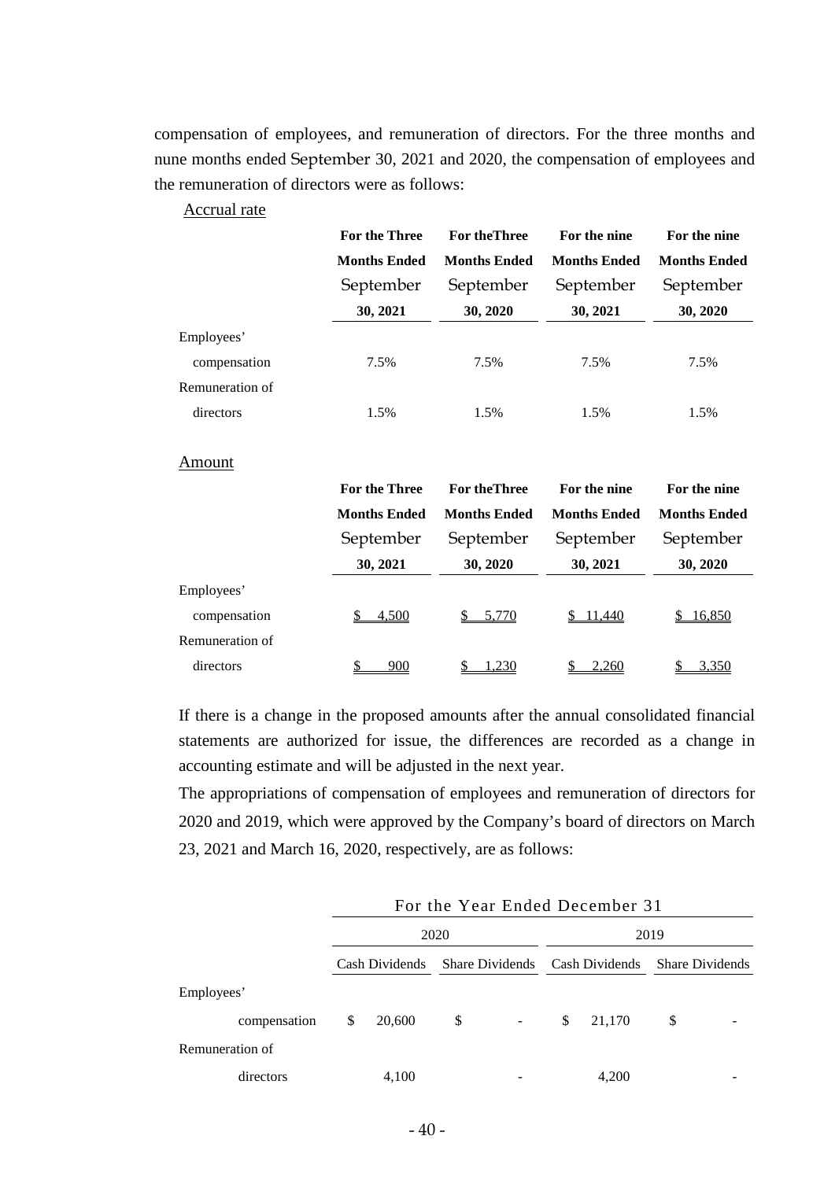compensation of employees, and remuneration of directors. For the three months and nune months ended September 30, 2021 and 2020, the compensation of employees and the remuneration of directors were as follows:

Accrual rate

| | For the Three Months Ended September 30, 2021 | For theThree Months Ended September 30, 2020 | For the nine Months Ended September 30, 2021 | For the nine Months Ended September 30, 2020 |
|---|---|---|---|---|
| Employees' compensation | 7.5% | 7.5% | 7.5% | 7.5% |
| Remuneration of directors | 1.5% | 1.5% | 1.5% | 1.5% |

Amount

| | For the Three Months Ended September 30, 2021 | For theThree Months Ended September 30, 2020 | For the nine Months Ended September 30, 2021 | For the nine Months Ended September 30, 2020 |
|---|---|---|---|---|
| Employees' compensation | $ 4,500 | $ 5,770 | $ 11,440 | $ 16,850 |
| Remuneration of directors | $ 900 | $ 1,230 | $ 2,260 | $ 3,350 |

If there is a change in the proposed amounts after the annual consolidated financial statements are authorized for issue, the differences are recorded as a change in accounting estimate and will be adjusted in the next year.

The appropriations of compensation of employees and remuneration of directors for 2020 and 2019, which were approved by the Company's board of directors on March 23, 2021 and March 16, 2020, respectively, are as follows:

| | For the Year Ended December 31 | | | |
|---|---|---|---|---|
| | 2020 | | 2019 | |
| | Cash Dividends | Share Dividends | Cash Dividends | Share Dividends |
| Employees' compensation | $ 20,600 | $ - | $ 21,170 | $ - |
| Remuneration of directors | 4,100 | - | 4,200 | - |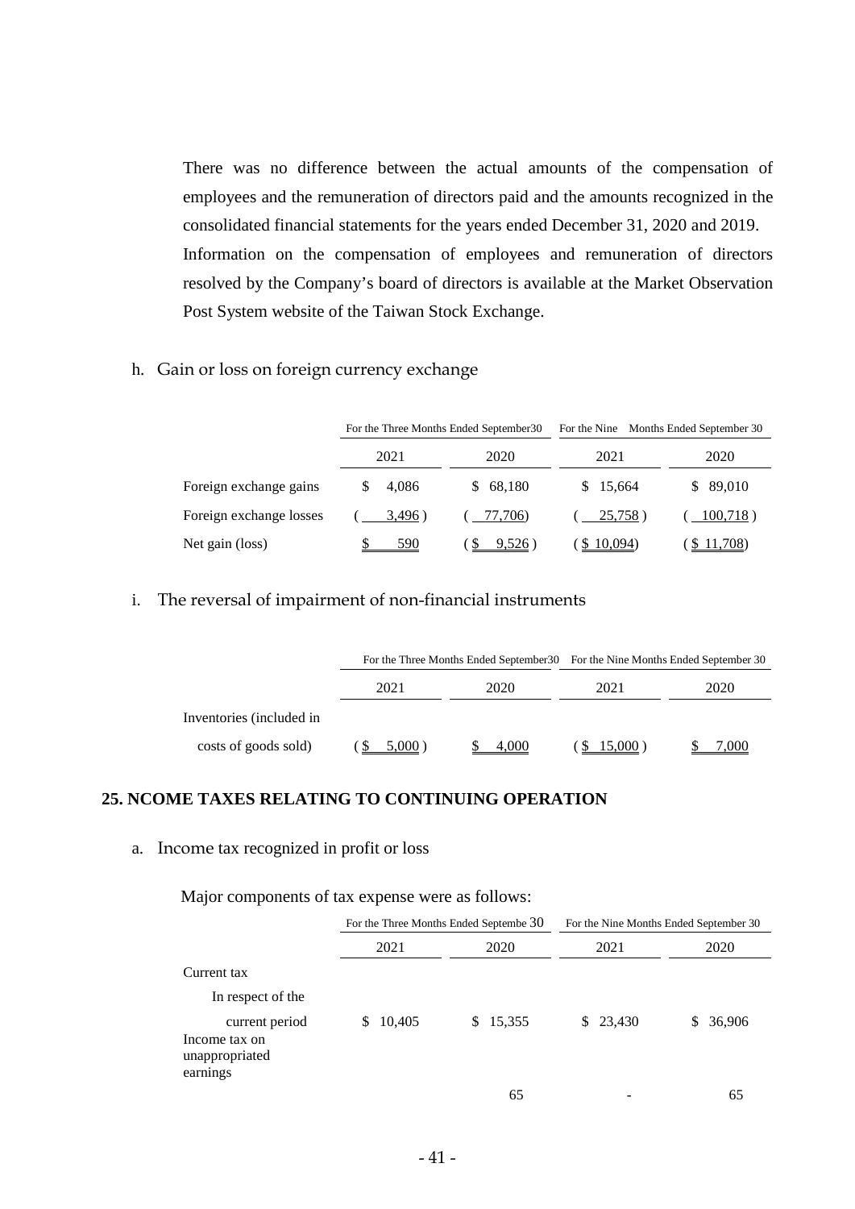There was no difference between the actual amounts of the compensation of employees and the remuneration of directors paid and the amounts recognized in the consolidated financial statements for the years ended December 31, 2020 and 2019.

Information on the compensation of employees and remuneration of directors resolved by the Company's board of directors is available at the Market Observation Post System website of the Taiwan Stock Exchange.

h. Gain or loss on foreign currency exchange

| | For the Three Months Ended September30 | | For the Nine Months Ended September 30 | |
|---|---|---|---|---|
| | 2021 | 2020 | 2021 | 2020 |
| Foreign exchange gains | $ 4,086 | $ 68,180 | $ 15,664 | $ 89,010 |
| Foreign exchange losses | ( 3,496 ) | ( 77,706) | ( 25,758 ) | ( 100,718 ) |
| Net gain (loss) | $ 590 | ( $ 9,526 ) | ( $ 10,094) | ( $ 11,708) |

i. The reversal of impairment of non-financial instruments

| | For the Three Months Ended September30 | | For the Nine Months Ended September 30 | |
|---|---|---|---|---|
| | 2021 | 2020 | 2021 | 2020 |
| Inventories (included in costs of goods sold) | ( $ 5,000 ) | $ 4,000 | ( $ 15,000 ) | $ 7,000 |

## 25. NCOME TAXES RELATING TO CONTINUING OPERATION

a. Income tax recognized in profit or loss

Major components of tax expense were as follows:

| | For the Three Months Ended Septembe 30 | | For the Nine Months Ended September 30 | |
|---|---|---|---|---|
| | 2021 | 2020 | 2021 | 2020 |
| Current tax | | | | |
| In respect of the current period | $ 10,405 | $ 15,355 | $ 23,430 | $ 36,906 |
| Income tax on unappropriated earnings | | 65 | - | 65 |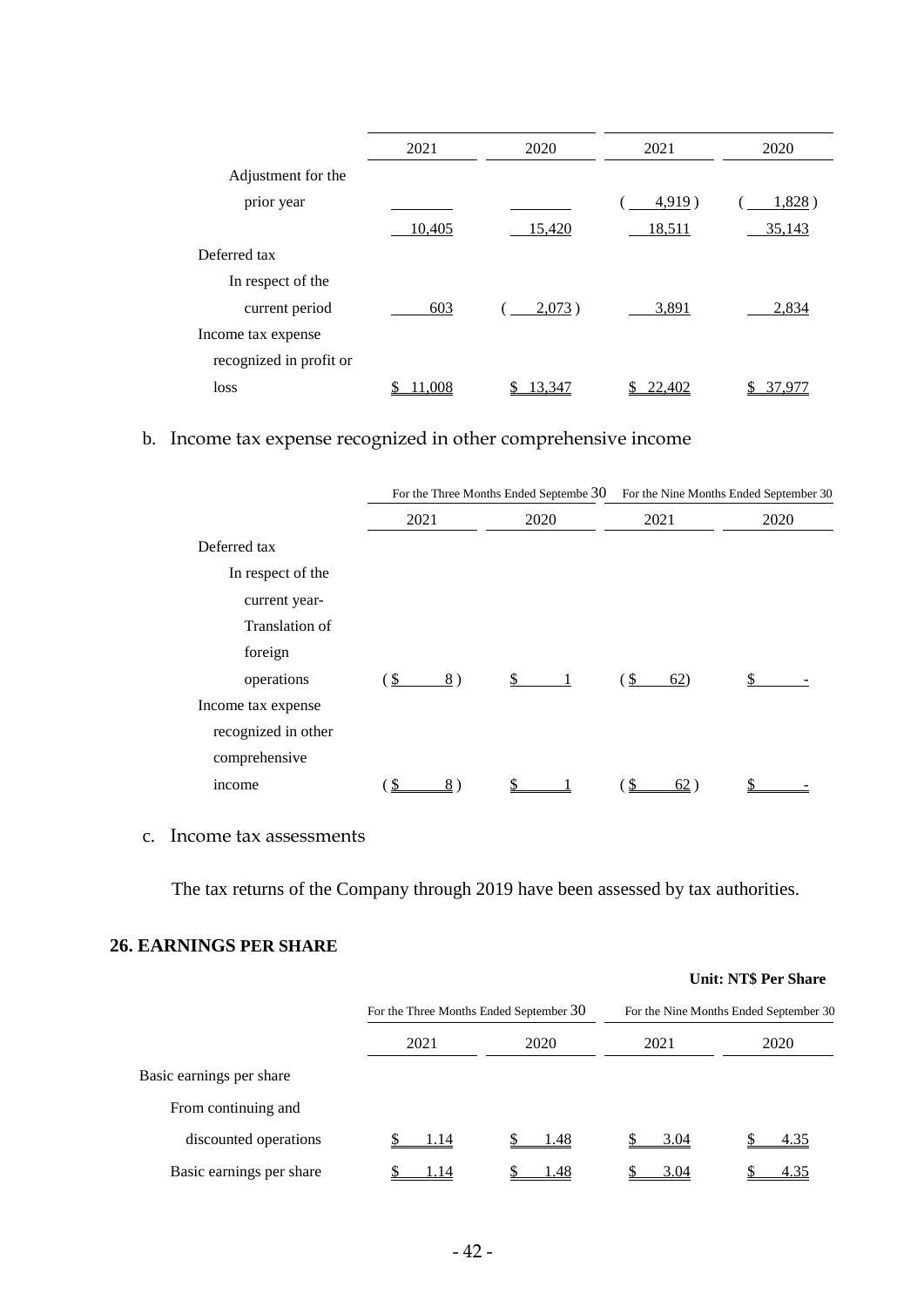| | 2021 | 2020 | 2021 | 2020 |
|---|---|---|---|---|
| Adjustment for the prior year | | | ( 4,919 ) | ( 1,828 ) |
| | 10,405 | 15,420 | 18,511 | 35,143 |
| Deferred tax | | | | |
| In respect of the current period | 603 | ( 2,073 ) | 3,891 | 2,834 |
| Income tax expense recognized in profit or loss | $ 11,008 | $ 13,347 | $ 22,402 | $ 37,977 |

b. Income tax expense recognized in other comprehensive income

| | For the Three Months Ended Septembe 30 | | For the Nine Months Ended September 30 | |
|---|---|---|---|---|
| | 2021 | 2020 | 2021 | 2020 |
| Deferred tax | | | | |
| In respect of the current year- Translation of foreign operations | ( $ 8 ) | $ 1 | ( $ 62) | $ - |
| Income tax expense recognized in other comprehensive income | ( $ 8 ) | $ 1 | ( $ 62 ) | $ - |

c. Income tax assessments

The tax returns of the Company through 2019 have been assessed by tax authorities.

## 26. EARNINGS PER SHARE

**Unit: NT$ Per Share**

| | For the Three Months Ended September 30 | | For the Nine Months Ended September 30 | |
|---|---|---|---|---|
| | 2021 | 2020 | 2021 | 2020 |
| Basic earnings per share | | | | |
| From continuing and discounted operations | $ 1.14 | $ 1.48 | $ 3.04 | $ 4.35 |
| Basic earnings per share | $ 1.14 | $ 1.48 | $ 3.04 | $ 4.35 |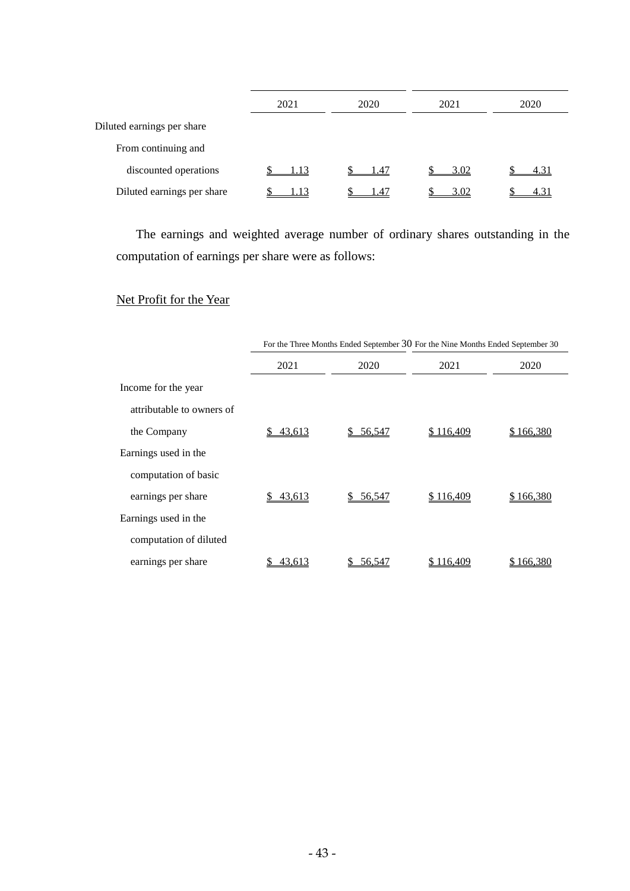| | 2021 | 2020 | 2021 | 2020 |
|---|---|---|---|---|
| Diluted earnings per share | | | | |
| From continuing and discounted operations | $ 1.13 | $ 1.47 | $ 3.02 | $ 4.31 |
| Diluted earnings per share | $ 1.13 | $ 1.47 | $ 3.02 | $ 4.31 |

The earnings and weighted average number of ordinary shares outstanding in the computation of earnings per share were as follows:

Net Profit for the Year

| | For the Three Months Ended September 30 | | For the Nine Months Ended September 30 | |
|---|---|---|---|---|
| | 2021 | 2020 | 2021 | 2020 |
| Income for the year attributable to owners of the Company | $ 43,613 | $ 56,547 | $ 116,409 | $ 166,380 |
| Earnings used in the computation of basic earnings per share | $ 43,613 | $ 56,547 | $ 116,409 | $ 166,380 |
| Earnings used in the computation of diluted earnings per share | $ 43,613 | $ 56,547 | $ 116,409 | $ 166,380 |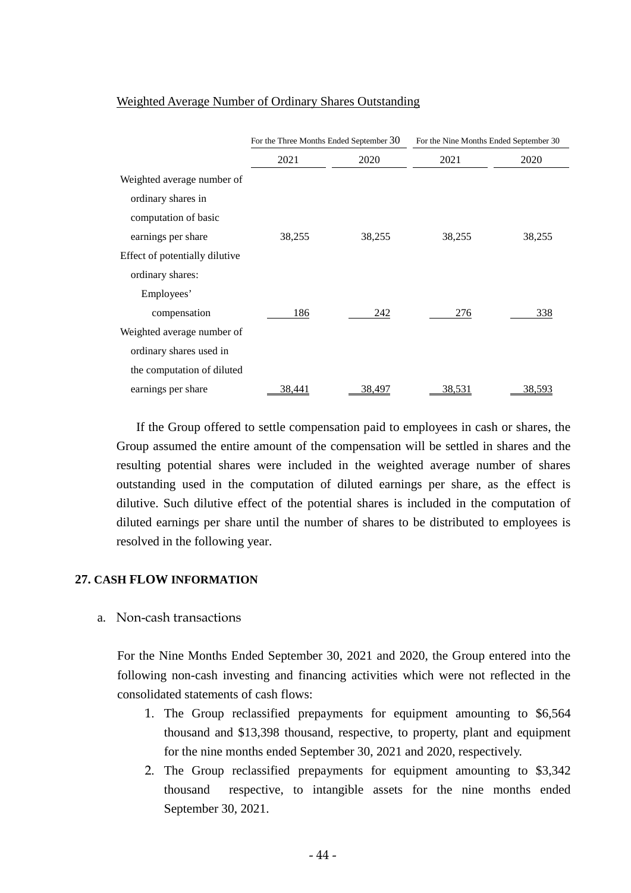Weighted Average Number of Ordinary Shares Outstanding

| | For the Three Months Ended September 30 | | For the Nine Months Ended September 30 | |
|---|---|---|---|---|
| | 2021 | 2020 | 2021 | 2020 |
| Weighted average number of ordinary shares in computation of basic earnings per share | 38,255 | 38,255 | 38,255 | 38,255 |
| Effect of potentially dilutive ordinary shares: | | | | |
| Employees' compensation | 186 | 242 | 276 | 338 |
| Weighted average number of ordinary shares used in the computation of diluted earnings per share | 38,441 | 38,497 | 38,531 | 38,593 |

If the Group offered to settle compensation paid to employees in cash or shares, the Group assumed the entire amount of the compensation will be settled in shares and the resulting potential shares were included in the weighted average number of shares outstanding used in the computation of diluted earnings per share, as the effect is dilutive. Such dilutive effect of the potential shares is included in the computation of diluted earnings per share until the number of shares to be distributed to employees is resolved in the following year.

## 27. CASH FLOW INFORMATION

a. Non-cash transactions

For the Nine Months Ended September 30, 2021 and 2020, the Group entered into the following non-cash investing and financing activities which were not reflected in the consolidated statements of cash flows:

1. The Group reclassified prepayments for equipment amounting to $6,564 thousand and $13,398 thousand, respective, to property, plant and equipment for the nine months ended September 30, 2021 and 2020, respectively.
2. The Group reclassified prepayments for equipment amounting to $3,342 thousand respective, to intangible assets for the nine months ended September 30, 2021.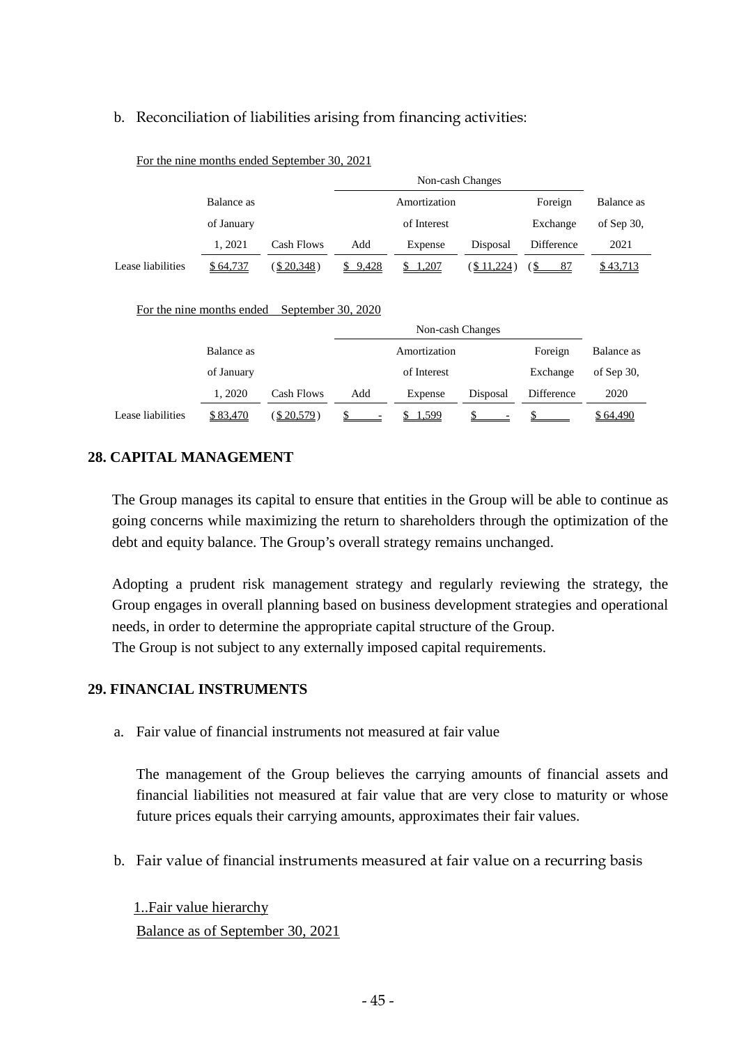b. Reconciliation of liabilities arising from financing activities:

For the nine months ended September 30, 2021

| | Balance as of January 1, 2021 | Cash Flows | Non-cash Changes | | | | Balance as of Sep 30, 2021 |
|---|---|---|---|---|---|---|---|
| | | | Add | Amortization of Interest Expense | Disposal | Foreign Exchange Difference | |
| Lease liabilities | $ 64,737 | ($ 20,348) | $ 9,428 | $ 1,207 | ($ 11,224) | ($ 87) | $ 43,713 |

For the nine months ended September 30, 2020

| | Balance as of January 1, 2020 | Cash Flows | Non-cash Changes | | | | Balance as of Sep 30, 2020 |
|---|---|---|---|---|---|---|---|
| | | | Add | Amortization of Interest Expense | Disposal | Foreign Exchange Difference | |
| Lease liabilities | $ 83,470 | ($ 20,579) | $ - | $ 1,599 | $ - | $ | $ 64,490 |

## 28. CAPITAL MANAGEMENT

The Group manages its capital to ensure that entities in the Group will be able to continue as going concerns while maximizing the return to shareholders through the optimization of the debt and equity balance. The Group's overall strategy remains unchanged.

Adopting a prudent risk management strategy and regularly reviewing the strategy, the Group engages in overall planning based on business development strategies and operational needs, in order to determine the appropriate capital structure of the Group.
The Group is not subject to any externally imposed capital requirements.

## 29. FINANCIAL INSTRUMENTS

a. Fair value of financial instruments not measured at fair value

The management of the Group believes the carrying amounts of financial assets and financial liabilities not measured at fair value that are very close to maturity or whose future prices equals their carrying amounts, approximates their fair values.

b. Fair value of financial instruments measured at fair value on a recurring basis

1..Fair value hierarchy

Balance as of September 30, 2021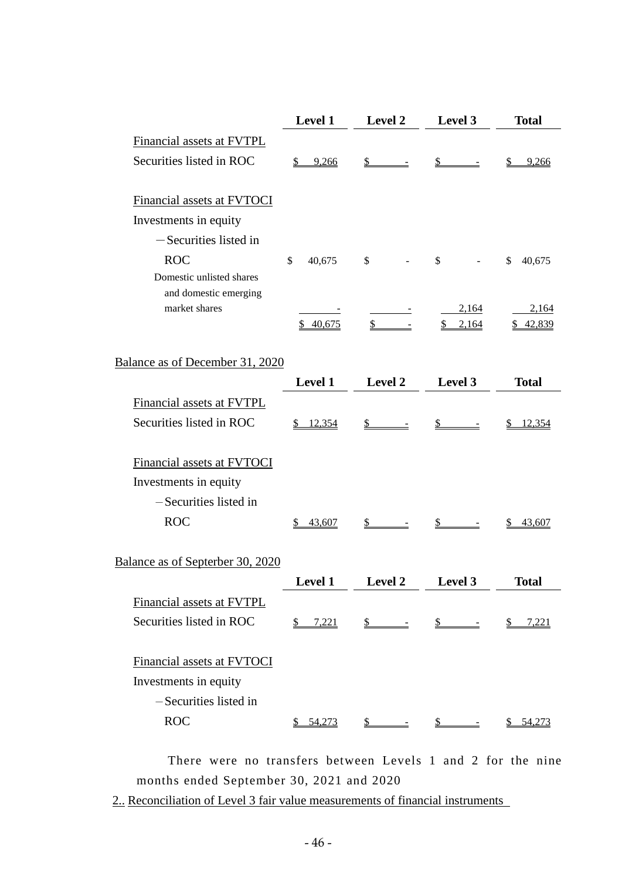| | Level 1 | Level 2 | Level 3 | Total |
|---|---|---|---|---|
| Financial assets at FVTPL | | | | |
| Securities listed in ROC | $ 9,266 | $ - | $ - | $ 9,266 |
| | | | | |
| Financial assets at FVTOCI | | | | |
| Investments in equity | | | | |
| －Securities listed in ROC | $ 40,675 | $ - | $ - | $ 40,675 |
| Domestic unlisted shares and domestic emerging market shares | - | - | 2,164 | 2,164 |
| | $ 40,675 | $ - | $ 2,164 | $ 42,839 |

Balance as of December 31, 2020

| | Level 1 | Level 2 | Level 3 | Total |
|---|---|---|---|---|
| Financial assets at FVTPL | | | | |
| Securities listed in ROC | $ 12,354 | $ - | $ - | $ 12,354 |
| | | | | |
| Financial assets at FVTOCI | | | | |
| Investments in equity | | | | |
| －Securities listed in ROC | $ 43,607 | $ - | $ - | $ 43,607 |

Balance as of Septerber 30, 2020

| | Level 1 | Level 2 | Level 3 | Total |
|---|---|---|---|---|
| Financial assets at FVTPL | | | | |
| Securities listed in ROC | $ 7,221 | $ - | $ - | $ 7,221 |
| | | | | |
| Financial assets at FVTOCI | | | | |
| Investments in equity | | | | |
| －Securities listed in ROC | $ 54,273 | $ - | $ - | $ 54,273 |

There were no transfers between Levels 1 and 2 for the nine months ended September 30, 2021 and 2020

2.. Reconciliation of Level 3 fair value measurements of financial instruments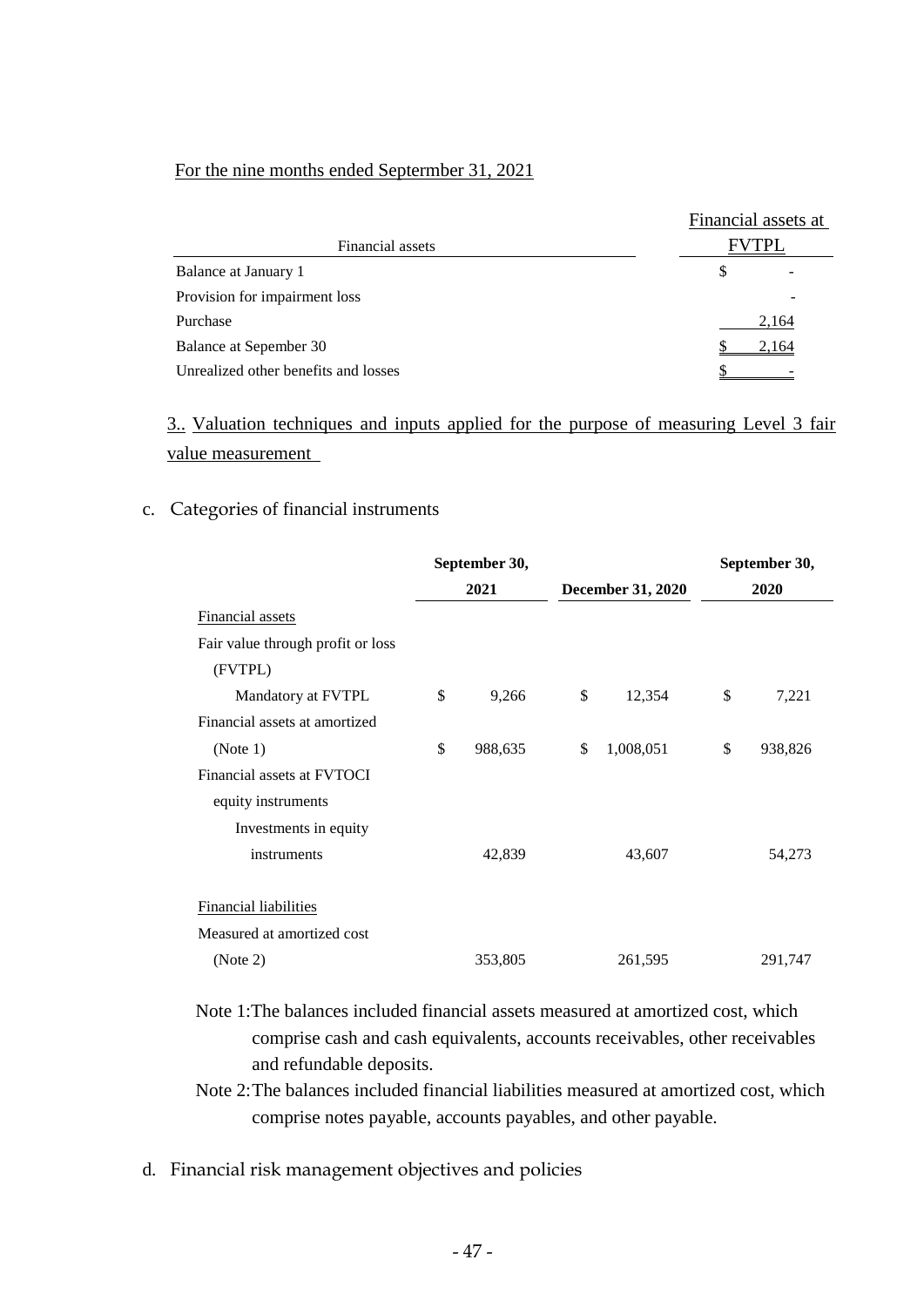For the nine months ended Septermber 31, 2021

| Financial assets | Financial assets at FVTPL |
|---|---|
| Balance at January 1 | $ - |
| Provision for impairment loss | - |
| Purchase | 2,164 |
| Balance at Sepember 30 | $ 2,164 |
| Unrealized other benefits and losses | $ - |

3.. Valuation techniques and inputs applied for the purpose of measuring Level 3 fair value measurement

c. Categories of financial instruments

| | September 30, 2021 | December 31, 2020 | September 30, 2020 |
|---|---|---|---|
| Financial assets | | | |
| Fair value through profit or loss (FVTPL) | | | |
| Mandatory at FVTPL | $ 9,266 | $ 12,354 | $ 7,221 |
| Financial assets at amortized (Note 1) | $ 988,635 | $ 1,008,051 | $ 938,826 |
| Financial assets at FVTOCI equity instruments | | | |
| Investments in equity instruments | 42,839 | 43,607 | 54,273 |
| Financial liabilities | | | |
| Measured at amortized cost (Note 2) | 353,805 | 261,595 | 291,747 |

Note 1: The balances included financial assets measured at amortized cost, which comprise cash and cash equivalents, accounts receivables, other receivables and refundable deposits.

Note 2: The balances included financial liabilities measured at amortized cost, which comprise notes payable, accounts payables, and other payable.

d. Financial risk management objectives and policies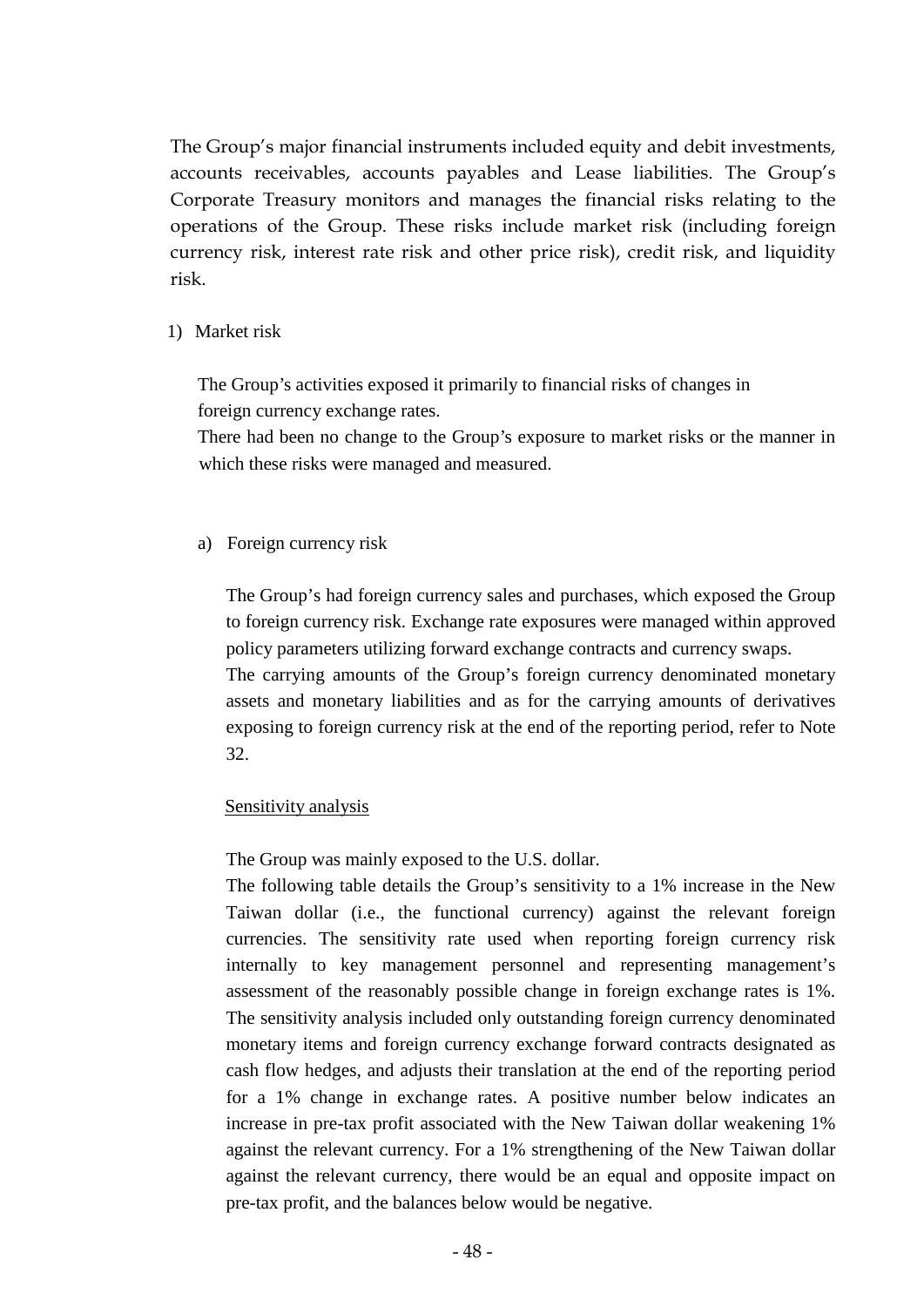The Group's major financial instruments included equity and debit investments, accounts receivables, accounts payables and Lease liabilities. The Group's Corporate Treasury monitors and manages the financial risks relating to the operations of the Group. These risks include market risk (including foreign currency risk, interest rate risk and other price risk), credit risk, and liquidity risk.

1) Market risk

The Group's activities exposed it primarily to financial risks of changes in foreign currency exchange rates.
There had been no change to the Group's exposure to market risks or the manner in which these risks were managed and measured.

a) Foreign currency risk

The Group's had foreign currency sales and purchases, which exposed the Group to foreign currency risk. Exchange rate exposures were managed within approved policy parameters utilizing forward exchange contracts and currency swaps.
The carrying amounts of the Group's foreign currency denominated monetary assets and monetary liabilities and as for the carrying amounts of derivatives exposing to foreign currency risk at the end of the reporting period, refer to Note 32.

<u>Sensitivity analysis</u>

The Group was mainly exposed to the U.S. dollar.
The following table details the Group's sensitivity to a 1% increase in the New Taiwan dollar (i.e., the functional currency) against the relevant foreign currencies. The sensitivity rate used when reporting foreign currency risk internally to key management personnel and representing management's assessment of the reasonably possible change in foreign exchange rates is 1%. The sensitivity analysis included only outstanding foreign currency denominated monetary items and foreign currency exchange forward contracts designated as cash flow hedges, and adjusts their translation at the end of the reporting period for a 1% change in exchange rates. A positive number below indicates an increase in pre-tax profit associated with the New Taiwan dollar weakening 1% against the relevant currency. For a 1% strengthening of the New Taiwan dollar against the relevant currency, there would be an equal and opposite impact on pre-tax profit, and the balances below would be negative.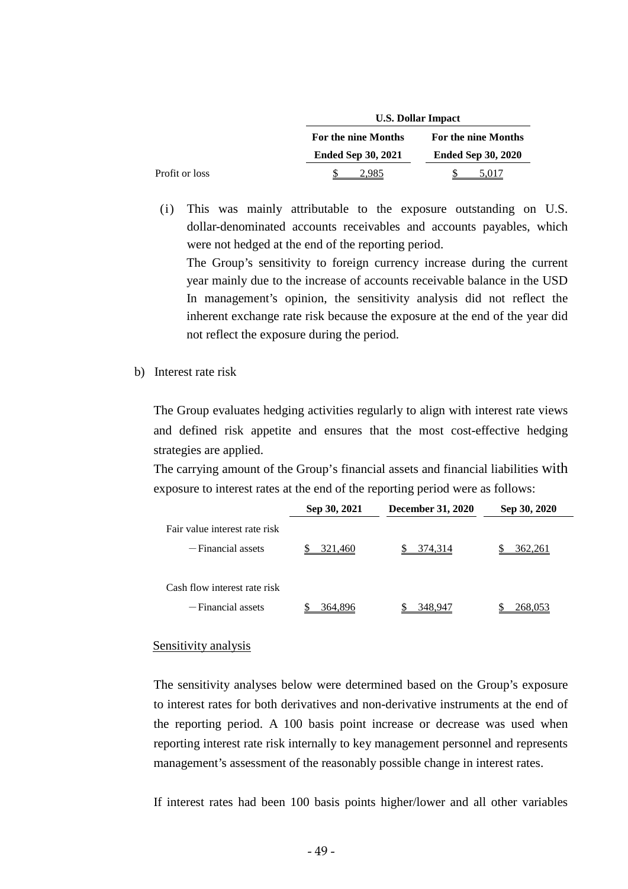| | U.S. Dollar Impact | |
|---|---|---|
| | For the nine Months Ended Sep 30, 2021 | For the nine Months Ended Sep 30, 2020 |
| Profit or loss | $ 2,985 | $ 5,017 |

(i) This was mainly attributable to the exposure outstanding on U.S. dollar-denominated accounts receivables and accounts payables, which were not hedged at the end of the reporting period.

The Group's sensitivity to foreign currency increase during the current year mainly due to the increase of accounts receivable balance in the USD In management's opinion, the sensitivity analysis did not reflect the inherent exchange rate risk because the exposure at the end of the year did not reflect the exposure during the period.

b) Interest rate risk

The Group evaluates hedging activities regularly to align with interest rate views and defined risk appetite and ensures that the most cost-effective hedging strategies are applied.

The carrying amount of the Group's financial assets and financial liabilities with exposure to interest rates at the end of the reporting period were as follows:

| | Sep 30, 2021 | December 31, 2020 | Sep 30, 2020 |
|---|---|---|---|
| Fair value interest rate risk | | | |
| －Financial assets | $ 321,460 | $ 374,314 | $ 362,261 |
| Cash flow interest rate risk | | | |
| －Financial assets | $ 364,896 | $ 348,947 | $ 268,053 |

Sensitivity analysis

The sensitivity analyses below were determined based on the Group's exposure to interest rates for both derivatives and non-derivative instruments at the end of the reporting period. A 100 basis point increase or decrease was used when reporting interest rate risk internally to key management personnel and represents management's assessment of the reasonably possible change in interest rates.

If interest rates had been 100 basis points higher/lower and all other variables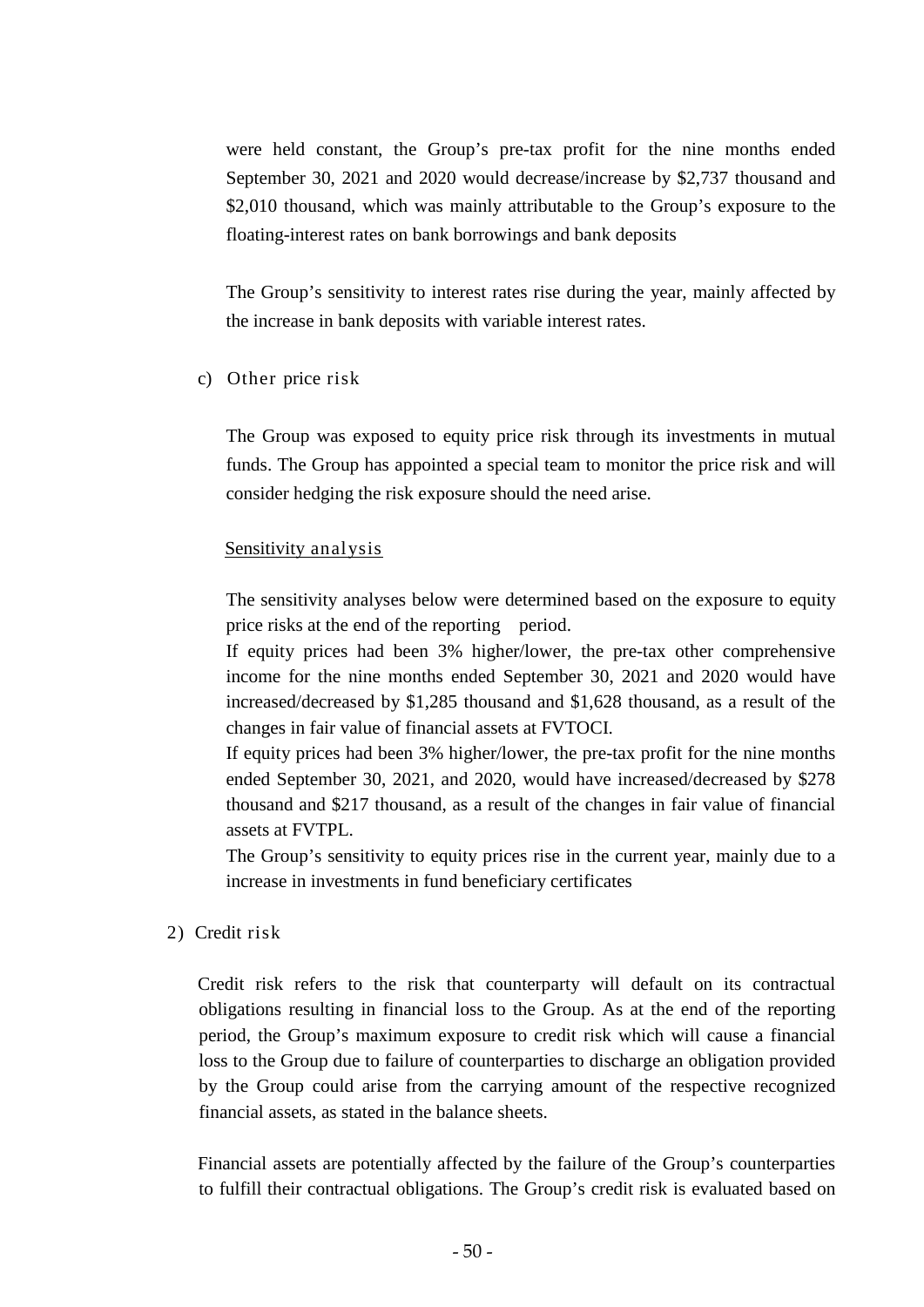were held constant, the Group's pre-tax profit for the nine months ended September 30, 2021 and 2020 would decrease/increase by $2,737 thousand and $2,010 thousand, which was mainly attributable to the Group's exposure to the floating-interest rates on bank borrowings and bank deposits

The Group's sensitivity to interest rates rise during the year, mainly affected by the increase in bank deposits with variable interest rates.

c) Other price risk

The Group was exposed to equity price risk through its investments in mutual funds. The Group has appointed a special team to monitor the price risk and will consider hedging the risk exposure should the need arise.

Sensitivity analysis

The sensitivity analyses below were determined based on the exposure to equity price risks at the end of the reporting period.

If equity prices had been 3% higher/lower, the pre-tax other comprehensive income for the nine months ended September 30, 2021 and 2020 would have increased/decreased by $1,285 thousand and $1,628 thousand, as a result of the changes in fair value of financial assets at FVTOCI.

If equity prices had been 3% higher/lower, the pre-tax profit for the nine months ended September 30, 2021, and 2020, would have increased/decreased by $278 thousand and $217 thousand, as a result of the changes in fair value of financial assets at FVTPL.

The Group's sensitivity to equity prices rise in the current year, mainly due to a increase in investments in fund beneficiary certificates

2) Credit risk

Credit risk refers to the risk that counterparty will default on its contractual obligations resulting in financial loss to the Group. As at the end of the reporting period, the Group's maximum exposure to credit risk which will cause a financial loss to the Group due to failure of counterparties to discharge an obligation provided by the Group could arise from the carrying amount of the respective recognized financial assets, as stated in the balance sheets.

Financial assets are potentially affected by the failure of the Group's counterparties to fulfill their contractual obligations. The Group's credit risk is evaluated based on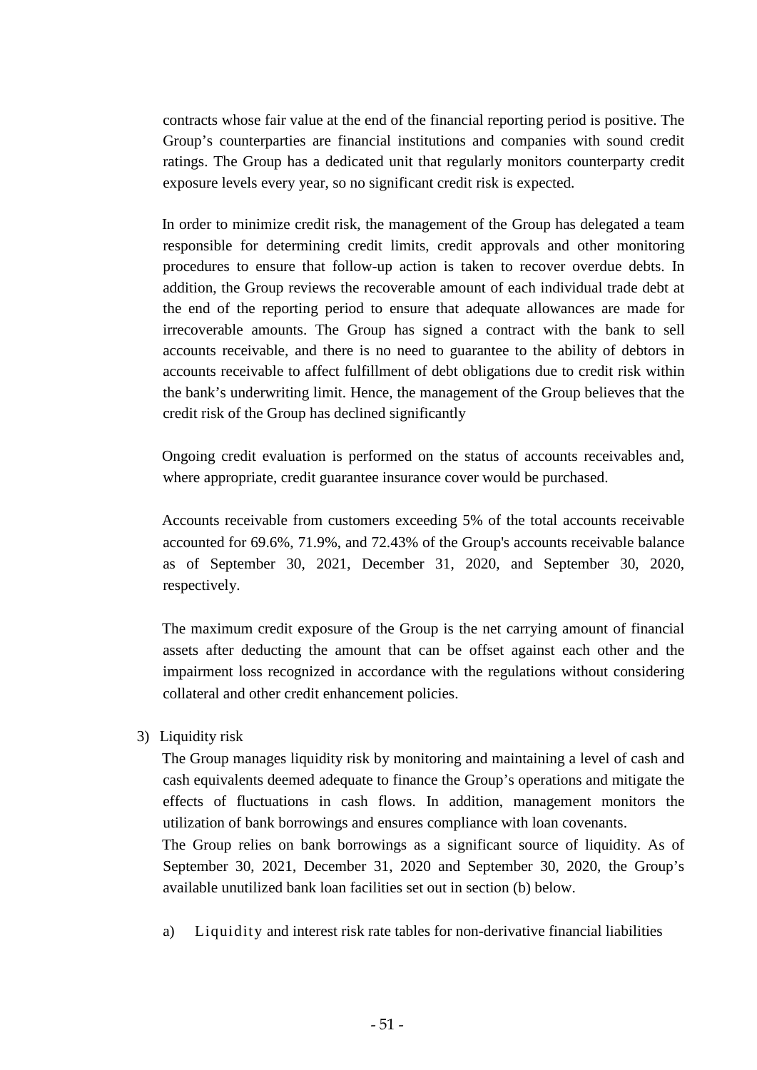contracts whose fair value at the end of the financial reporting period is positive. The Group's counterparties are financial institutions and companies with sound credit ratings. The Group has a dedicated unit that regularly monitors counterparty credit exposure levels every year, so no significant credit risk is expected.

In order to minimize credit risk, the management of the Group has delegated a team responsible for determining credit limits, credit approvals and other monitoring procedures to ensure that follow-up action is taken to recover overdue debts. In addition, the Group reviews the recoverable amount of each individual trade debt at the end of the reporting period to ensure that adequate allowances are made for irrecoverable amounts. The Group has signed a contract with the bank to sell accounts receivable, and there is no need to guarantee to the ability of debtors in accounts receivable to affect fulfillment of debt obligations due to credit risk within the bank's underwriting limit. Hence, the management of the Group believes that the credit risk of the Group has declined significantly

Ongoing credit evaluation is performed on the status of accounts receivables and, where appropriate, credit guarantee insurance cover would be purchased.

Accounts receivable from customers exceeding 5% of the total accounts receivable accounted for 69.6%, 71.9%, and 72.43% of the Group's accounts receivable balance as of September 30, 2021, December 31, 2020, and September 30, 2020, respectively.

The maximum credit exposure of the Group is the net carrying amount of financial assets after deducting the amount that can be offset against each other and the impairment loss recognized in accordance with the regulations without considering collateral and other credit enhancement policies.

3) Liquidity risk

The Group manages liquidity risk by monitoring and maintaining a level of cash and cash equivalents deemed adequate to finance the Group's operations and mitigate the effects of fluctuations in cash flows. In addition, management monitors the utilization of bank borrowings and ensures compliance with loan covenants.

The Group relies on bank borrowings as a significant source of liquidity. As of September 30, 2021, December 31, 2020 and September 30, 2020, the Group's available unutilized bank loan facilities set out in section (b) below.

a) Liquidity and interest risk rate tables for non-derivative financial liabilities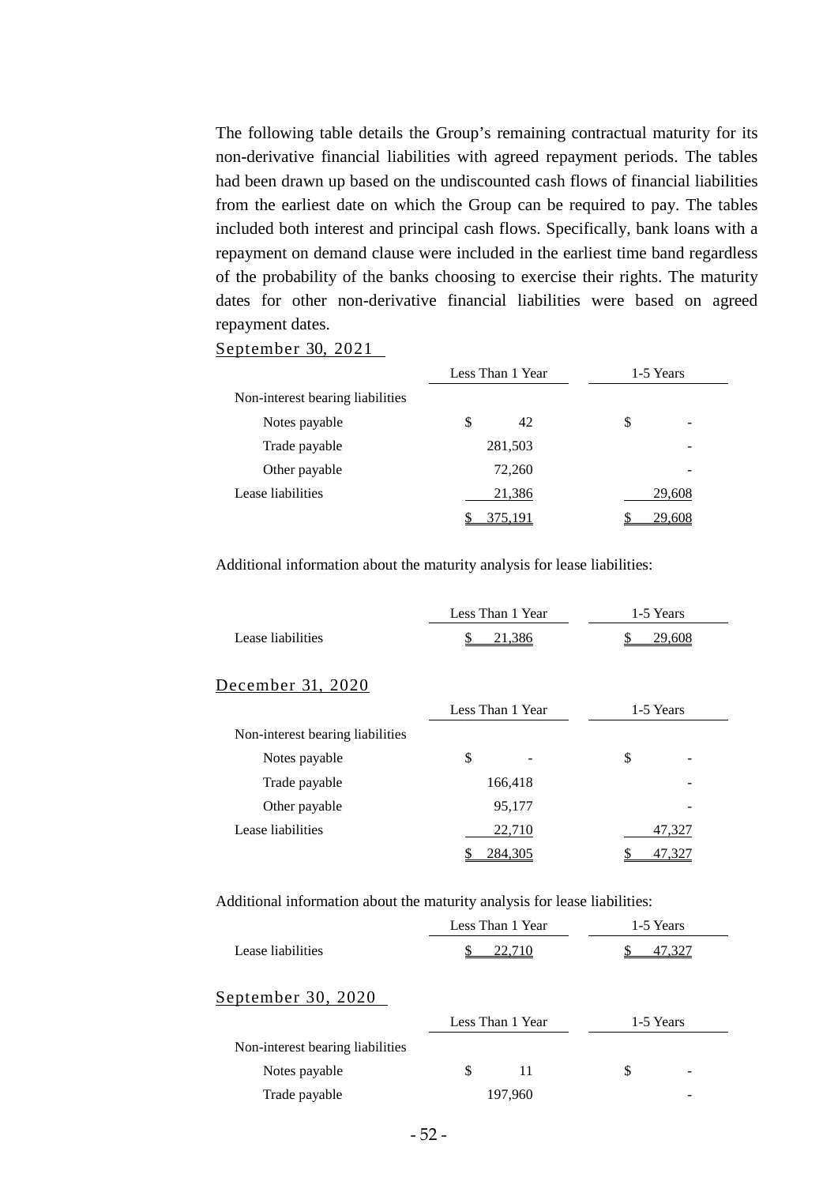The following table details the Group's remaining contractual maturity for its non-derivative financial liabilities with agreed repayment periods. The tables had been drawn up based on the undiscounted cash flows of financial liabilities from the earliest date on which the Group can be required to pay. The tables included both interest and principal cash flows. Specifically, bank loans with a repayment on demand clause were included in the earliest time band regardless of the probability of the banks choosing to exercise their rights. The maturity dates for other non-derivative financial liabilities were based on agreed repayment dates.

September 30, 2021

| | Less Than 1 Year | 1-5 Years |
|---|---|---|
| Non-interest bearing liabilities | | |
| Notes payable | $ 42 | $ - |
| Trade payable | 281,503 | - |
| Other payable | 72,260 | - |
| Lease liabilities | 21,386 | 29,608 |
| | $ 375,191 | $ 29,608 |

Additional information about the maturity analysis for lease liabilities:

| | Less Than 1 Year | 1-5 Years |
|---|---|---|
| Lease liabilities | $ 21,386 | $ 29,608 |

December 31, 2020

| | Less Than 1 Year | 1-5 Years |
|---|---|---|
| Non-interest bearing liabilities | | |
| Notes payable | $ - | $ - |
| Trade payable | 166,418 | - |
| Other payable | 95,177 | - |
| Lease liabilities | 22,710 | 47,327 |
| | $ 284,305 | $ 47,327 |

Additional information about the maturity analysis for lease liabilities:

| | Less Than 1 Year | 1-5 Years |
|---|---|---|
| Lease liabilities | $ 22,710 | $ 47,327 |

September 30, 2020

| | Less Than 1 Year | 1-5 Years |
|---|---|---|
| Non-interest bearing liabilities | | |
| Notes payable | $ 11 | $ - |
| Trade payable | 197,960 | - |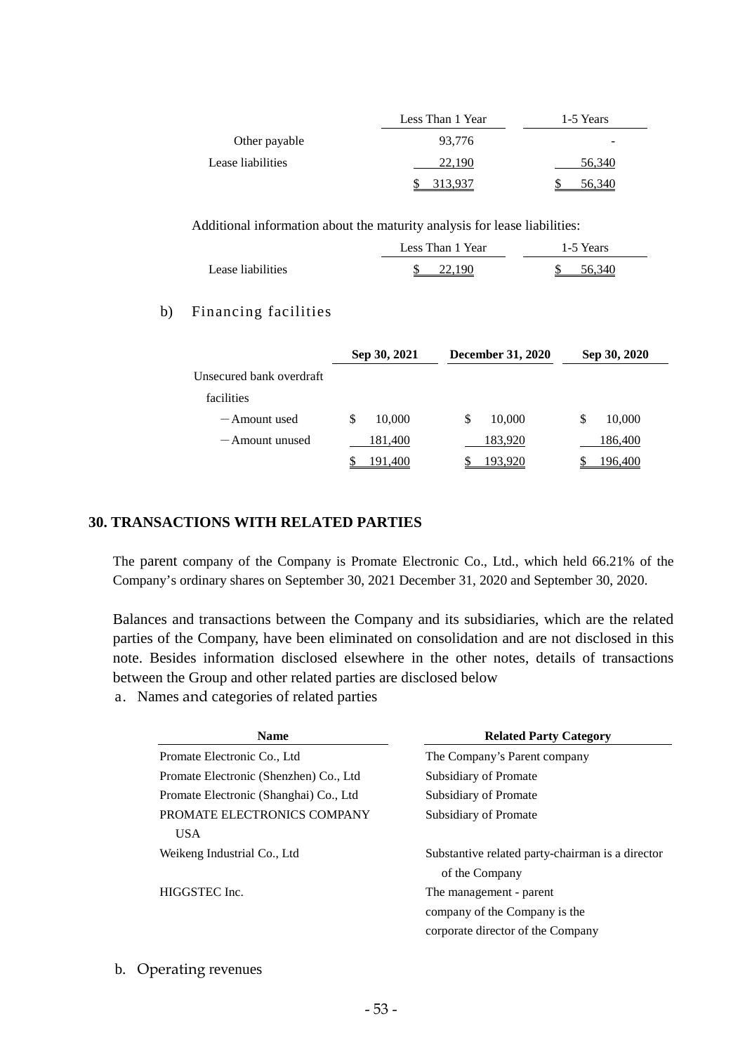| | Less Than 1 Year | 1-5 Years |
|---|---|---|
| Other payable | 93,776 | - |
| Lease liabilities | 22,190 | 56,340 |
| | $ 313,937 | $ 56,340 |

Additional information about the maturity analysis for lease liabilities:

| | Less Than 1 Year | 1-5 Years |
|---|---|---|
| Lease liabilities | $ 22,190 | $ 56,340 |

b) Financing facilities

| | Sep 30, 2021 | December 31, 2020 | Sep 30, 2020 |
|---|---|---|---|
| Unsecured bank overdraft facilities | | | |
| －Amount used | $ 10,000 | $ 10,000 | $ 10,000 |
| －Amount unused | 181,400 | 183,920 | 186,400 |
| | $ 191,400 | $ 193,920 | $ 196,400 |

## 30. TRANSACTIONS WITH RELATED PARTIES

The parent company of the Company is Promate Electronic Co., Ltd., which held 66.21% of the Company's ordinary shares on September 30, 2021 December 31, 2020 and September 30, 2020.

Balances and transactions between the Company and its subsidiaries, which are the related parties of the Company, have been eliminated on consolidation and are not disclosed in this note. Besides information disclosed elsewhere in the other notes, details of transactions between the Group and other related parties are disclosed below

a. Names and categories of related parties

| Name | Related Party Category |
|---|---|
| Promate Electronic Co., Ltd | The Company's Parent company |
| Promate Electronic (Shenzhen) Co., Ltd | Subsidiary of Promate |
| Promate Electronic (Shanghai) Co., Ltd | Subsidiary of Promate |
| PROMATE ELECTRONICS COMPANY USA | Subsidiary of Promate |
| Weikeng Industrial Co., Ltd | Substantive related party-chairman is a director of the Company |
| HIGGSTEC Inc. | The management - parent company of the Company is the corporate director of the Company |

b. Operating revenues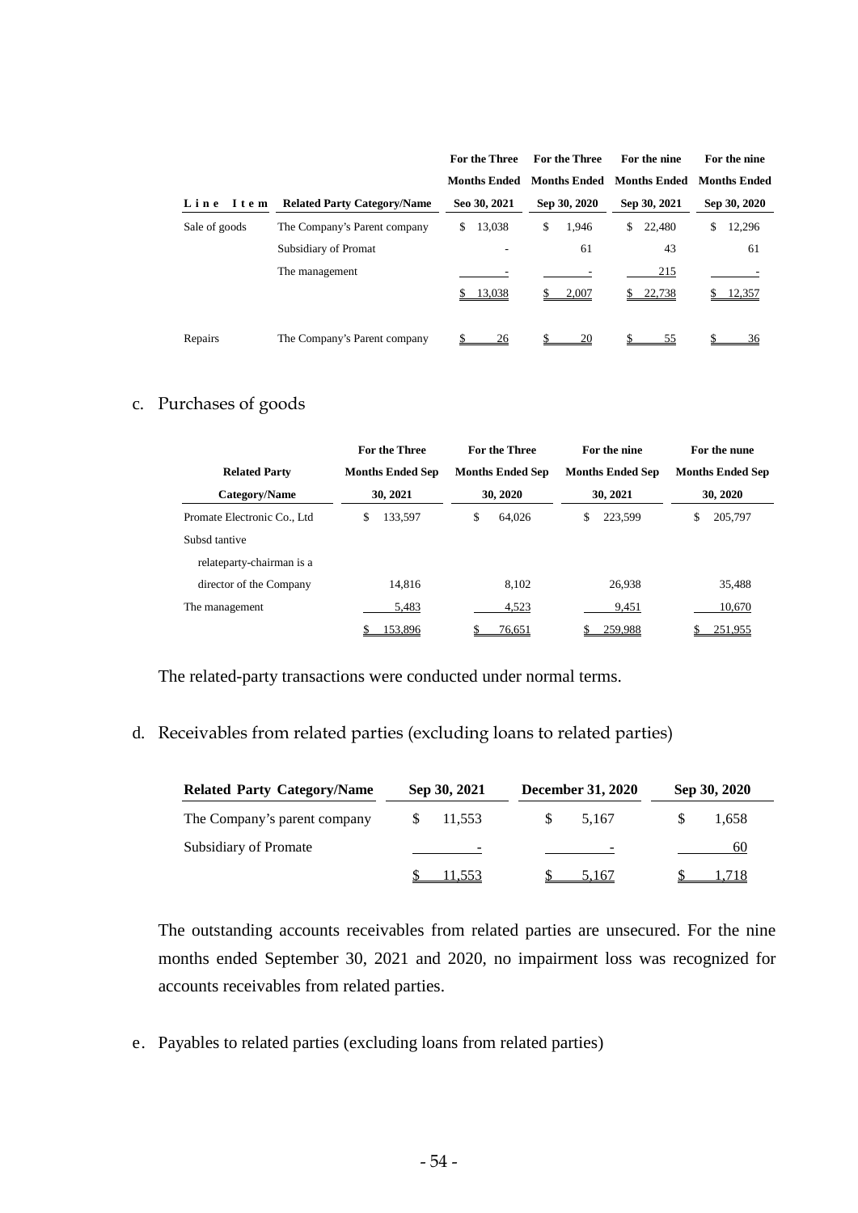| Line Item | Related Party Category/Name | For the Three Months Ended Seo 30, 2021 | For the Three Months Ended Sep 30, 2020 | For the nine Months Ended Sep 30, 2021 | For the nine Months Ended Sep 30, 2020 |
|---|---|---|---|---|---|
| Sale of goods | The Company's Parent company | $ 13,038 | $ 1,946 | $ 22,480 | $ 12,296 |
| | Subsidiary of Promat | - | 61 | 43 | 61 |
| | The management | - | - | 215 | - |
| | | $ 13,038 | $ 2,007 | $ 22,738 | $ 12,357 |
| Repairs | The Company's Parent company | $ 26 | $ 20 | $ 55 | $ 36 |

c. Purchases of goods

| Related Party Category/Name | For the Three Months Ended Sep 30, 2021 | For the Three Months Ended Sep 30, 2020 | For the nine Months Ended Sep 30, 2021 | For the nune Months Ended Sep 30, 2020 |
|---|---|---|---|---|
| Promate Electronic Co., Ltd | $ 133,597 | $ 64,026 | $ 223,599 | $ 205,797 |
| Subsd tantive relateparty-chairman is a director of the Company | 14,816 | 8,102 | 26,938 | 35,488 |
| The management | 5,483 | 4,523 | 9,451 | 10,670 |
| | $ 153,896 | $ 76,651 | $ 259,988 | $ 251,955 |

The related-party transactions were conducted under normal terms.

d. Receivables from related parties (excluding loans to related parties)

| Related Party Category/Name | Sep 30, 2021 | December 31, 2020 | Sep 30, 2020 |
|---|---|---|---|
| The Company's parent company | $ 11,553 | $ 5,167 | $ 1,658 |
| Subsidiary of Promate | - | - | 60 |
| | $ 11,553 | $ 5,167 | $ 1,718 |

The outstanding accounts receivables from related parties are unsecured. For the nine months ended September 30, 2021 and 2020, no impairment loss was recognized for accounts receivables from related parties.

e. Payables to related parties (excluding loans from related parties)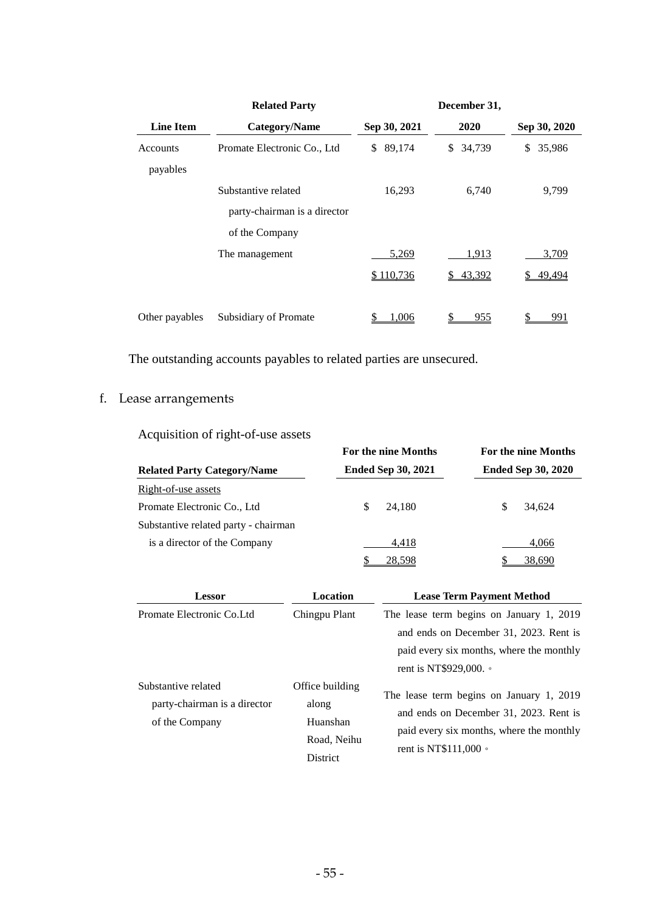| Line Item | Related Party Category/Name | Sep 30, 2021 | December 31, 2020 | Sep 30, 2020 |
|---|---|---|---|---|
| Accounts payables | Promate Electronic Co., Ltd | $ 89,174 | $ 34,739 | $ 35,986 |
| | Substantive related party-chairman is a director of the Company | 16,293 | 6,740 | 9,799 |
| | The management | 5,269 | 1,913 | 3,709 |
| | | $ 110,736 | $ 43,392 | $ 49,494 |
| Other payables | Subsidiary of Promate | $ 1,006 | $ 955 | $ 991 |

The outstanding accounts payables to related parties are unsecured.

f. Lease arrangements

Acquisition of right-of-use assets

| Related Party Category/Name | For the nine Months Ended Sep 30, 2021 | For the nine Months Ended Sep 30, 2020 |
|---|---|---|
| Right-of-use assets | | |
| Promate Electronic Co., Ltd | $ 24,180 | $ 34,624 |
| Substantive related party - chairman is a director of the Company | 4,418 | 4,066 |
| | $ 28,598 | $ 38,690 |

| Lessor | Location | Lease Term Payment Method |
|---|---|---|
| Promate Electronic Co.Ltd | Chingpu Plant | The lease term begins on January 1, 2019 and ends on December 31, 2023. Rent is paid every six months, where the monthly rent is NT$929,000.。 |
| Substantive related party-chairman is a director of the Company | Office building along Huanshan Road, Neihu District | The lease term begins on January 1, 2019 and ends on December 31, 2023. Rent is paid every six months, where the monthly rent is NT$111,000。 |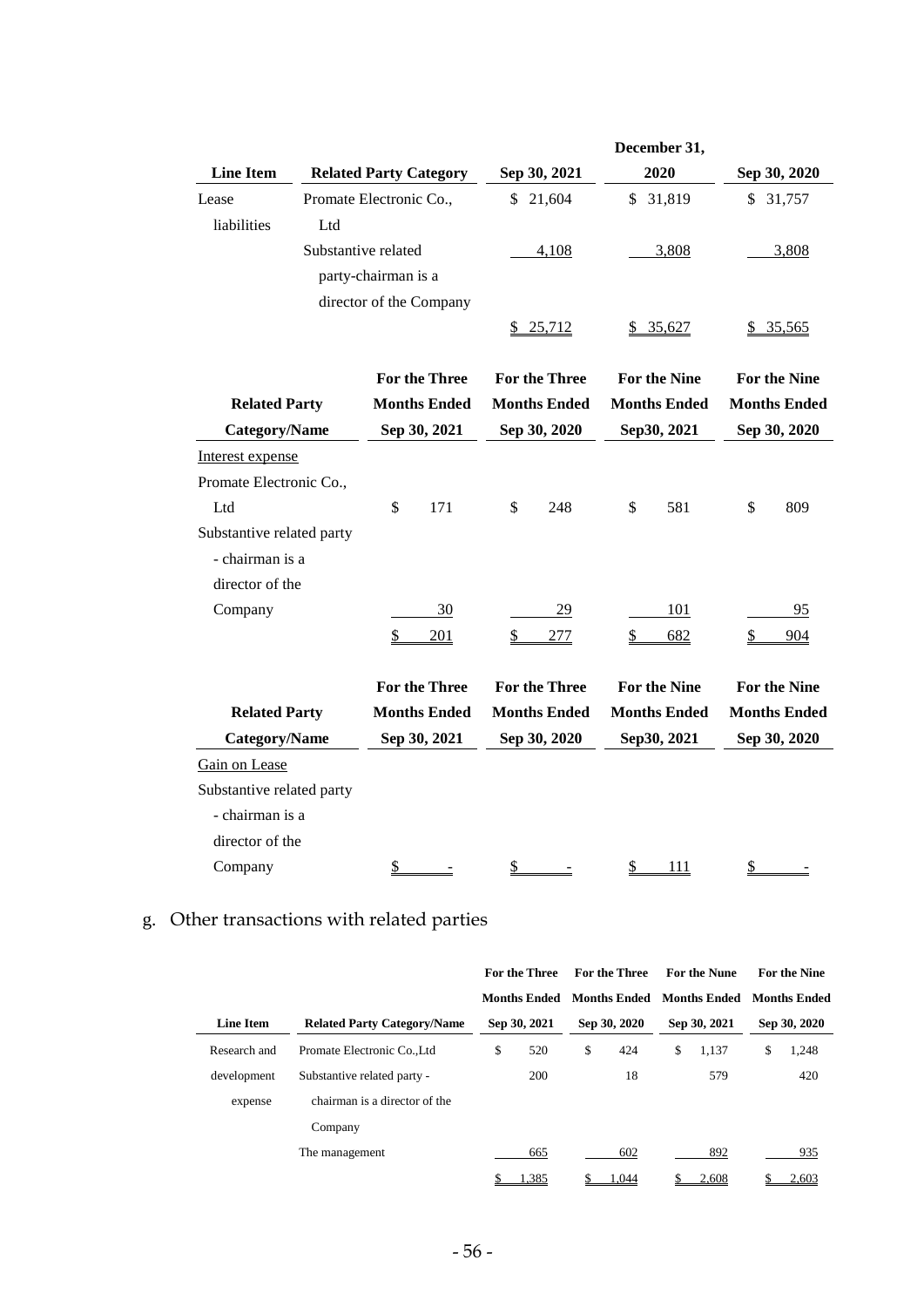| Line Item | Related Party Category | Sep 30, 2021 | December 31, 2020 | Sep 30, 2020 |
|---|---|---|---|---|
| Lease liabilities | Promate Electronic Co., Ltd | $ 21,604 | $ 31,819 | $ 31,757 |
| | Substantive related party-chairman is a director of the Company | 4,108 | 3,808 | 3,808 |
| | | $ 25,712 | $ 35,627 | $ 35,565 |

| Related Party Category/Name | For the Three Months Ended Sep 30, 2021 | For the Three Months Ended Sep 30, 2020 | For the Nine Months Ended Sep30, 2021 | For the Nine Months Ended Sep 30, 2020 |
|---|---|---|---|---|
| Interest expense | | | | |
| Promate Electronic Co., Ltd | $ 171 | $ 248 | $ 581 | $ 809 |
| Substantive related party - chairman is a director of the Company | 30 | 29 | 101 | 95 |
| | $ 201 | $ 277 | $ 682 | $ 904 |

| Related Party Category/Name | For the Three Months Ended Sep 30, 2021 | For the Three Months Ended Sep 30, 2020 | For the Nine Months Ended Sep30, 2021 | For the Nine Months Ended Sep 30, 2020 |
|---|---|---|---|---|
| Gain on Lease | | | | |
| Substantive related party - chairman is a director of the Company | $ - | $ - | $ 111 | $ - |

g. Other transactions with related parties

| Line Item | Related Party Category/Name | For the Three Months Ended Sep 30, 2021 | For the Three Months Ended Sep 30, 2020 | For the Nune Months Ended Sep 30, 2021 | For the Nine Months Ended Sep 30, 2020 |
|---|---|---|---|---|---|
| Research and development expense | Promate Electronic Co.,Ltd | $ 520 | $ 424 | $ 1,137 | $ 1,248 |
| | Substantive related party - chairman is a director of the Company | 200 | 18 | 579 | 420 |
| | The management | 665 | 602 | 892 | 935 |
| | | $ 1,385 | $ 1,044 | $ 2,608 | $ 2,603 |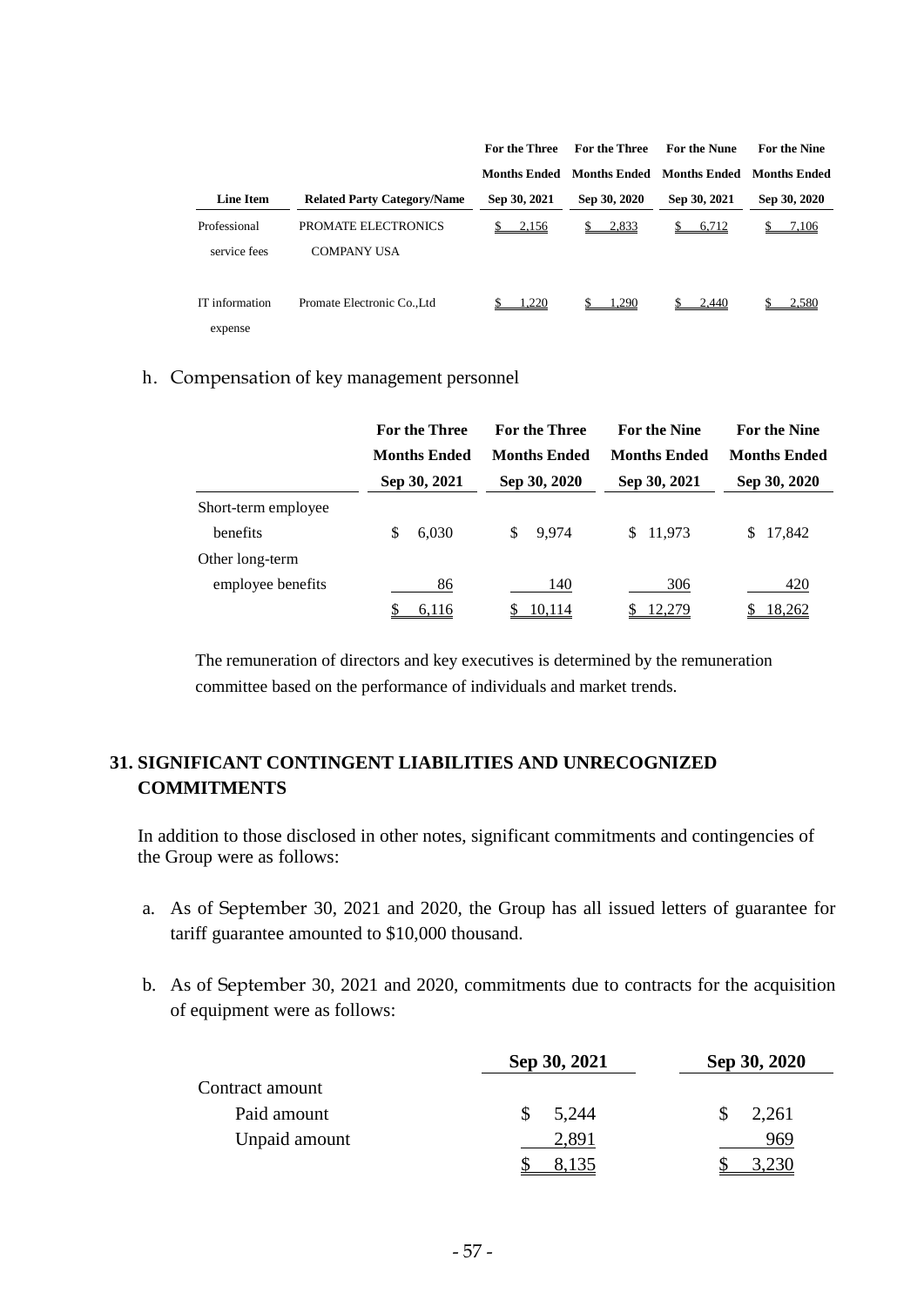| Line Item | Related Party Category/Name | For the Three Months Ended Sep 30, 2021 | For the Three Months Ended Sep 30, 2020 | For the Nune Months Ended Sep 30, 2021 | For the Nine Months Ended Sep 30, 2020 |
|---|---|---|---|---|---|
| Professional service fees | PROMATE ELECTRONICS COMPANY USA | $ 2,156 | $ 2,833 | $ 6,712 | $ 7,106 |
| IT information expense | Promate Electronic Co.,Ltd | $ 1,220 | $ 1,290 | $ 2,440 | $ 2,580 |

h. Compensation of key management personnel

| | For the Three Months Ended Sep 30, 2021 | For the Three Months Ended Sep 30, 2020 | For the Nine Months Ended Sep 30, 2021 | For the Nine Months Ended Sep 30, 2020 |
|---|---|---|---|---|
| Short-term employee benefits | $ 6,030 | $ 9,974 | $ 11,973 | $ 17,842 |
| Other long-term employee benefits | 86 | 140 | 306 | 420 |
| | $ 6,116 | $ 10,114 | $ 12,279 | $ 18,262 |

The remuneration of directors and key executives is determined by the remuneration committee based on the performance of individuals and market trends.

## 31. SIGNIFICANT CONTINGENT LIABILITIES AND UNRECOGNIZED COMMITMENTS

In addition to those disclosed in other notes, significant commitments and contingencies of the Group were as follows:

a. As of September 30, 2021 and 2020, the Group has all issued letters of guarantee for tariff guarantee amounted to $10,000 thousand.

b. As of September 30, 2021 and 2020, commitments due to contracts for the acquisition of equipment were as follows:

| | Sep 30, 2021 | Sep 30, 2020 |
|---|---|---|
| Contract amount | | |
| Paid amount | $ 5,244 | $ 2,261 |
| Unpaid amount | 2,891 | 969 |
| | $ 8,135 | $ 3,230 |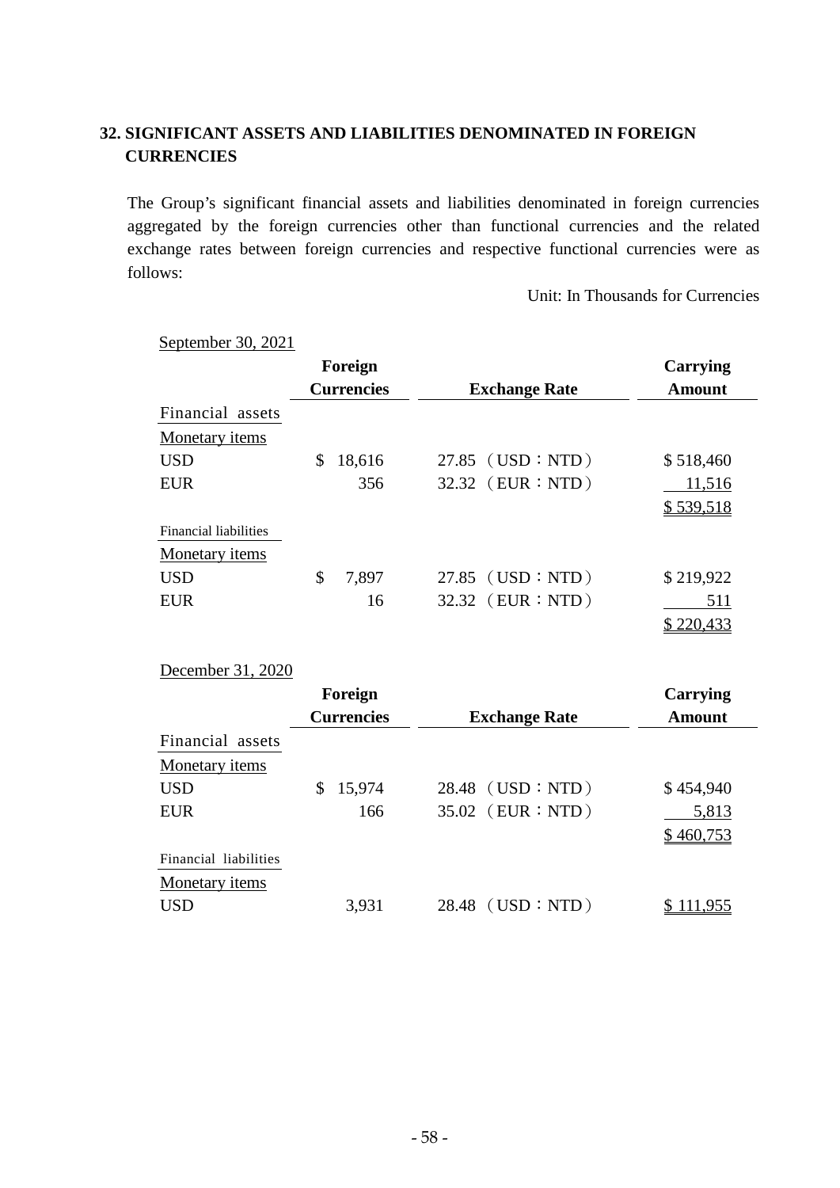## 32. SIGNIFICANT ASSETS AND LIABILITIES DENOMINATED IN FOREIGN CURRENCIES

The Group's significant financial assets and liabilities denominated in foreign currencies aggregated by the foreign currencies other than functional currencies and the related exchange rates between foreign currencies and respective functional currencies were as follows:

Unit: In Thousands for Currencies

September 30, 2021

| | Foreign Currencies | Exchange Rate | Carrying Amount |
|---|---|---|---|
| Financial assets | | | |
| Monetary items | | | |
| USD | $ 18,616 | 27.85 （USD：NTD） | $ 518,460 |
| EUR | 356 | 32.32 （EUR：NTD） | 11,516 |
| | | | $ 539,518 |
| Financial liabilities | | | |
| Monetary items | | | |
| USD | $ 7,897 | 27.85 （USD：NTD） | $ 219,922 |
| EUR | 16 | 32.32 （EUR：NTD） | 511 |
| | | | $ 220,433 |

December 31, 2020

| | Foreign Currencies | Exchange Rate | Carrying Amount |
|---|---|---|---|
| Financial assets | | | |
| Monetary items | | | |
| USD | $ 15,974 | 28.48 （USD：NTD） | $ 454,940 |
| EUR | 166 | 35.02 （EUR：NTD） | 5,813 |
| | | | $ 460,753 |
| Financial liabilities | | | |
| Monetary items | | | |
| USD | 3,931 | 28.48 （USD：NTD） | $ 111,955 |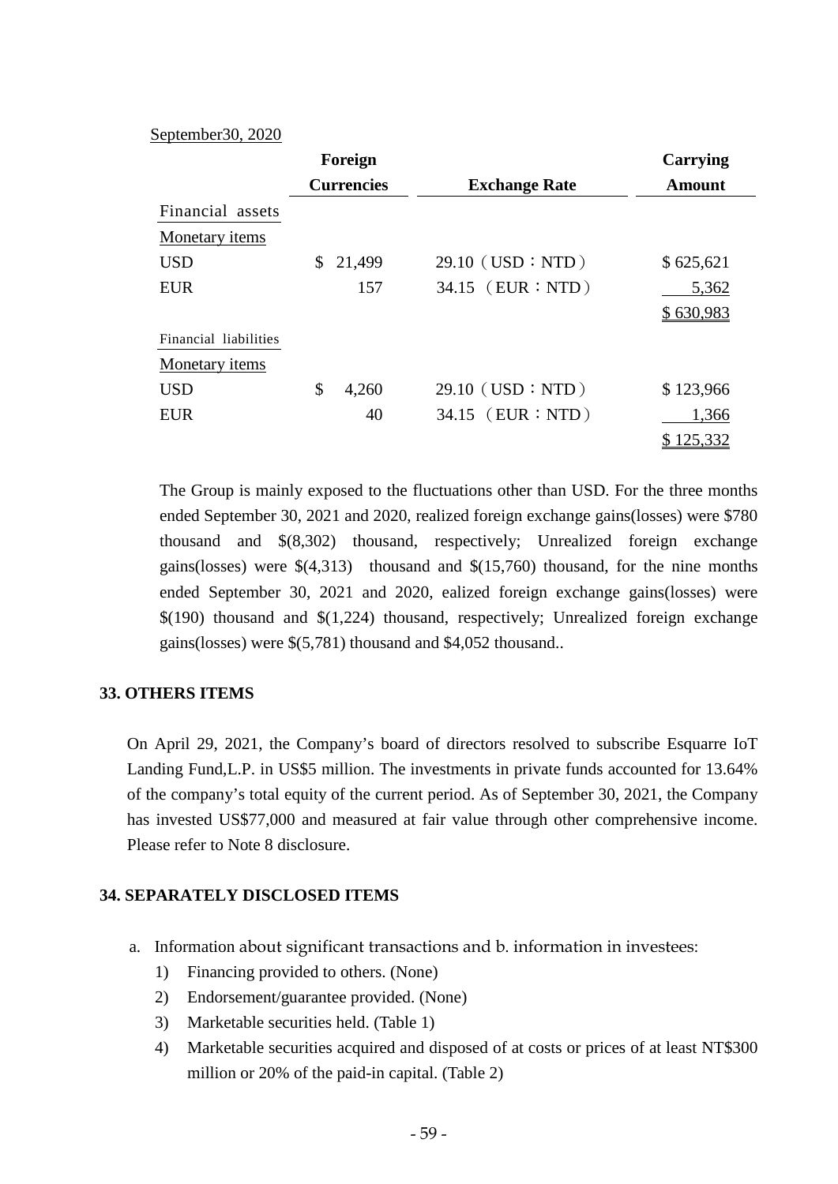September30, 2020

| | Foreign Currencies | Exchange Rate | Carrying Amount |
|---|---|---|---|
| Financial assets | | | |
| Monetary items | | | |
| USD | $ 21,499 | 29.10（USD：NTD） | $ 625,621 |
| EUR | 157 | 34.15 （EUR：NTD） | 5,362 |
| | | | $ 630,983 |
| Financial liabilities | | | |
| Monetary items | | | |
| USD | $ 4,260 | 29.10（USD：NTD） | $ 123,966 |
| EUR | 40 | 34.15 （EUR：NTD） | 1,366 |
| | | | $ 125,332 |

The Group is mainly exposed to the fluctuations other than USD. For the three months ended September 30, 2021 and 2020, realized foreign exchange gains(losses) were $780 thousand and $(8,302) thousand, respectively; Unrealized foreign exchange gains(losses) were $(4,313) thousand and $(15,760) thousand, for the nine months ended September 30, 2021 and 2020, ealized foreign exchange gains(losses) were $(190) thousand and $(1,224) thousand, respectively; Unrealized foreign exchange gains(losses) were $(5,781) thousand and $4,052 thousand..

## 33. OTHERS ITEMS

On April 29, 2021, the Company's board of directors resolved to subscribe Esquarre IoT Landing Fund,L.P. in US$5 million. The investments in private funds accounted for 13.64% of the company's total equity of the current period. As of September 30, 2021, the Company has invested US$77,000 and measured at fair value through other comprehensive income. Please refer to Note 8 disclosure.

## 34. SEPARATELY DISCLOSED ITEMS

a. Information about significant transactions and b. information in investees:
   1) Financing provided to others. (None)
   2) Endorsement/guarantee provided. (None)
   3) Marketable securities held. (Table 1)
   4) Marketable securities acquired and disposed of at costs or prices of at least NT$300 million or 20% of the paid-in capital. (Table 2)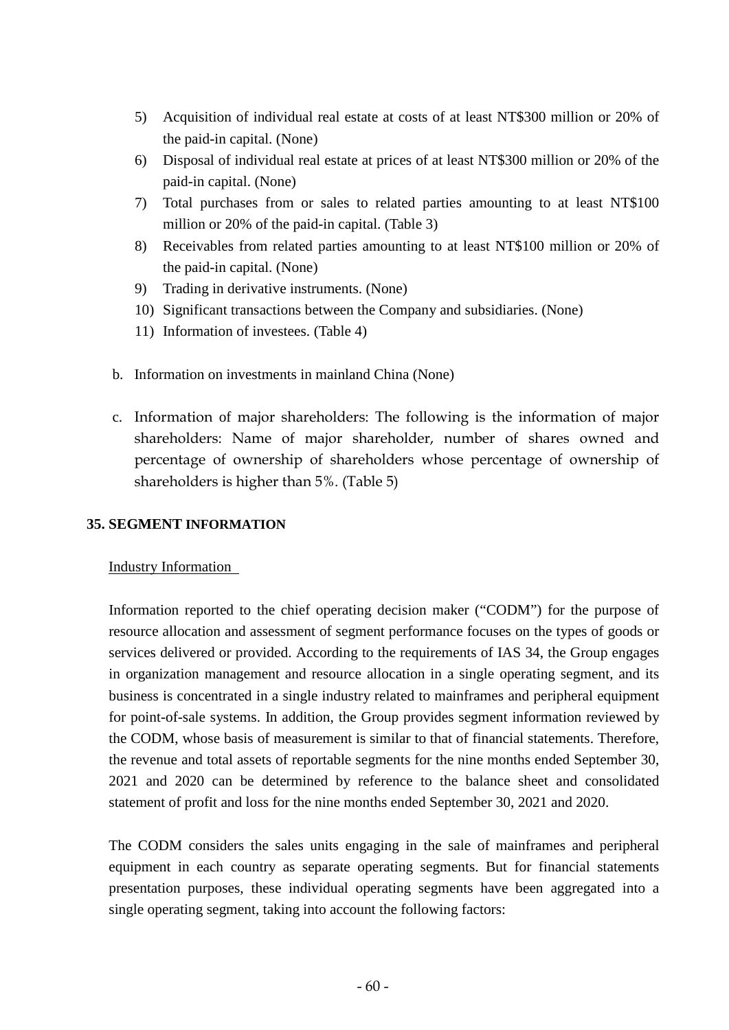5) Acquisition of individual real estate at costs of at least NT$300 million or 20% of the paid-in capital. (None)
6) Disposal of individual real estate at prices of at least NT$300 million or 20% of the paid-in capital. (None)
7) Total purchases from or sales to related parties amounting to at least NT$100 million or 20% of the paid-in capital. (Table 3)
8) Receivables from related parties amounting to at least NT$100 million or 20% of the paid-in capital. (None)
9) Trading in derivative instruments. (None)
10) Significant transactions between the Company and subsidiaries. (None)
11) Information of investees. (Table 4)

b. Information on investments in mainland China (None)

c. Information of major shareholders: The following is the information of major shareholders: Name of major shareholder, number of shares owned and percentage of ownership of shareholders whose percentage of ownership of shareholders is higher than 5%. (Table 5)

## 35. SEGMENT INFORMATION

Industry Information

Information reported to the chief operating decision maker ("CODM") for the purpose of resource allocation and assessment of segment performance focuses on the types of goods or services delivered or provided. According to the requirements of IAS 34, the Group engages in organization management and resource allocation in a single operating segment, and its business is concentrated in a single industry related to mainframes and peripheral equipment for point-of-sale systems. In addition, the Group provides segment information reviewed by the CODM, whose basis of measurement is similar to that of financial statements. Therefore, the revenue and total assets of reportable segments for the nine months ended September 30, 2021 and 2020 can be determined by reference to the balance sheet and consolidated statement of profit and loss for the nine months ended September 30, 2021 and 2020.

The CODM considers the sales units engaging in the sale of mainframes and peripheral equipment in each country as separate operating segments. But for financial statements presentation purposes, these individual operating segments have been aggregated into a single operating segment, taking into account the following factors: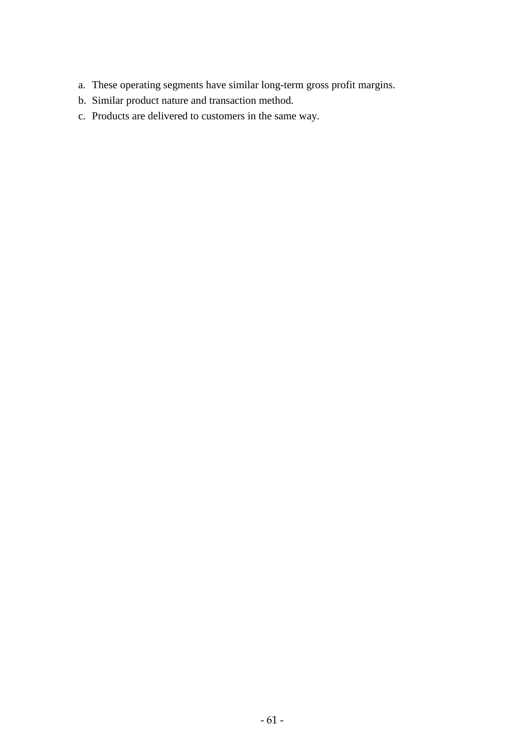a. These operating segments have similar long-term gross profit margins.
b. Similar product nature and transaction method.
c. Products are delivered to customers in the same way.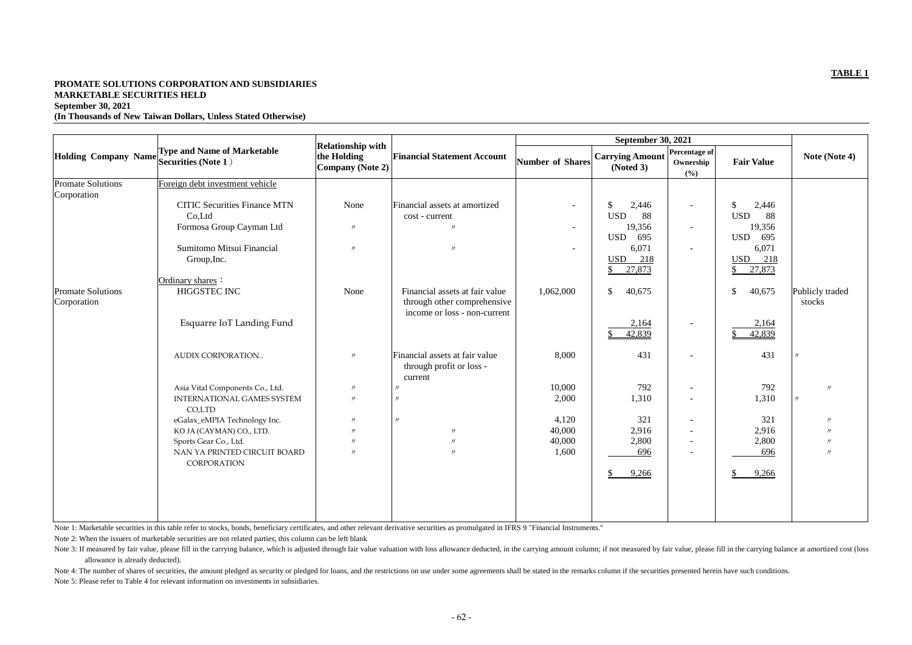**TABLE 1**

**PROMATE SOLUTIONS CORPORATION AND SUBSIDIARIES**
**MARKETABLE SECURITIES HELD**
**September 30, 2021**
**(In Thousands of New Taiwan Dollars, Unless Stated Otherwise)**

| Holding Company Name | Type and Name of Marketable Securities (Note 1) | Relationship with the Holding Company (Note 2) | Financial Statement Account | September 30, 2021 | | | | Note (Note 4) |
|---|---|---|---|---|---|---|---|---|
| | | | | Number of Shares | Carrying Amount (Noted 3) | Percentage of Ownership (%) | Fair Value | |
| Promate Solutions Corporation | Foreign debt investment vehicle | | | | | | | |
| | CITIC Securities Finance MTN Co,Ltd | None | Financial assets at amortized cost - current | - | $ 2,446 USD 88 | - | $ 2,446 USD 88 | |
| | Formosa Group Cayman Ltd | 〃 | 〃 | - | 19,356 USD 695 | - | 19,356 USD 695 | |
| | Sumitomo Mitsui Financial Group,Inc. | 〃 | 〃 | - | 6,071 USD 218 | - | 6,071 USD 218 | |
| | | | | | $ 27,873 | | $ 27,873 | |
| | Ordinary shares： | | | | | | | |
| Promate Solutions Corporation | HIGGSTEC INC | None | Financial assets at fair value through other comprehensive income or loss - non-current | 1,062,000 | $ 40,675 | | $ 40,675 | Publicly traded stocks |
| | Esquarre IoT Landing Fund | | | | 2,164 | - | 2,164 | |
| | | | | | $ 42,839 | | $ 42,839 | |
| | AUDIX CORPORATION.. | 〃 | Financial assets at fair value through profit or loss - current | 8,000 | 431 | - | 431 | 〃 |
| | Asia Vital Components Co., Ltd. | 〃 | 〃 | 10,000 | 792 | - | 792 | 〃 |
| | INTERNATIONAL GAMES SYSTEM CO,LTD | 〃 | 〃 | 2,000 | 1,310 | - | 1,310 | 〃 |
| | eGalax_eMPIA Technology Inc. | 〃 | 〃 | 4,120 | 321 | - | 321 | 〃 |
| | KO JA (CAYMAN) CO., LTD. | 〃 | 〃 | 40,000 | 2,916 | - | 2,916 | 〃 |
| | Sports Gear Co., Ltd. | 〃 | 〃 | 40,000 | 2,800 | - | 2,800 | 〃 |
| | NAN YA PRINTED CIRCUIT BOARD CORPORATION | 〃 | 〃 | 1,600 | 696 | - | 696 | 〃 |
| | | | | | $ 9,266 | | $ 9,266 | |

Note 1: Marketable securities in this table refer to stocks, bonds, beneficiary certificates, and other relevant derivative securities as promulgated in IFRS 9 "Financial Instruments."

Note 2: When the issuers of marketable securities are not related parties, this column can be left blank

Note 3: If measured by fair value, please fill in the carrying balance, which is adjusted through fair value valuation with loss allowance deducted, in the carrying amount column; if not measured by fair value, please fill in the carrying balance at amortized cost (loss allowance is already deducted).

Note 4: The number of shares of securities, the amount pledged as security or pledged for loans, and the restrictions on use under some agreements shall be stated in the remarks column if the securities presented herein have such conditions.

Note 5: Please refer to Table 4 for relevant information on investments in subsidiaries.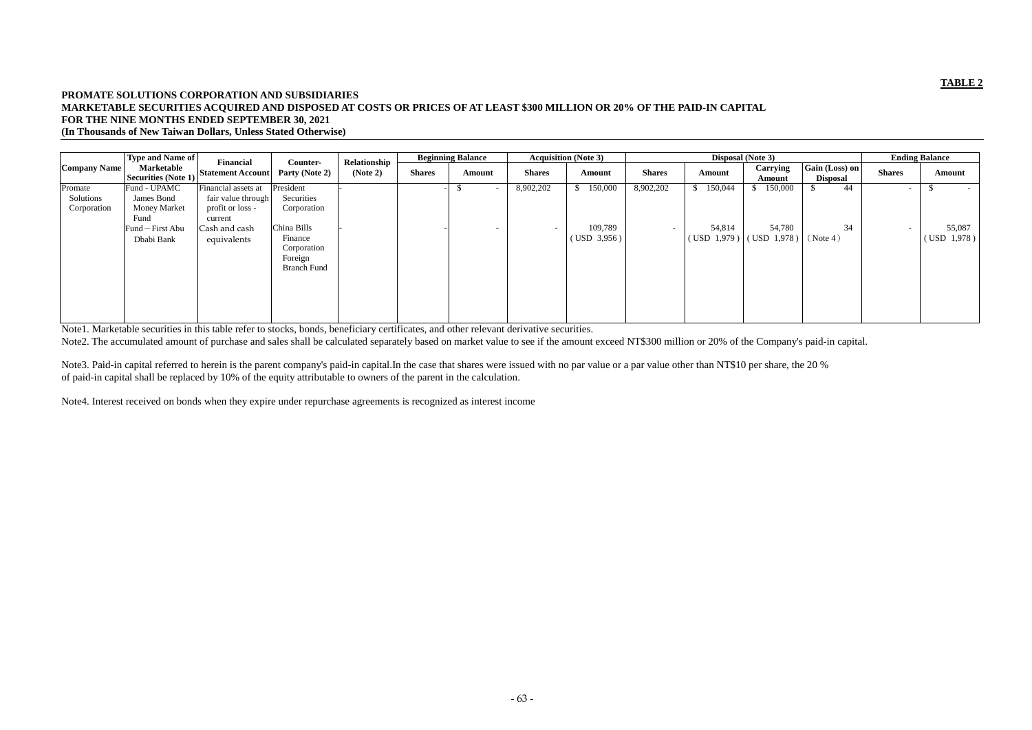**TABLE 2**

**PROMATE SOLUTIONS CORPORATION AND SUBSIDIARIES**
**MARKETABLE SECURITIES ACQUIRED AND DISPOSED AT COSTS OR PRICES OF AT LEAST $300 MILLION OR 20% OF THE PAID-IN CAPITAL**
**FOR THE NINE MONTHS ENDED SEPTEMBER 30, 2021**
**(In Thousands of New Taiwan Dollars, Unless Stated Otherwise)**

| Company Name | Type and Name of Marketable Securities (Note 1) | Financial Statement Account | Counter-Party (Note 2) | Relationship (Note 2) | Beginning Balance | | Acquisition (Note 3) | | Disposal (Note 3) | | | | Ending Balance | |
|---|---|---|---|---|---|---|---|---|---|---|---|---|---|---|
| | | | | | Shares | Amount | Shares | Amount | Shares | Amount | Carrying Amount | Gain (Loss) on Disposal | Shares | Amount |
| Promate Solutions Corporation | Fund - UPAMC James Bond Money Market Fund | Financial assets at fair value through profit or loss - current | President Securities Corporation | - | - | $ - | 8,902,202 | $ 150,000 | 8,902,202 | $ 150,044 | $ 150,000 | $ 44 | - | $ - |
| | Fund－First Abu Dbabi Bank | Cash and cash equivalents | China Bills Finance Corporation Foreign Branch Fund | - | - | - | - | 109,789 (USD 3,956) | - | 54,814 (USD 1,979) | 54,780 (USD 1,978) | 34 (Note 4) | - | 55,087 (USD 1,978) |

Note1. Marketable securities in this table refer to stocks, bonds, beneficiary certificates, and other relevant derivative securities.

Note2. The accumulated amount of purchase and sales shall be calculated separately based on market value to see if the amount exceed NT$300 million or 20% of the Company's paid-in capital.

Note3. Paid-in capital referred to herein is the parent company's paid-in capital.In the case that shares were issued with no par value or a par value other than NT$10 per share, the 20 % of paid-in capital shall be replaced by 10% of the equity attributable to owners of the parent in the calculation.

Note4. Interest received on bonds when they expire under repurchase agreements is recognized as interest income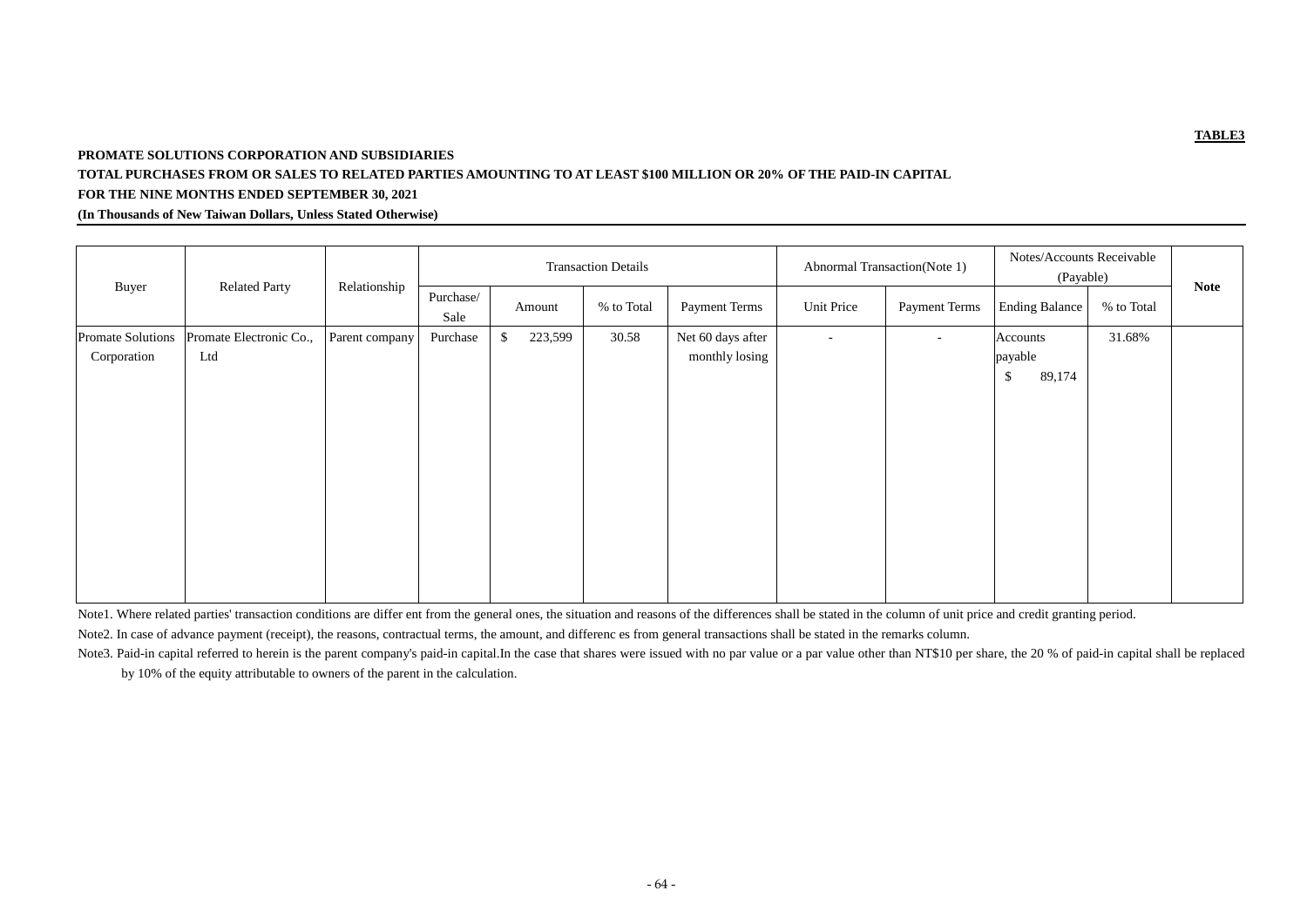**TABLE3**

**PROMATE SOLUTIONS CORPORATION AND SUBSIDIARIES**

**TOTAL PURCHASES FROM OR SALES TO RELATED PARTIES AMOUNTING TO AT LEAST $100 MILLION OR 20% OF THE PAID-IN CAPITAL**

**FOR THE NINE MONTHS ENDED SEPTEMBER 30, 2021**

**(In Thousands of New Taiwan Dollars, Unless Stated Otherwise)**

| Buyer | Related Party | Relationship | Transaction Details | | | | Abnormal Transaction(Note 1) | | Notes/Accounts Receivable (Payable) | | **Note** |
|---|---|---|---|---|---|---|---|---|---|---|---|
| | | | Purchase/ Sale | Amount | % to Total | Payment Terms | Unit Price | Payment Terms | Ending Balance | % to Total | |
| Promate Solutions Corporation | Promate Electronic Co., Ltd | Parent company | Purchase | $ 223,599 | 30.58 | Net 60 days after monthly losing | - | - | Accounts payable $ 89,174 | 31.68% | |

Note1. Where related parties' transaction conditions are differ ent from the general ones, the situation and reasons of the differences shall be stated in the column of unit price and credit granting period.

Note2. In case of advance payment (receipt), the reasons, contractual terms, the amount, and differenc es from general transactions shall be stated in the remarks column.

Note3. Paid-in capital referred to herein is the parent company's paid-in capital.In the case that shares were issued with no par value or a par value other than NT$10 per share, the 20 % of paid-in capital shall be replaced by 10% of the equity attributable to owners of the parent in the calculation.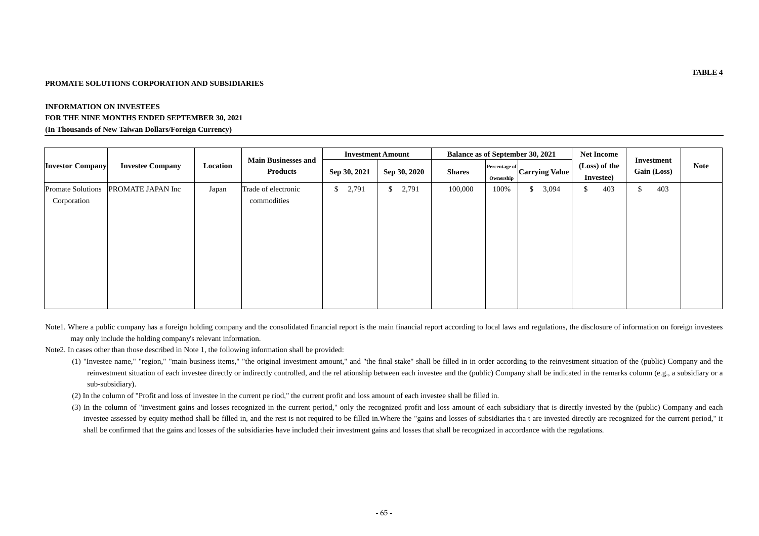**TABLE 4**

**PROMATE SOLUTIONS CORPORATION AND SUBSIDIARIES**

**INFORMATION ON INVESTEES**
**FOR THE NINE MONTHS ENDED SEPTEMBER 30, 2021**
**(In Thousands of New Taiwan Dollars/Foreign Currency)**

| Investor Company | Investee Company | Location | Main Businesses and Products | Investment Amount | | Balance as of September 30, 2021 | | | Net Income (Loss) of the Investee) | Investment Gain (Loss) | Note |
|---|---|---|---|---|---|---|---|---|---|---|---|
| | | | | Sep 30, 2021 | Sep 30, 2020 | Shares | Percentage of Ownership | Carrying Value | | | |
| Promate Solutions Corporation | PROMATE JAPAN Inc | Japan | Trade of electronic commodities | $ 2,791 | $ 2,791 | 100,000 | 100% | $ 3,094 | $ 403 | $ 403 | |

Note1. Where a public company has a foreign holding company and the consolidated financial report is the main financial report according to local laws and regulations, the disclosure of information on foreign investees may only include the holding company's relevant information.

Note2. In cases other than those described in Note 1, the following information shall be provided:

(1) "Investee name," "region," "main business items," "the original investment amount," and "the final stake" shall be filled in in order according to the reinvestment situation of the (public) Company and the reinvestment situation of each investee directly or indirectly controlled, and the rel ationship between each investee and the (public) Company shall be indicated in the remarks column (e.g., a subsidiary or a sub-subsidiary).

(2) In the column of "Profit and loss of investee in the current pe riod," the current profit and loss amount of each investee shall be filled in.

(3) In the column of "investment gains and losses recognized in the current period," only the recognized profit and loss amount of each subsidiary that is directly invested by the (public) Company and each investee assessed by equity method shall be filled in, and the rest is not required to be filled in.Where the "gains and losses of subsidiaries tha t are invested directly are recognized for the current period," it shall be confirmed that the gains and losses of the subsidiaries have included their investment gains and losses that shall be recognized in accordance with the regulations.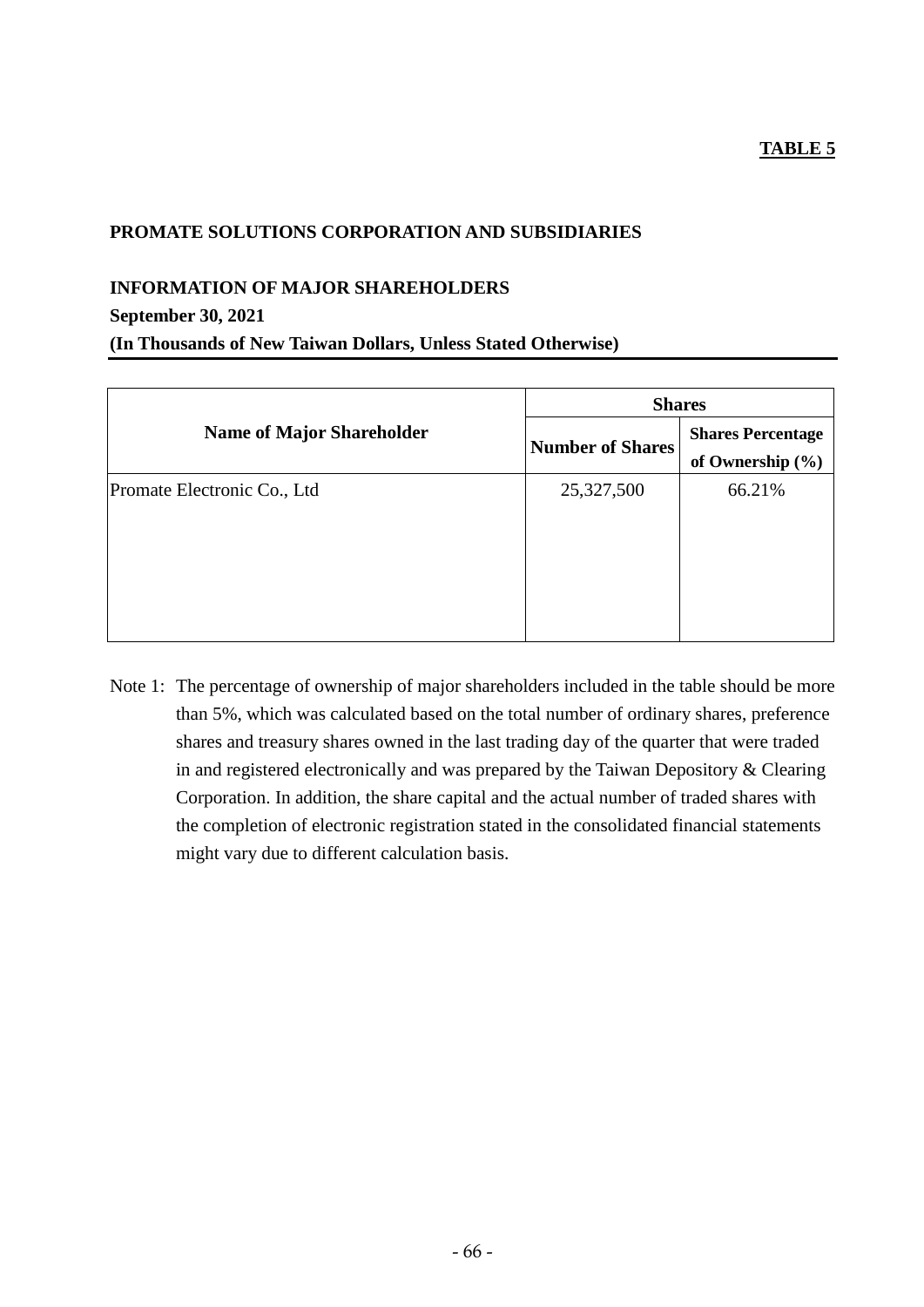**TABLE 5**

**PROMATE SOLUTIONS CORPORATION AND SUBSIDIARIES**

**INFORMATION OF MAJOR SHAREHOLDERS**
**September 30, 2021**
**(In Thousands of New Taiwan Dollars, Unless Stated Otherwise)**

| Name of Major Shareholder | Shares | |
|---|---|---|
| | Number of Shares | Shares Percentage of Ownership (%) |
| Promate Electronic Co., Ltd | 25,327,500 | 66.21% |

Note 1: The percentage of ownership of major shareholders included in the table should be more than 5%, which was calculated based on the total number of ordinary shares, preference shares and treasury shares owned in the last trading day of the quarter that were traded in and registered electronically and was prepared by the Taiwan Depository & Clearing Corporation. In addition, the share capital and the actual number of traded shares with the completion of electronic registration stated in the consolidated financial statements might vary due to different calculation basis.